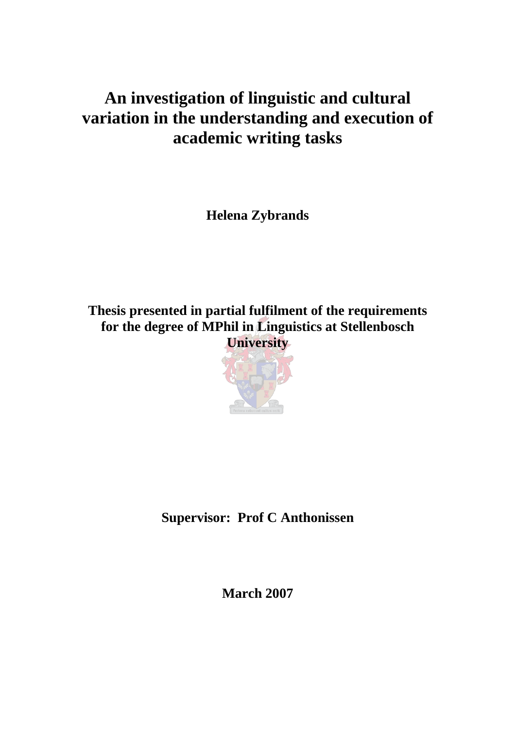# An investigation of linguistic and cultural variation in the understanding and execution of academic writing tasks

**Helena Zybrands**

**Thesis presented in partial fulfilment of the requirements for the degree of MPhil in Linguistics at Stellenbosch University**

**Supervisor: Prof C Anthonissen**

**March 2007**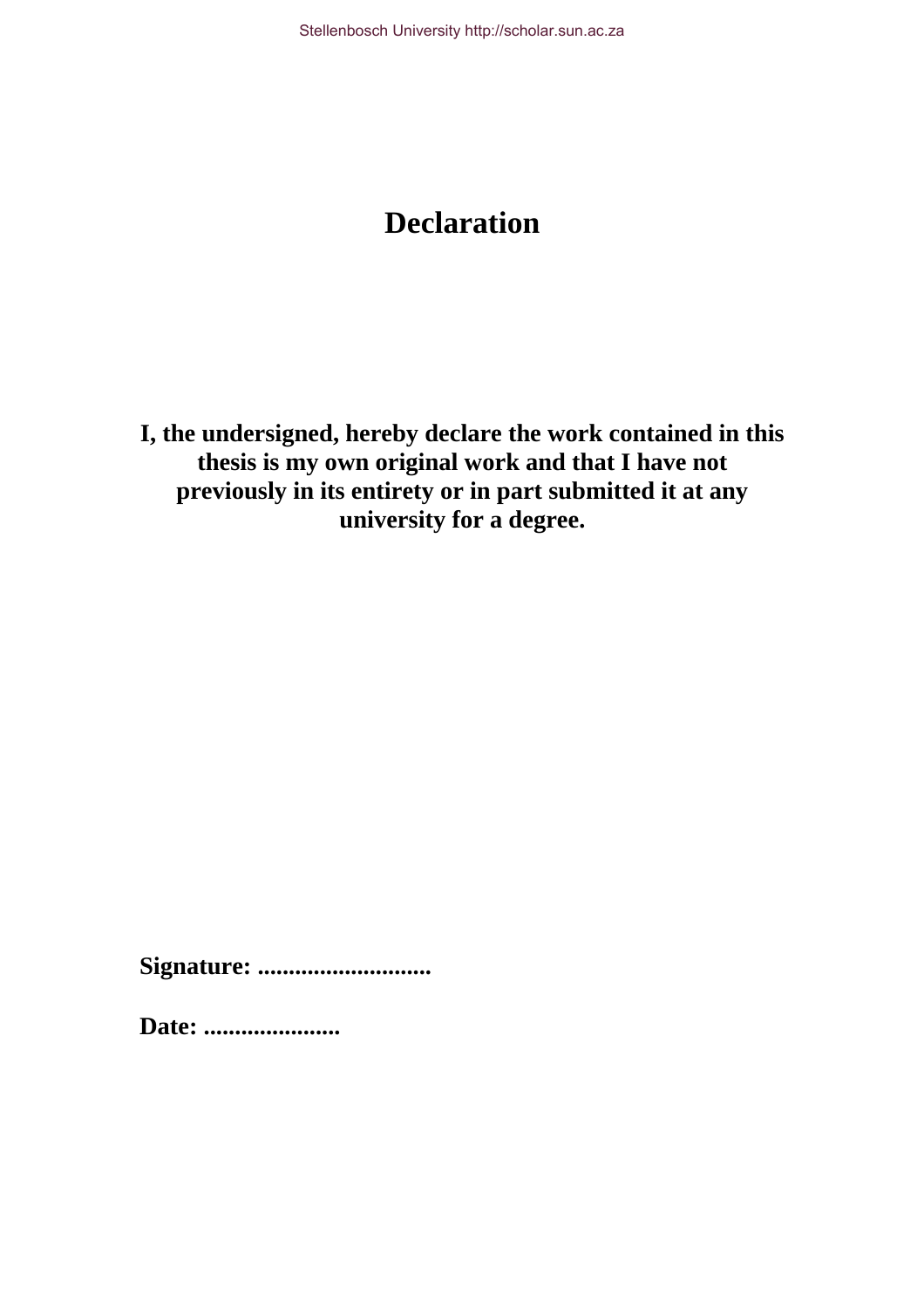# Declaration

**I, the undersigned, hereby declare the work contained in this thesis is my own original work and that I have not previously in its entirety or in part submitted it at any university for a degree.**

**Signature: ............................**

**Date: ......................**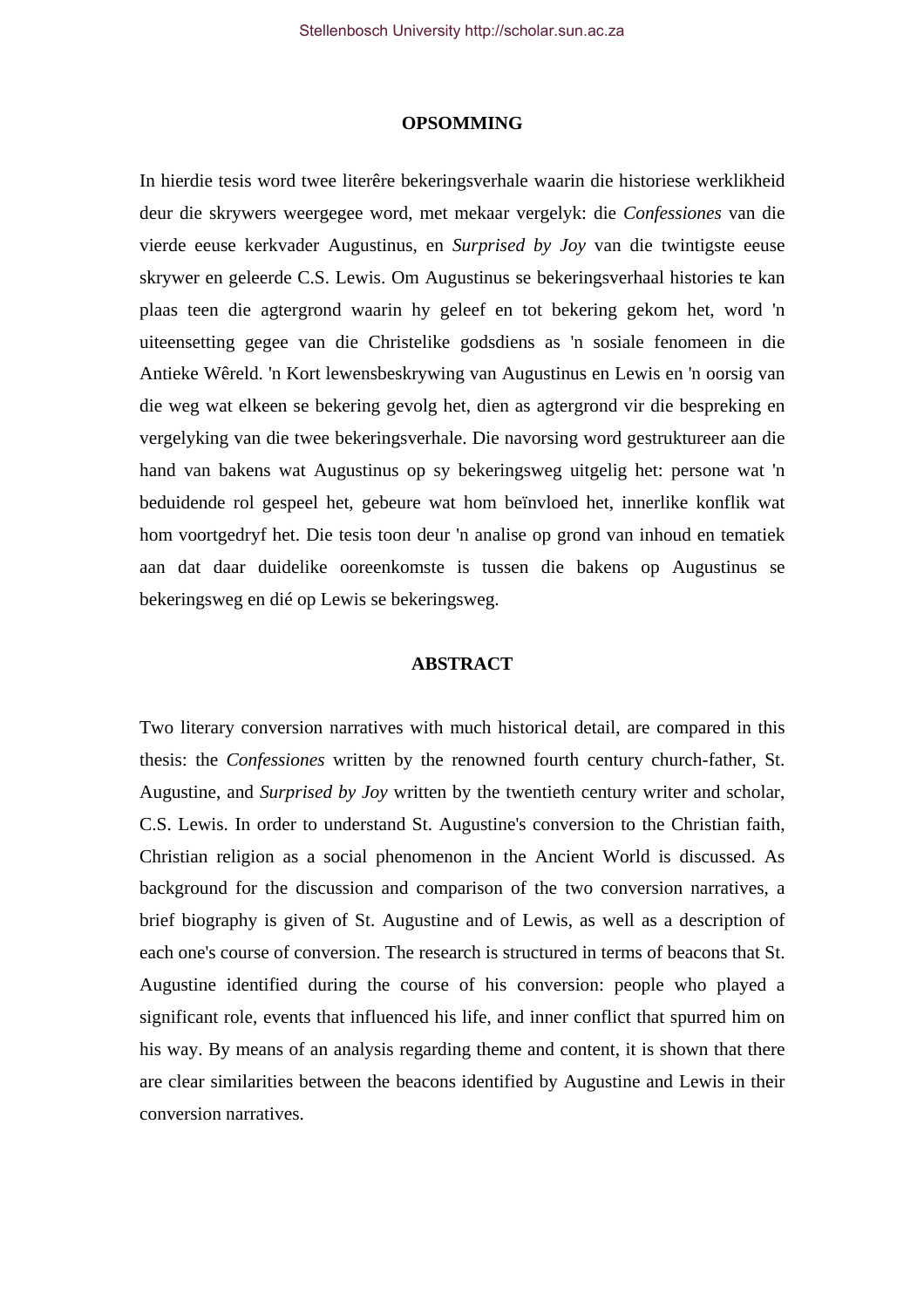## OPSOMMING

In hierdie tesis word twee literêre bekeringsverhale waarin die historiese werklikheid deur die skrywers weergegee word, met mekaar vergelyk: die *Confessiones* van die vierde eeuse kerkvader Augustinus, en *Surprised by Joy* van die twintigste eeuse skrywer en geleerde C.S. Lewis. Om Augustinus se bekeringsverhaal histories te kan plaas teen die agtergrond waarin hy geleef en tot bekering gekom het, word 'n uiteensetting gegee van die Christelike godsdiens as 'n sosiale fenomeen in die Antieke Wêreld. 'n Kort lewensbeskrywing van Augustinus en Lewis en 'n oorsig van die weg wat elkeen se bekering gevolg het, dien as agtergrond vir die bespreking en vergelyking van die twee bekeringsverhale. Die navorsing word gestruktureer aan die hand van bakens wat Augustinus op sy bekeringsweg uitgelig het: persone wat 'n beduidende rol gespeel het, gebeure wat hom beïnvloed het, innerlike konflik wat hom voortgedryf het. Die tesis toon deur 'n analise op grond van inhoud en tematiek aan dat daar duidelike ooreenkomste is tussen die bakens op Augustinus se bekeringsweg en dié op Lewis se bekeringsweg.

## ABSTRACT

Two literary conversion narratives with much historical detail, are compared in this thesis: the *Confessiones* written by the renowned fourth century church-father, St. Augustine, and *Surprised by Joy* written by the twentieth century writer and scholar, C.S. Lewis. In order to understand St. Augustine's conversion to the Christian faith, Christian religion as a social phenomenon in the Ancient World is discussed. As background for the discussion and comparison of the two conversion narratives, a brief biography is given of St. Augustine and of Lewis, as well as a description of each one's course of conversion. The research is structured in terms of beacons that St. Augustine identified during the course of his conversion: people who played a significant role, events that influenced his life, and inner conflict that spurred him on his way. By means of an analysis regarding theme and content, it is shown that there are clear similarities between the beacons identified by Augustine and Lewis in their conversion narratives.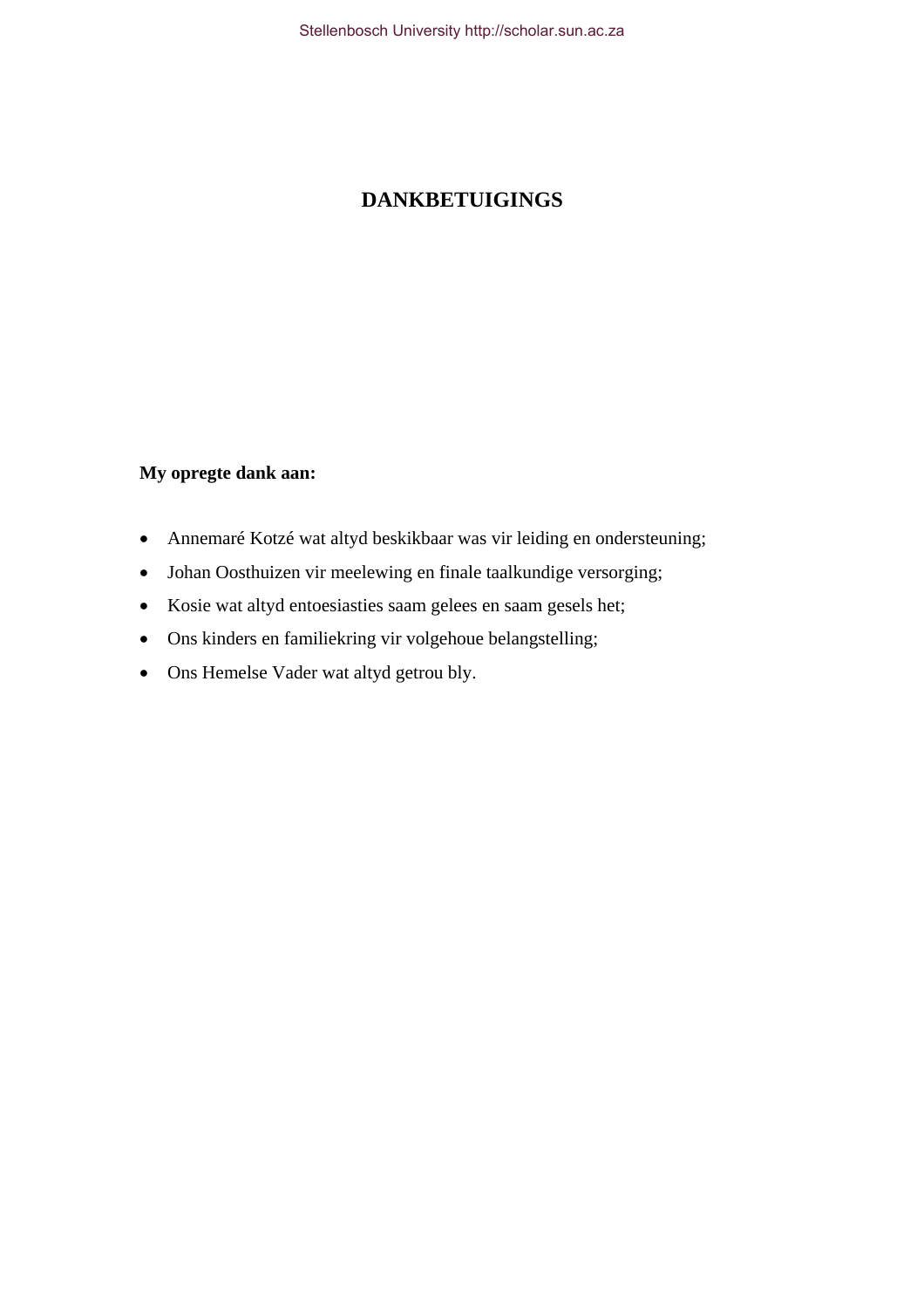# DANKBETUIGINGS

**My opregte dank aan:**

- Annemaré Kotzé wat altyd beskikbaar was vir leiding en ondersteuning;
- Johan Oosthuizen vir meelewing en finale taalkundige versorging;
- Kosie wat altyd entoesiasties saam gelees en saam gesels het;
- Ons kinders en familiekring vir volgehoue belangstelling;
- Ons Hemelse Vader wat altyd getrou bly.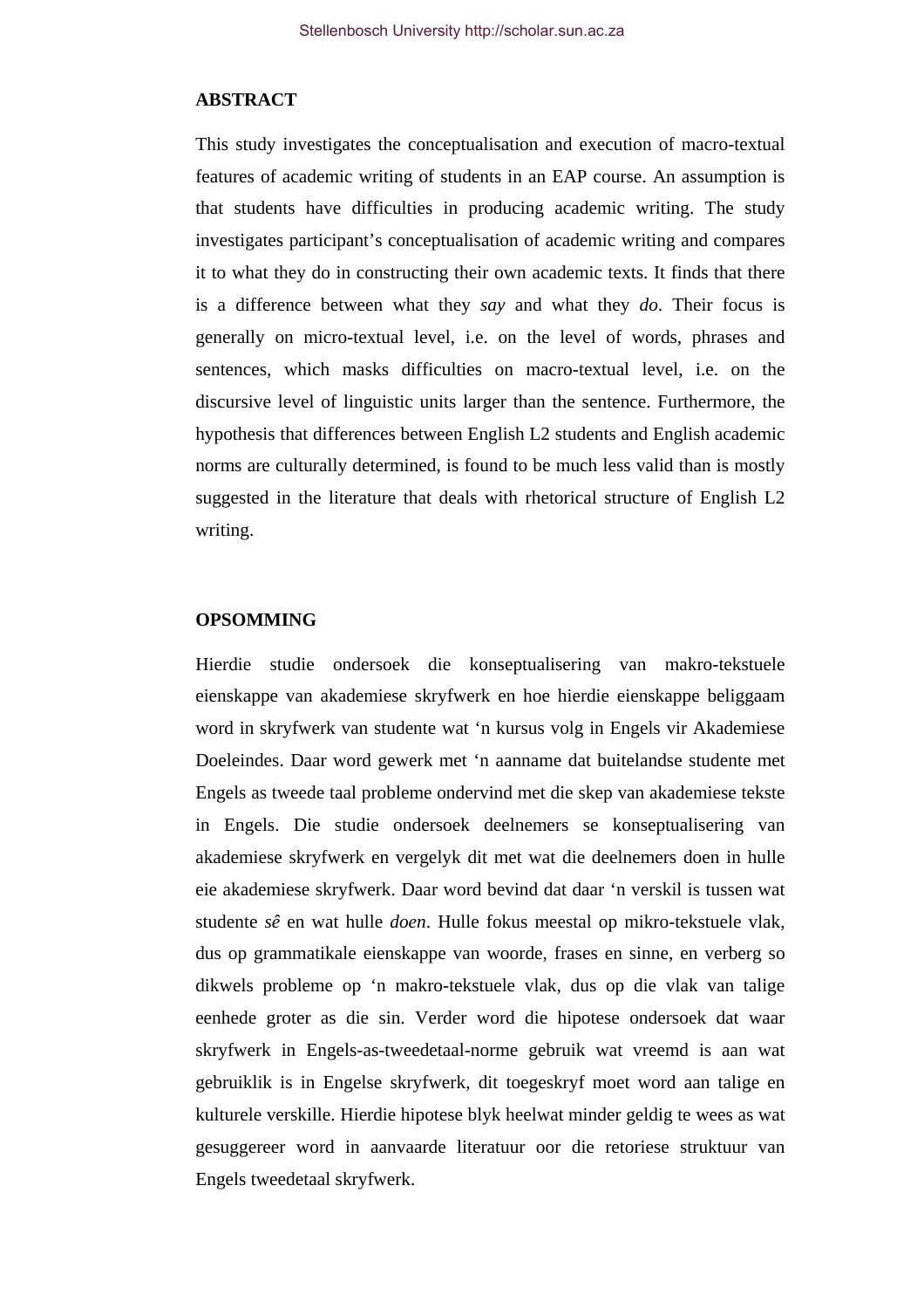## ABSTRACT

This study investigates the conceptualisation and execution of macro-textual features of academic writing of students in an EAP course. An assumption is that students have difficulties in producing academic writing. The study investigates participant's conceptualisation of academic writing and compares it to what they do in constructing their own academic texts. It finds that there is a difference between what they *say* and what they *do*. Their focus is generally on micro-textual level, i.e. on the level of words, phrases and sentences, which masks difficulties on macro-textual level, i.e. on the discursive level of linguistic units larger than the sentence. Furthermore, the hypothesis that differences between English L2 students and English academic norms are culturally determined, is found to be much less valid than is mostly suggested in the literature that deals with rhetorical structure of English L2 writing.

## OPSOMMING

Hierdie studie ondersoek die konseptualisering van makro-tekstuele eienskappe van akademiese skryfwerk en hoe hierdie eienskappe beliggaam word in skryfwerk van studente wat 'n kursus volg in Engels vir Akademiese Doeleindes. Daar word gewerk met 'n aanname dat buitelandse studente met Engels as tweede taal probleme ondervind met die skep van akademiese tekste in Engels. Die studie ondersoek deelnemers se konseptualisering van akademiese skryfwerk en vergelyk dit met wat die deelnemers doen in hulle eie akademiese skryfwerk. Daar word bevind dat daar 'n verskil is tussen wat studente *sê* en wat hulle *doen*. Hulle fokus meestal op mikro-tekstuele vlak, dus op grammatikale eienskappe van woorde, frases en sinne, en verberg so dikwels probleme op 'n makro-tekstuele vlak, dus op die vlak van talige eenhede groter as die sin. Verder word die hipotese ondersoek dat waar skryfwerk in Engels-as-tweedetaal-norme gebruik wat vreemd is aan wat gebruiklik is in Engelse skryfwerk, dit toegeskryf moet word aan talige en kulturele verskille. Hierdie hipotese blyk heelwat minder geldig te wees as wat gesuggereer word in aanvaarde literatuur oor die retoriese struktuur van Engels tweedetaal skryfwerk.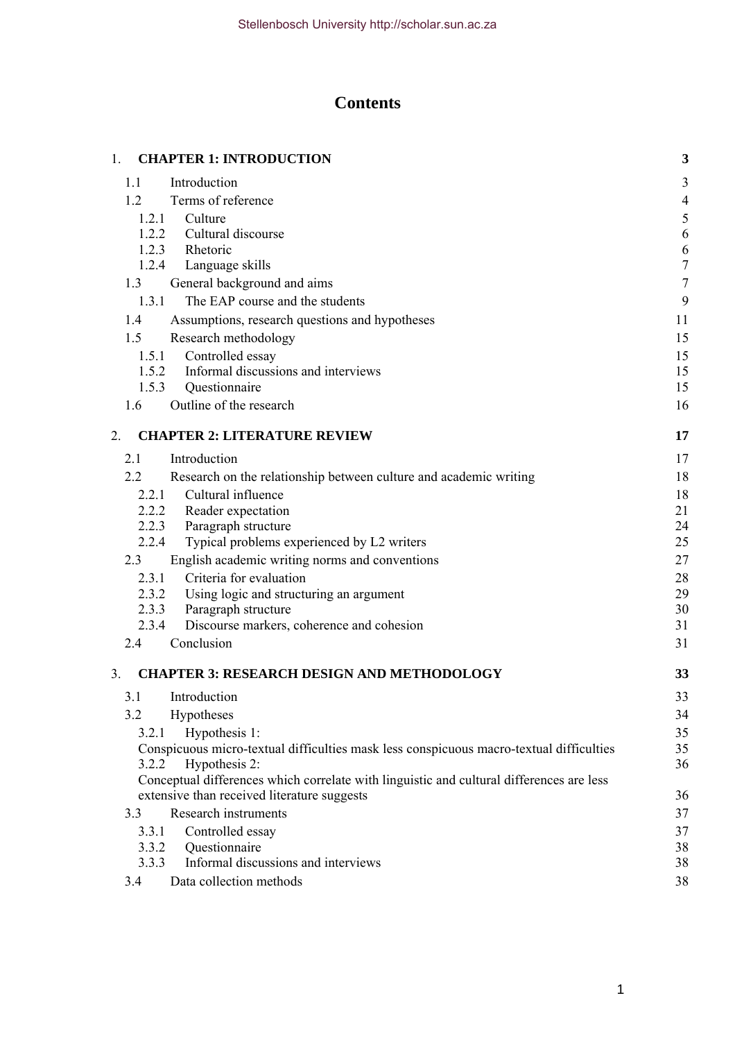# Contents

| | | |
|---|---|---|
| 1. | **CHAPTER 1: INTRODUCTION** | **3** |
| 1.1 | Introduction | 3 |
| 1.2 | Terms of reference | 4 |
| 1.2.1 | Culture | 5 |
| 1.2.2 | Cultural discourse | 6 |
| 1.2.3 | Rhetoric | 6 |
| 1.2.4 | Language skills | 7 |
| 1.3 | General background and aims | 7 |
| 1.3.1 | The EAP course and the students | 9 |
| 1.4 | Assumptions, research questions and hypotheses | 11 |
| 1.5 | Research methodology | 15 |
| 1.5.1 | Controlled essay | 15 |
| 1.5.2 | Informal discussions and interviews | 15 |
| 1.5.3 | Questionnaire | 15 |
| 1.6 | Outline of the research | 16 |
| 2. | **CHAPTER 2: LITERATURE REVIEW** | **17** |
| 2.1 | Introduction | 17 |
| 2.2 | Research on the relationship between culture and academic writing | 18 |
| 2.2.1 | Cultural influence | 18 |
| 2.2.2 | Reader expectation | 21 |
| 2.2.3 | Paragraph structure | 24 |
| 2.2.4 | Typical problems experienced by L2 writers | 25 |
| 2.3 | English academic writing norms and conventions | 27 |
| 2.3.1 | Criteria for evaluation | 28 |
| 2.3.2 | Using logic and structuring an argument | 29 |
| 2.3.3 | Paragraph structure | 30 |
| 2.3.4 | Discourse markers, coherence and cohesion | 31 |
| 2.4 | Conclusion | 31 |
| 3. | **CHAPTER 3: RESEARCH DESIGN AND METHODOLOGY** | **33** |
| 3.1 | Introduction | 33 |
| 3.2 | Hypotheses | 34 |
| 3.2.1 | Hypothesis 1: | 35 |
| | Conspicuous micro-textual difficulties mask less conspicuous macro-textual difficulties | 35 |
| 3.2.2 | Hypothesis 2: | 36 |
| | Conceptual differences which correlate with linguistic and cultural differences are less extensive than received literature suggests | 36 |
| 3.3 | Research instruments | 37 |
| 3.3.1 | Controlled essay | 37 |
| 3.3.2 | Questionnaire | 38 |
| 3.3.3 | Informal discussions and interviews | 38 |
| 3.4 | Data collection methods | 38 |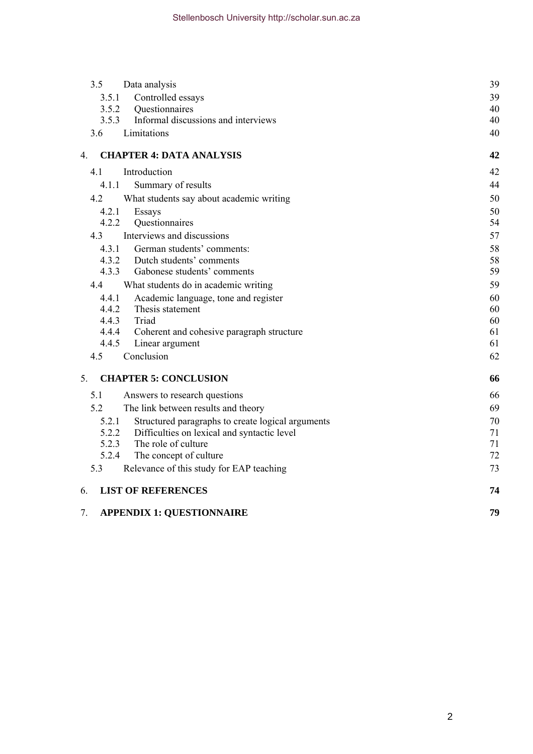| | | |
|---|---|---|
| 3.5 | Data analysis | 39 |
| 3.5.1 | Controlled essays | 39 |
| 3.5.2 | Questionnaires | 40 |
| 3.5.3 | Informal discussions and interviews | 40 |
| 3.6 | Limitations | 40 |
| **4.** | **CHAPTER 4: DATA ANALYSIS** | **42** |
| 4.1 | Introduction | 42 |
| 4.1.1 | Summary of results | 44 |
| 4.2 | What students say about academic writing | 50 |
| 4.2.1 | Essays | 50 |
| 4.2.2 | Questionnaires | 54 |
| 4.3 | Interviews and discussions | 57 |
| 4.3.1 | German students' comments: | 58 |
| 4.3.2 | Dutch students' comments | 58 |
| 4.3.3 | Gabonese students' comments | 59 |
| 4.4 | What students do in academic writing | 59 |
| 4.4.1 | Academic language, tone and register | 60 |
| 4.4.2 | Thesis statement | 60 |
| 4.4.3 | Triad | 60 |
| 4.4.4 | Coherent and cohesive paragraph structure | 61 |
| 4.4.5 | Linear argument | 61 |
| 4.5 | Conclusion | 62 |
| **5.** | **CHAPTER 5: CONCLUSION** | **66** |
| 5.1 | Answers to research questions | 66 |
| 5.2 | The link between results and theory | 69 |
| 5.2.1 | Structured paragraphs to create logical arguments | 70 |
| 5.2.2 | Difficulties on lexical and syntactic level | 71 |
| 5.2.3 | The role of culture | 71 |
| 5.2.4 | The concept of culture | 72 |
| 5.3 | Relevance of this study for EAP teaching | 73 |
| **6.** | **LIST OF REFERENCES** | **74** |
| **7.** | **APPENDIX 1: QUESTIONNAIRE** | **79** |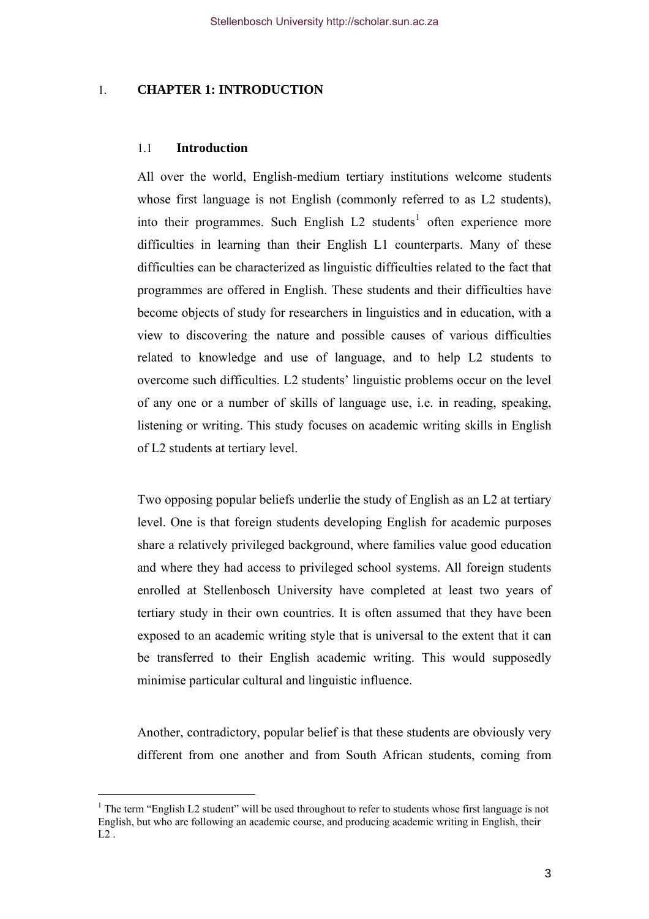# 1. CHAPTER 1: INTRODUCTION

## 1.1 Introduction

All over the world, English-medium tertiary institutions welcome students whose first language is not English (commonly referred to as L2 students), into their programmes. Such English L2 students[1] often experience more difficulties in learning than their English L1 counterparts. Many of these difficulties can be characterized as linguistic difficulties related to the fact that programmes are offered in English. These students and their difficulties have become objects of study for researchers in linguistics and in education, with a view to discovering the nature and possible causes of various difficulties related to knowledge and use of language, and to help L2 students to overcome such difficulties. L2 students' linguistic problems occur on the level of any one or a number of skills of language use, i.e. in reading, speaking, listening or writing. This study focuses on academic writing skills in English of L2 students at tertiary level.

Two opposing popular beliefs underlie the study of English as an L2 at tertiary level. One is that foreign students developing English for academic purposes share a relatively privileged background, where families value good education and where they had access to privileged school systems. All foreign students enrolled at Stellenbosch University have completed at least two years of tertiary study in their own countries. It is often assumed that they have been exposed to an academic writing style that is universal to the extent that it can be transferred to their English academic writing. This would supposedly minimise particular cultural and linguistic influence.

Another, contradictory, popular belief is that these students are obviously very different from one another and from South African students, coming from

[1] The term "English L2 student" will be used throughout to refer to students whose first language is not English, but who are following an academic course, and producing academic writing in English, their L2 .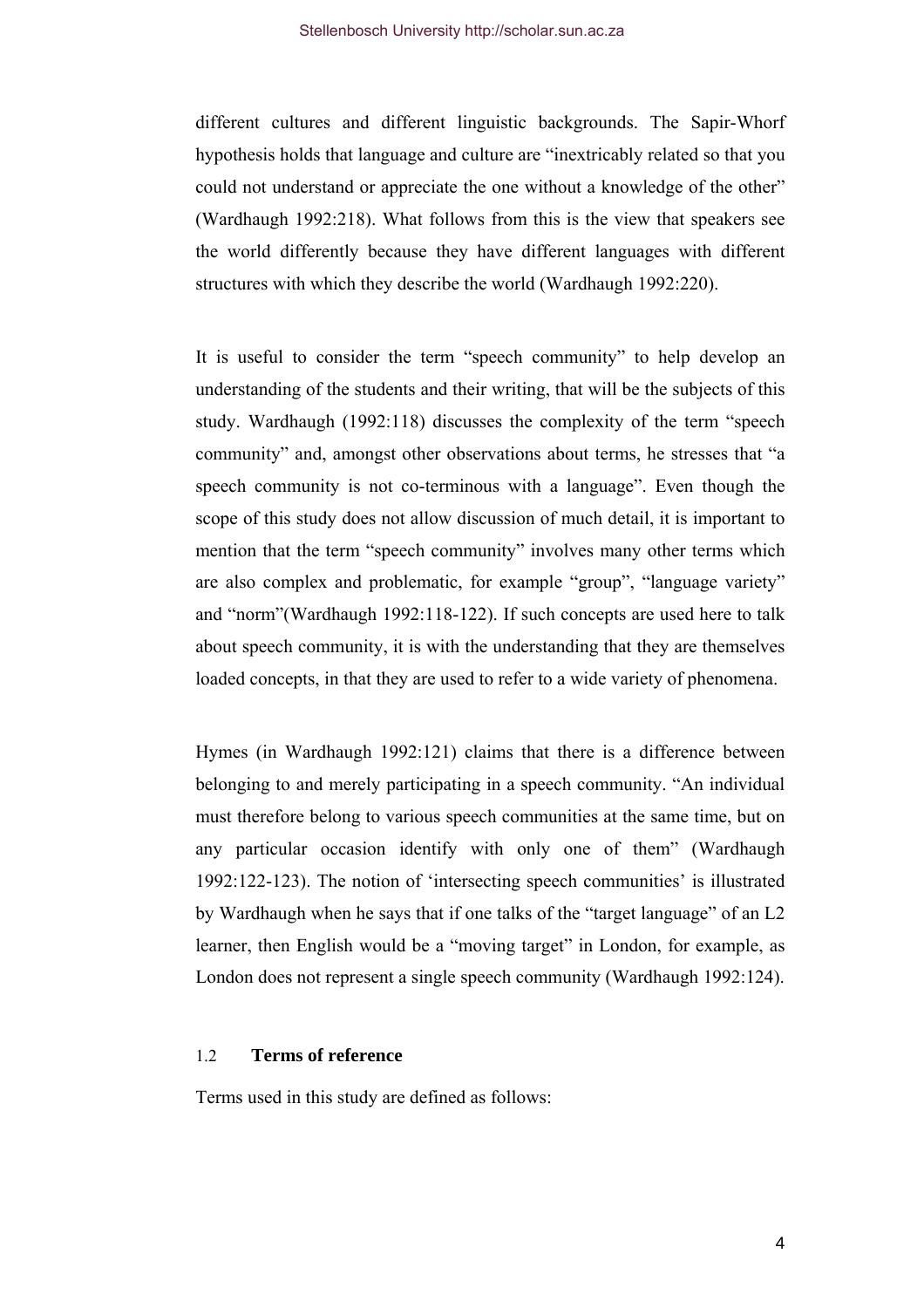different cultures and different linguistic backgrounds. The Sapir-Whorf hypothesis holds that language and culture are "inextricably related so that you could not understand or appreciate the one without a knowledge of the other" (Wardhaugh 1992:218). What follows from this is the view that speakers see the world differently because they have different languages with different structures with which they describe the world (Wardhaugh 1992:220).

It is useful to consider the term "speech community" to help develop an understanding of the students and their writing, that will be the subjects of this study. Wardhaugh (1992:118) discusses the complexity of the term "speech community" and, amongst other observations about terms, he stresses that "a speech community is not co-terminous with a language". Even though the scope of this study does not allow discussion of much detail, it is important to mention that the term "speech community" involves many other terms which are also complex and problematic, for example "group", "language variety" and "norm"(Wardhaugh 1992:118-122). If such concepts are used here to talk about speech community, it is with the understanding that they are themselves loaded concepts, in that they are used to refer to a wide variety of phenomena.

Hymes (in Wardhaugh 1992:121) claims that there is a difference between belonging to and merely participating in a speech community. "An individual must therefore belong to various speech communities at the same time, but on any particular occasion identify with only one of them" (Wardhaugh 1992:122-123). The notion of 'intersecting speech communities' is illustrated by Wardhaugh when he says that if one talks of the "target language" of an L2 learner, then English would be a "moving target" in London, for example, as London does not represent a single speech community (Wardhaugh 1992:124).

## 1.2 Terms of reference

Terms used in this study are defined as follows: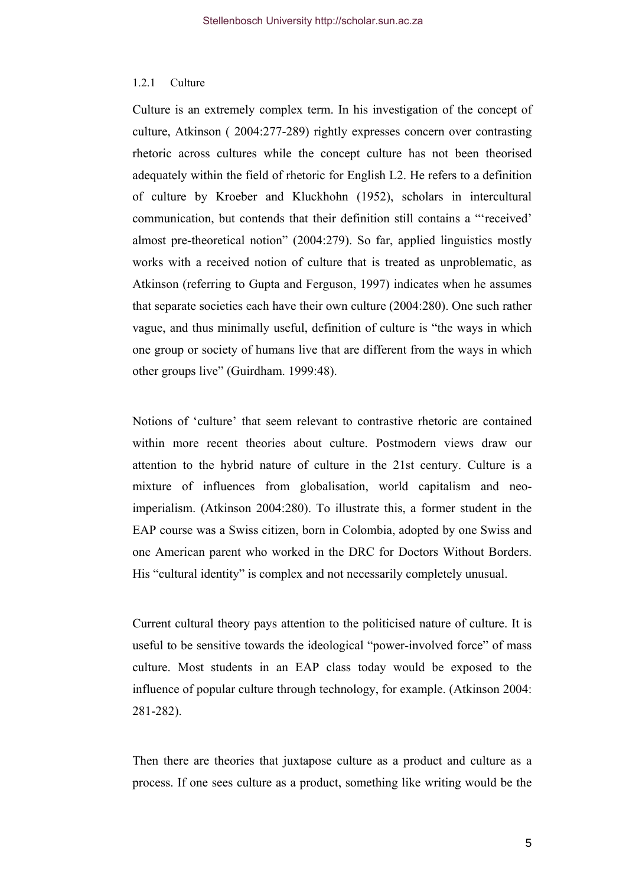### 1.2.1 Culture

Culture is an extremely complex term. In his investigation of the concept of culture, Atkinson ( 2004:277-289) rightly expresses concern over contrasting rhetoric across cultures while the concept culture has not been theorised adequately within the field of rhetoric for English L2. He refers to a definition of culture by Kroeber and Kluckhohn (1952), scholars in intercultural communication, but contends that their definition still contains a "'received' almost pre-theoretical notion" (2004:279). So far, applied linguistics mostly works with a received notion of culture that is treated as unproblematic, as Atkinson (referring to Gupta and Ferguson, 1997) indicates when he assumes that separate societies each have their own culture (2004:280). One such rather vague, and thus minimally useful, definition of culture is "the ways in which one group or society of humans live that are different from the ways in which other groups live" (Guirdham. 1999:48).

Notions of 'culture' that seem relevant to contrastive rhetoric are contained within more recent theories about culture. Postmodern views draw our attention to the hybrid nature of culture in the 21st century. Culture is a mixture of influences from globalisation, world capitalism and neo-imperialism. (Atkinson 2004:280). To illustrate this, a former student in the EAP course was a Swiss citizen, born in Colombia, adopted by one Swiss and one American parent who worked in the DRC for Doctors Without Borders. His "cultural identity" is complex and not necessarily completely unusual.

Current cultural theory pays attention to the politicised nature of culture. It is useful to be sensitive towards the ideological "power-involved force" of mass culture. Most students in an EAP class today would be exposed to the influence of popular culture through technology, for example. (Atkinson 2004: 281-282).

Then there are theories that juxtapose culture as a product and culture as a process. If one sees culture as a product, something like writing would be the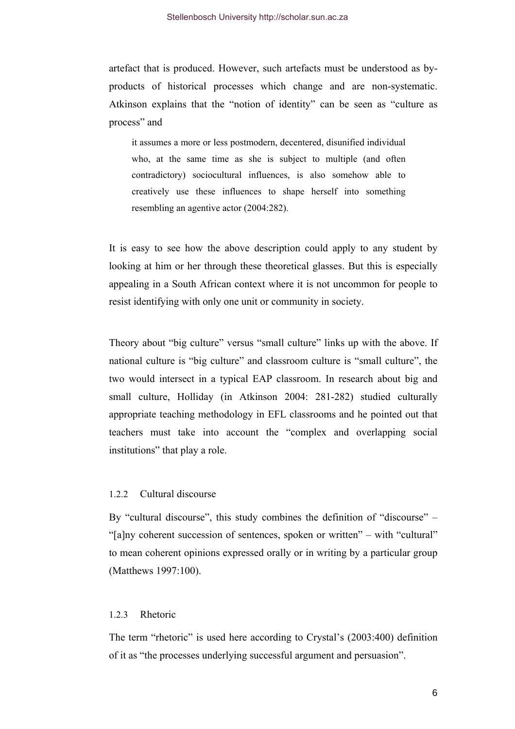artefact that is produced. However, such artefacts must be understood as by-products of historical processes which change and are non-systematic. Atkinson explains that the "notion of identity" can be seen as "culture as process" and

> it assumes a more or less postmodern, decentered, disunified individual who, at the same time as she is subject to multiple (and often contradictory) sociocultural influences, is also somehow able to creatively use these influences to shape herself into something resembling an agentive actor (2004:282).

It is easy to see how the above description could apply to any student by looking at him or her through these theoretical glasses. But this is especially appealing in a South African context where it is not uncommon for people to resist identifying with only one unit or community in society.

Theory about "big culture" versus "small culture" links up with the above. If national culture is "big culture" and classroom culture is "small culture", the two would intersect in a typical EAP classroom. In research about big and small culture, Holliday (in Atkinson 2004: 281-282) studied culturally appropriate teaching methodology in EFL classrooms and he pointed out that teachers must take into account the "complex and overlapping social institutions" that play a role.

### 1.2.2 Cultural discourse

By "cultural discourse", this study combines the definition of "discourse" – "[a]ny coherent succession of sentences, spoken or written" – with "cultural" to mean coherent opinions expressed orally or in writing by a particular group (Matthews 1997:100).

### 1.2.3 Rhetoric

The term "rhetoric" is used here according to Crystal's (2003:400) definition of it as "the processes underlying successful argument and persuasion".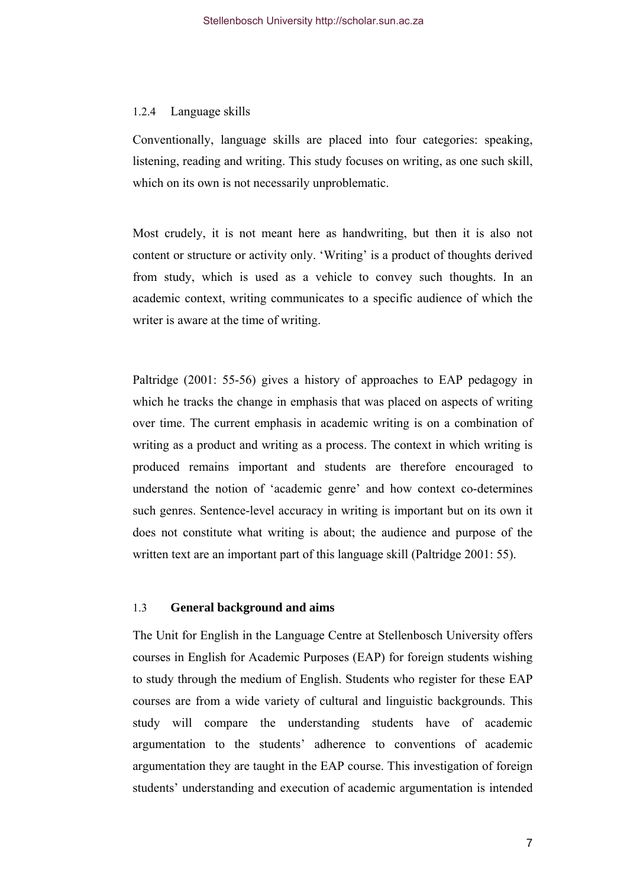### 1.2.4 Language skills

Conventionally, language skills are placed into four categories: speaking, listening, reading and writing. This study focuses on writing, as one such skill, which on its own is not necessarily unproblematic.

Most crudely, it is not meant here as handwriting, but then it is also not content or structure or activity only. 'Writing' is a product of thoughts derived from study, which is used as a vehicle to convey such thoughts. In an academic context, writing communicates to a specific audience of which the writer is aware at the time of writing.

Paltridge (2001: 55-56) gives a history of approaches to EAP pedagogy in which he tracks the change in emphasis that was placed on aspects of writing over time. The current emphasis in academic writing is on a combination of writing as a product and writing as a process. The context in which writing is produced remains important and students are therefore encouraged to understand the notion of 'academic genre' and how context co-determines such genres. Sentence-level accuracy in writing is important but on its own it does not constitute what writing is about; the audience and purpose of the written text are an important part of this language skill (Paltridge 2001: 55).

## 1.3 **General background and aims**

The Unit for English in the Language Centre at Stellenbosch University offers courses in English for Academic Purposes (EAP) for foreign students wishing to study through the medium of English. Students who register for these EAP courses are from a wide variety of cultural and linguistic backgrounds. This study will compare the understanding students have of academic argumentation to the students' adherence to conventions of academic argumentation they are taught in the EAP course. This investigation of foreign students' understanding and execution of academic argumentation is intended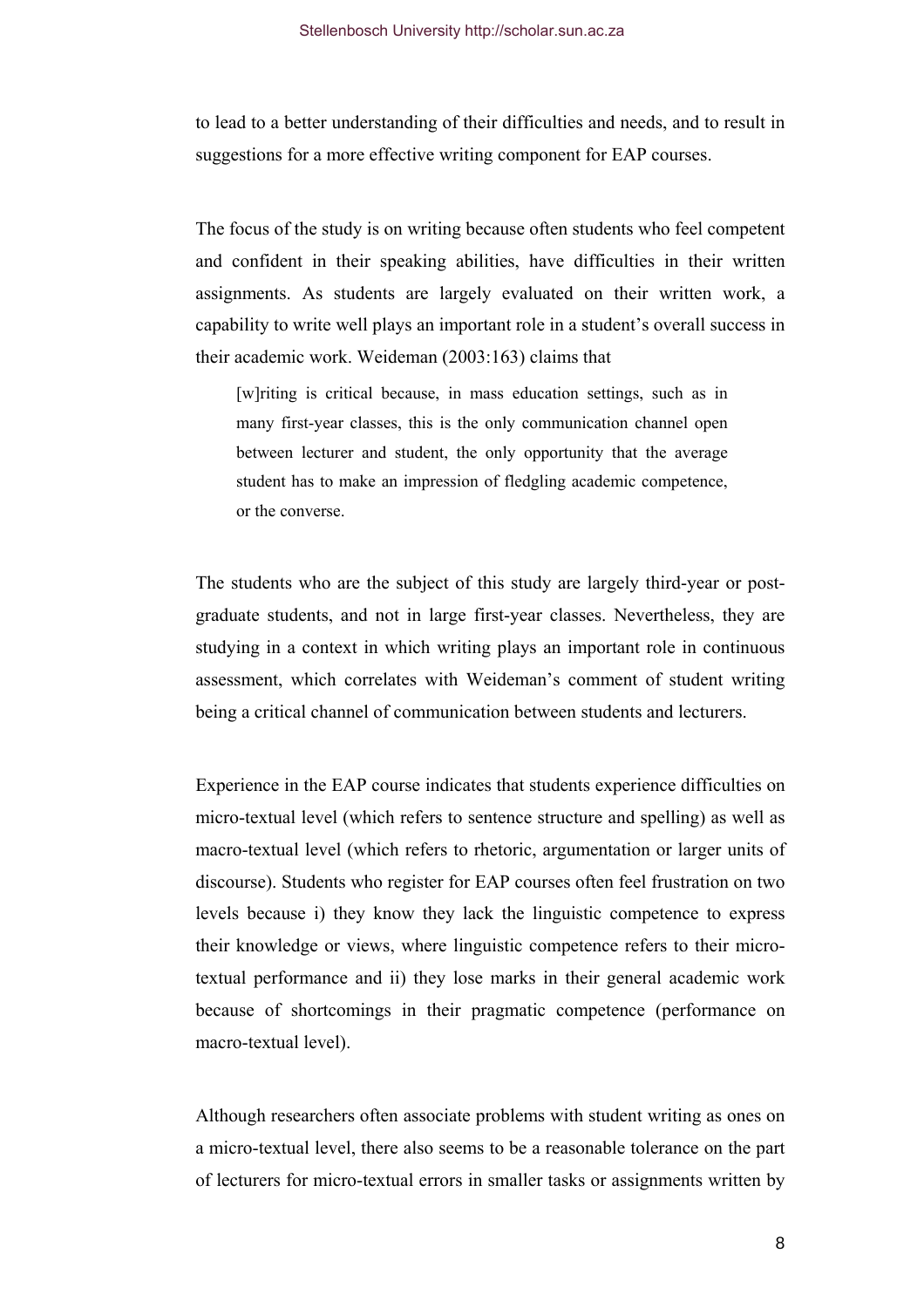to lead to a better understanding of their difficulties and needs, and to result in suggestions for a more effective writing component for EAP courses.

The focus of the study is on writing because often students who feel competent and confident in their speaking abilities, have difficulties in their written assignments. As students are largely evaluated on their written work, a capability to write well plays an important role in a student's overall success in their academic work. Weideman (2003:163) claims that

> [w]riting is critical because, in mass education settings, such as in many first-year classes, this is the only communication channel open between lecturer and student, the only opportunity that the average student has to make an impression of fledgling academic competence, or the converse.

The students who are the subject of this study are largely third-year or post-graduate students, and not in large first-year classes. Nevertheless, they are studying in a context in which writing plays an important role in continuous assessment, which correlates with Weideman's comment of student writing being a critical channel of communication between students and lecturers.

Experience in the EAP course indicates that students experience difficulties on micro-textual level (which refers to sentence structure and spelling) as well as macro-textual level (which refers to rhetoric, argumentation or larger units of discourse). Students who register for EAP courses often feel frustration on two levels because i) they know they lack the linguistic competence to express their knowledge or views, where linguistic competence refers to their micro-textual performance and ii) they lose marks in their general academic work because of shortcomings in their pragmatic competence (performance on macro-textual level).

Although researchers often associate problems with student writing as ones on a micro-textual level, there also seems to be a reasonable tolerance on the part of lecturers for micro-textual errors in smaller tasks or assignments written by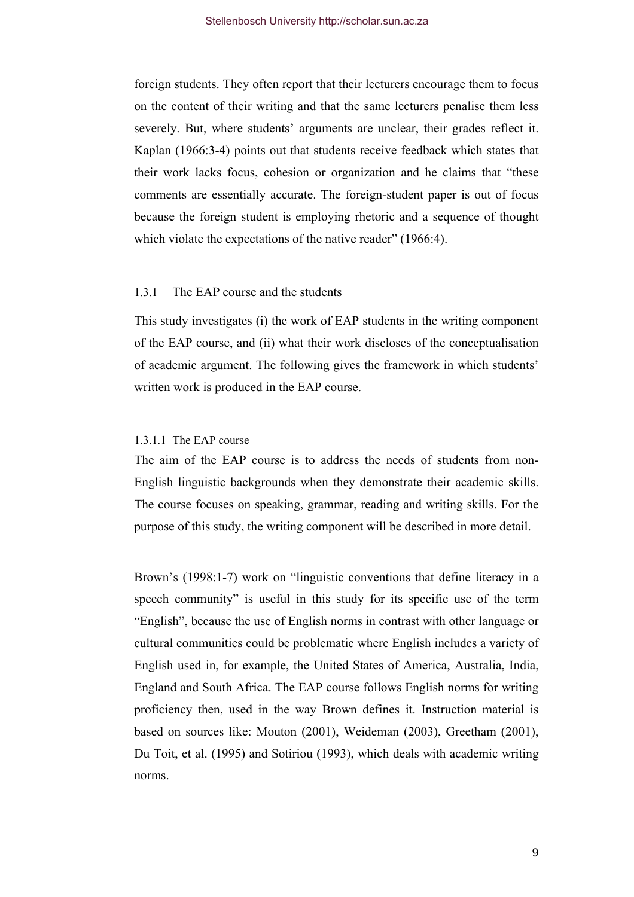foreign students. They often report that their lecturers encourage them to focus on the content of their writing and that the same lecturers penalise them less severely. But, where students' arguments are unclear, their grades reflect it. Kaplan (1966:3-4) points out that students receive feedback which states that their work lacks focus, cohesion or organization and he claims that "these comments are essentially accurate. The foreign-student paper is out of focus because the foreign student is employing rhetoric and a sequence of thought which violate the expectations of the native reader" (1966:4).

### 1.3.1 The EAP course and the students

This study investigates (i) the work of EAP students in the writing component of the EAP course, and (ii) what their work discloses of the conceptualisation of academic argument. The following gives the framework in which students' written work is produced in the EAP course.

#### 1.3.1.1 The EAP course

The aim of the EAP course is to address the needs of students from non-English linguistic backgrounds when they demonstrate their academic skills. The course focuses on speaking, grammar, reading and writing skills. For the purpose of this study, the writing component will be described in more detail.

Brown's (1998:1-7) work on "linguistic conventions that define literacy in a speech community" is useful in this study for its specific use of the term "English", because the use of English norms in contrast with other language or cultural communities could be problematic where English includes a variety of English used in, for example, the United States of America, Australia, India, England and South Africa. The EAP course follows English norms for writing proficiency then, used in the way Brown defines it. Instruction material is based on sources like: Mouton (2001), Weideman (2003), Greetham (2001), Du Toit, et al. (1995) and Sotiriou (1993), which deals with academic writing norms.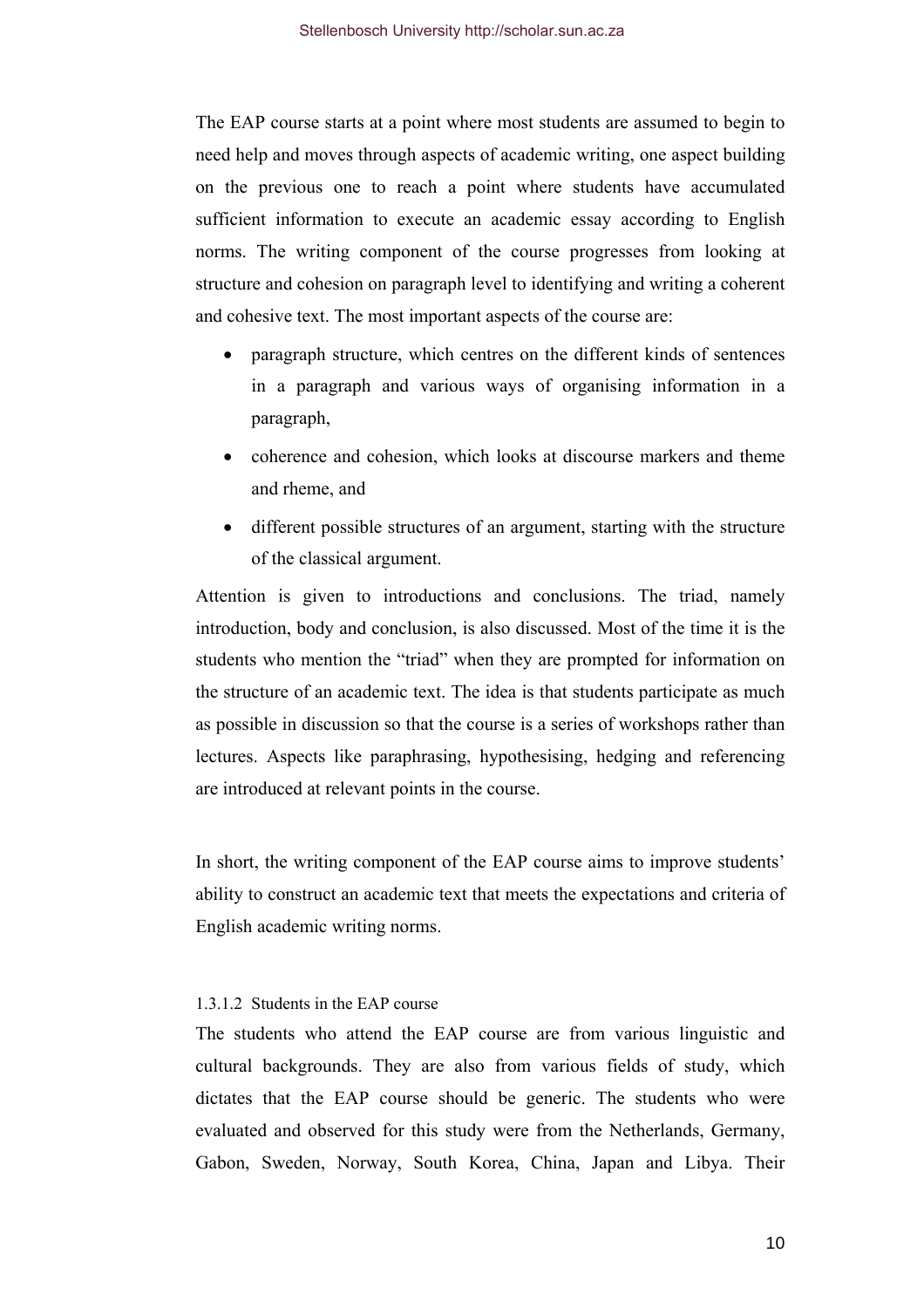The EAP course starts at a point where most students are assumed to begin to need help and moves through aspects of academic writing, one aspect building on the previous one to reach a point where students have accumulated sufficient information to execute an academic essay according to English norms. The writing component of the course progresses from looking at structure and cohesion on paragraph level to identifying and writing a coherent and cohesive text. The most important aspects of the course are:

- paragraph structure, which centres on the different kinds of sentences in a paragraph and various ways of organising information in a paragraph,
- coherence and cohesion, which looks at discourse markers and theme and rheme, and
- different possible structures of an argument, starting with the structure of the classical argument.

Attention is given to introductions and conclusions. The triad, namely introduction, body and conclusion, is also discussed. Most of the time it is the students who mention the "triad" when they are prompted for information on the structure of an academic text. The idea is that students participate as much as possible in discussion so that the course is a series of workshops rather than lectures. Aspects like paraphrasing, hypothesising, hedging and referencing are introduced at relevant points in the course.

In short, the writing component of the EAP course aims to improve students' ability to construct an academic text that meets the expectations and criteria of English academic writing norms.

#### 1.3.1.2 Students in the EAP course

The students who attend the EAP course are from various linguistic and cultural backgrounds. They are also from various fields of study, which dictates that the EAP course should be generic. The students who were evaluated and observed for this study were from the Netherlands, Germany, Gabon, Sweden, Norway, South Korea, China, Japan and Libya. Their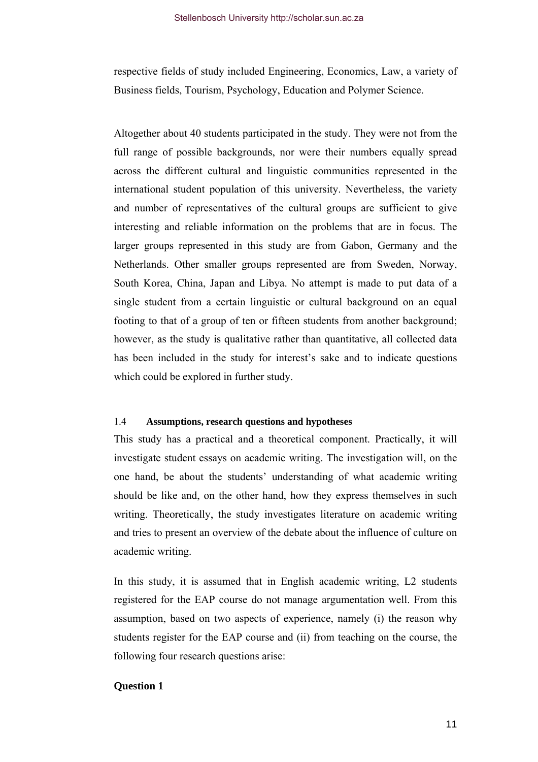respective fields of study included Engineering, Economics, Law, a variety of Business fields, Tourism, Psychology, Education and Polymer Science.

Altogether about 40 students participated in the study. They were not from the full range of possible backgrounds, nor were their numbers equally spread across the different cultural and linguistic communities represented in the international student population of this university. Nevertheless, the variety and number of representatives of the cultural groups are sufficient to give interesting and reliable information on the problems that are in focus. The larger groups represented in this study are from Gabon, Germany and the Netherlands. Other smaller groups represented are from Sweden, Norway, South Korea, China, Japan and Libya. No attempt is made to put data of a single student from a certain linguistic or cultural background on an equal footing to that of a group of ten or fifteen students from another background; however, as the study is qualitative rather than quantitative, all collected data has been included in the study for interest's sake and to indicate questions which could be explored in further study.

### 1.4 Assumptions, research questions and hypotheses

This study has a practical and a theoretical component. Practically, it will investigate student essays on academic writing. The investigation will, on the one hand, be about the students' understanding of what academic writing should be like and, on the other hand, how they express themselves in such writing. Theoretically, the study investigates literature on academic writing and tries to present an overview of the debate about the influence of culture on academic writing.

In this study, it is assumed that in English academic writing, L2 students registered for the EAP course do not manage argumentation well. From this assumption, based on two aspects of experience, namely (i) the reason why students register for the EAP course and (ii) from teaching on the course, the following four research questions arise:

**Question 1**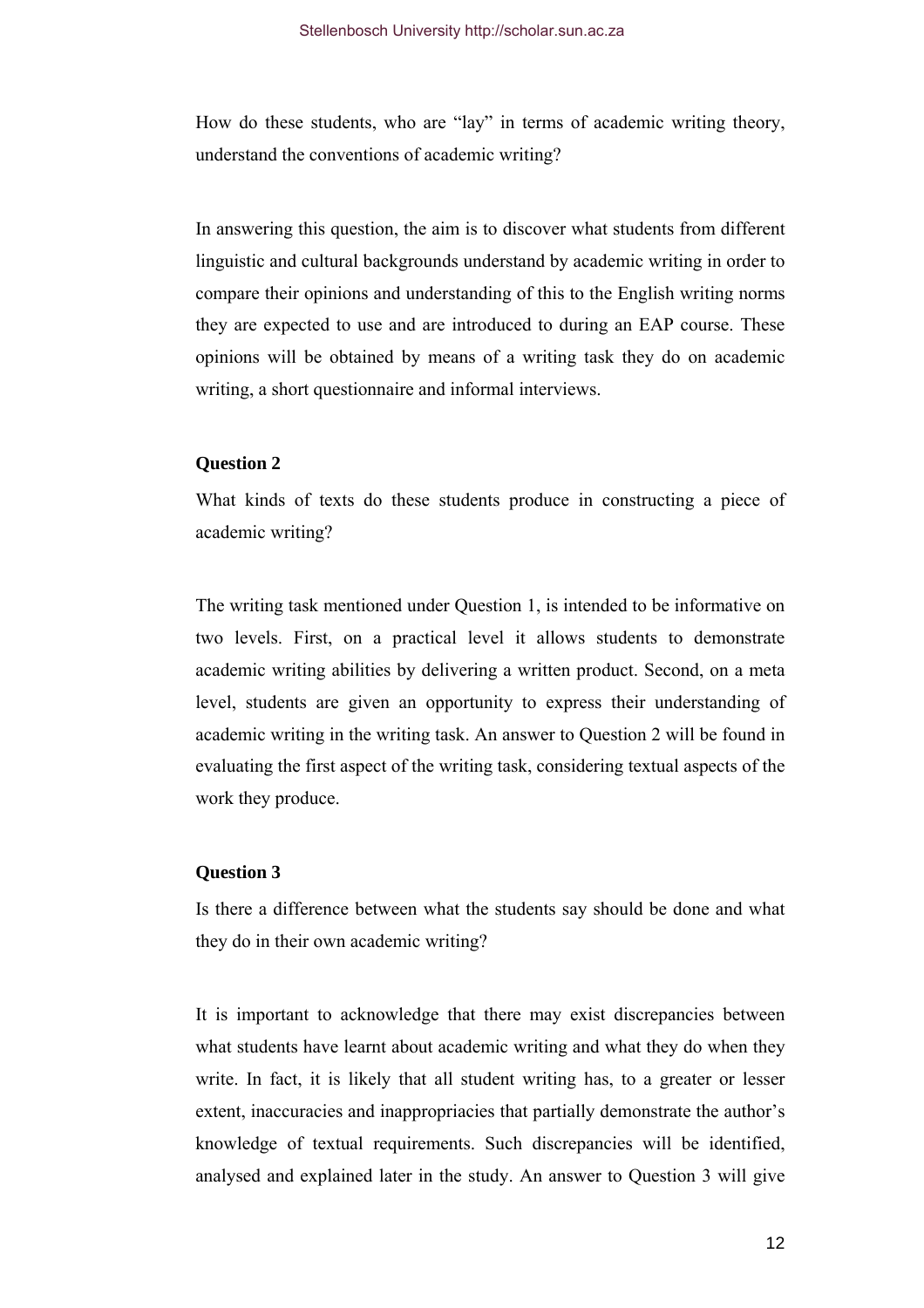How do these students, who are "lay" in terms of academic writing theory, understand the conventions of academic writing?

In answering this question, the aim is to discover what students from different linguistic and cultural backgrounds understand by academic writing in order to compare their opinions and understanding of this to the English writing norms they are expected to use and are introduced to during an EAP course. These opinions will be obtained by means of a writing task they do on academic writing, a short questionnaire and informal interviews.

**Question 2**

What kinds of texts do these students produce in constructing a piece of academic writing?

The writing task mentioned under Question 1, is intended to be informative on two levels. First, on a practical level it allows students to demonstrate academic writing abilities by delivering a written product. Second, on a meta level, students are given an opportunity to express their understanding of academic writing in the writing task. An answer to Question 2 will be found in evaluating the first aspect of the writing task, considering textual aspects of the work they produce.

**Question 3**

Is there a difference between what the students say should be done and what they do in their own academic writing?

It is important to acknowledge that there may exist discrepancies between what students have learnt about academic writing and what they do when they write. In fact, it is likely that all student writing has, to a greater or lesser extent, inaccuracies and inappropriacies that partially demonstrate the author's knowledge of textual requirements. Such discrepancies will be identified, analysed and explained later in the study. An answer to Question 3 will give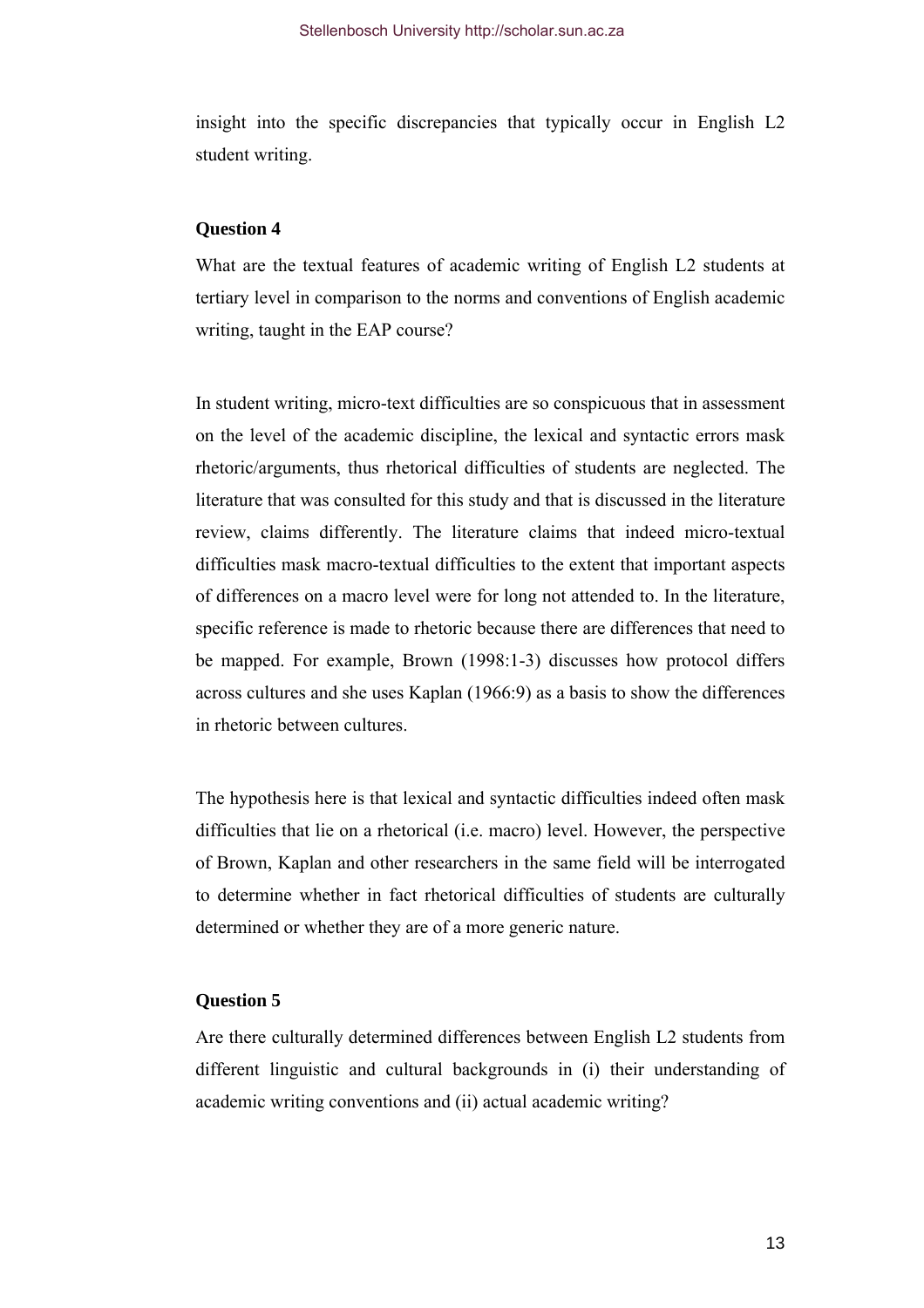insight into the specific discrepancies that typically occur in English L2 student writing.

**Question 4**

What are the textual features of academic writing of English L2 students at tertiary level in comparison to the norms and conventions of English academic writing, taught in the EAP course?

In student writing, micro-text difficulties are so conspicuous that in assessment on the level of the academic discipline, the lexical and syntactic errors mask rhetoric/arguments, thus rhetorical difficulties of students are neglected. The literature that was consulted for this study and that is discussed in the literature review, claims differently. The literature claims that indeed micro-textual difficulties mask macro-textual difficulties to the extent that important aspects of differences on a macro level were for long not attended to. In the literature, specific reference is made to rhetoric because there are differences that need to be mapped. For example, Brown (1998:1-3) discusses how protocol differs across cultures and she uses Kaplan (1966:9) as a basis to show the differences in rhetoric between cultures.

The hypothesis here is that lexical and syntactic difficulties indeed often mask difficulties that lie on a rhetorical (i.e. macro) level. However, the perspective of Brown, Kaplan and other researchers in the same field will be interrogated to determine whether in fact rhetorical difficulties of students are culturally determined or whether they are of a more generic nature.

**Question 5**

Are there culturally determined differences between English L2 students from different linguistic and cultural backgrounds in (i) their understanding of academic writing conventions and (ii) actual academic writing?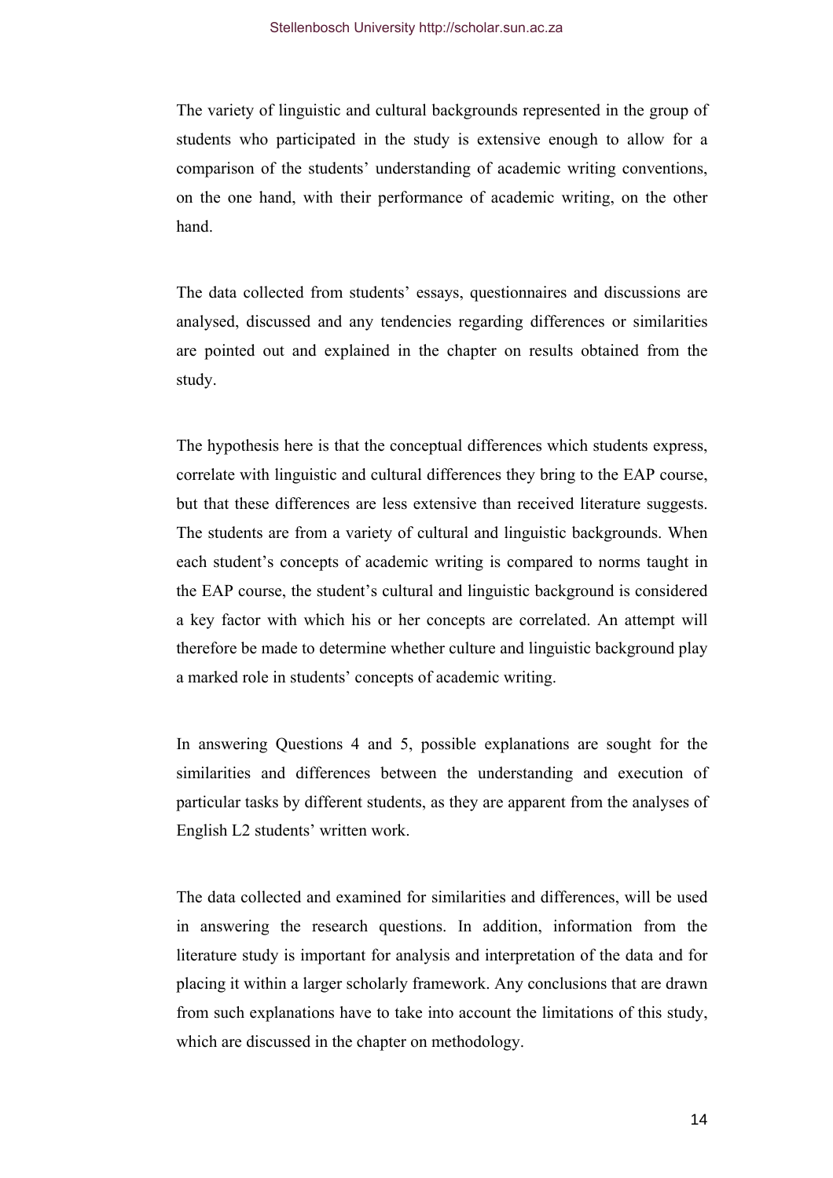The variety of linguistic and cultural backgrounds represented in the group of students who participated in the study is extensive enough to allow for a comparison of the students' understanding of academic writing conventions, on the one hand, with their performance of academic writing, on the other hand.

The data collected from students' essays, questionnaires and discussions are analysed, discussed and any tendencies regarding differences or similarities are pointed out and explained in the chapter on results obtained from the study.

The hypothesis here is that the conceptual differences which students express, correlate with linguistic and cultural differences they bring to the EAP course, but that these differences are less extensive than received literature suggests. The students are from a variety of cultural and linguistic backgrounds. When each student's concepts of academic writing is compared to norms taught in the EAP course, the student's cultural and linguistic background is considered a key factor with which his or her concepts are correlated. An attempt will therefore be made to determine whether culture and linguistic background play a marked role in students' concepts of academic writing.

In answering Questions 4 and 5, possible explanations are sought for the similarities and differences between the understanding and execution of particular tasks by different students, as they are apparent from the analyses of English L2 students' written work.

The data collected and examined for similarities and differences, will be used in answering the research questions. In addition, information from the literature study is important for analysis and interpretation of the data and for placing it within a larger scholarly framework. Any conclusions that are drawn from such explanations have to take into account the limitations of this study, which are discussed in the chapter on methodology.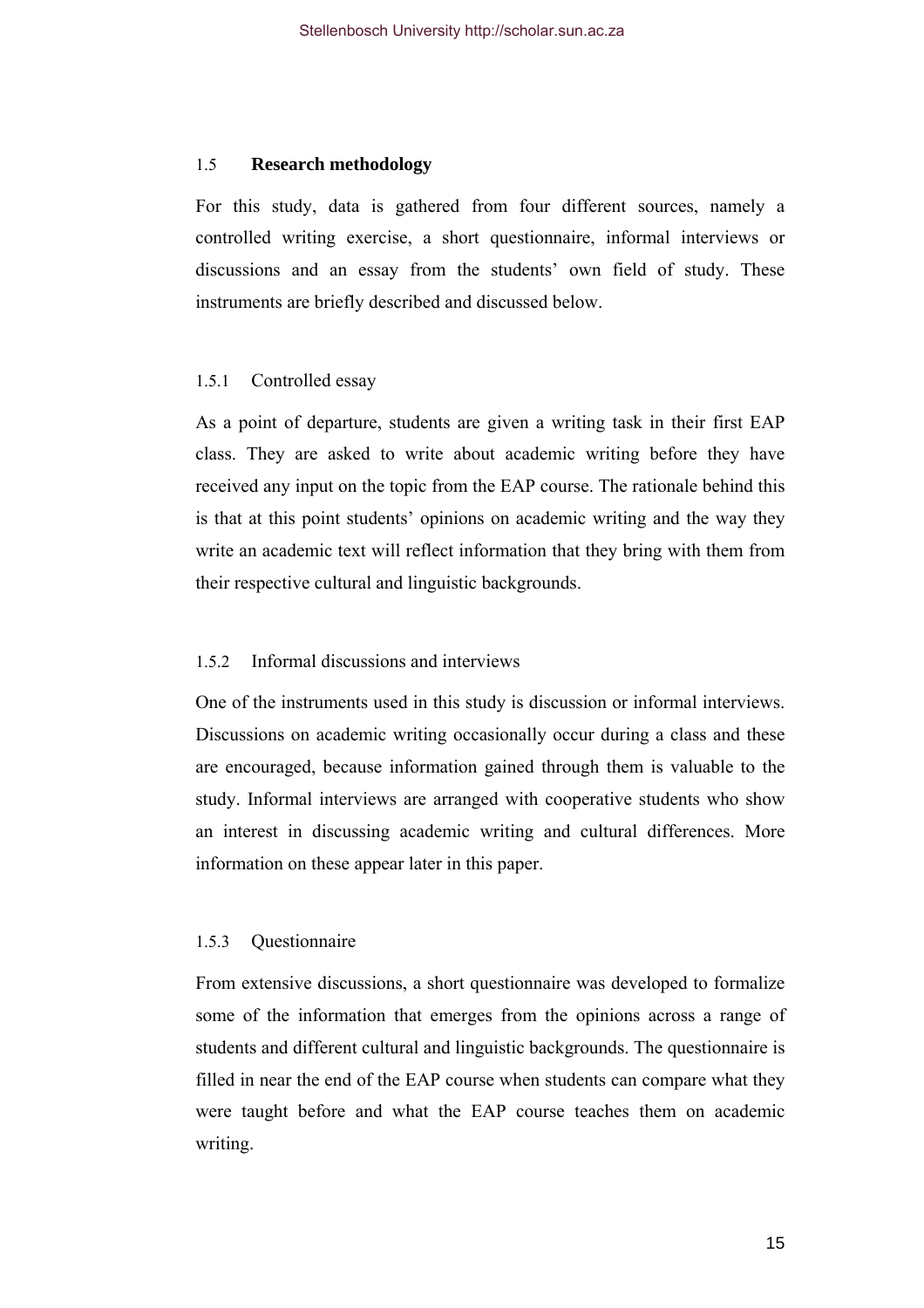## 1.5 Research methodology

For this study, data is gathered from four different sources, namely a controlled writing exercise, a short questionnaire, informal interviews or discussions and an essay from the students' own field of study. These instruments are briefly described and discussed below.

### 1.5.1 Controlled essay

As a point of departure, students are given a writing task in their first EAP class. They are asked to write about academic writing before they have received any input on the topic from the EAP course. The rationale behind this is that at this point students' opinions on academic writing and the way they write an academic text will reflect information that they bring with them from their respective cultural and linguistic backgrounds.

### 1.5.2 Informal discussions and interviews

One of the instruments used in this study is discussion or informal interviews. Discussions on academic writing occasionally occur during a class and these are encouraged, because information gained through them is valuable to the study. Informal interviews are arranged with cooperative students who show an interest in discussing academic writing and cultural differences. More information on these appear later in this paper.

### 1.5.3 Questionnaire

From extensive discussions, a short questionnaire was developed to formalize some of the information that emerges from the opinions across a range of students and different cultural and linguistic backgrounds. The questionnaire is filled in near the end of the EAP course when students can compare what they were taught before and what the EAP course teaches them on academic writing.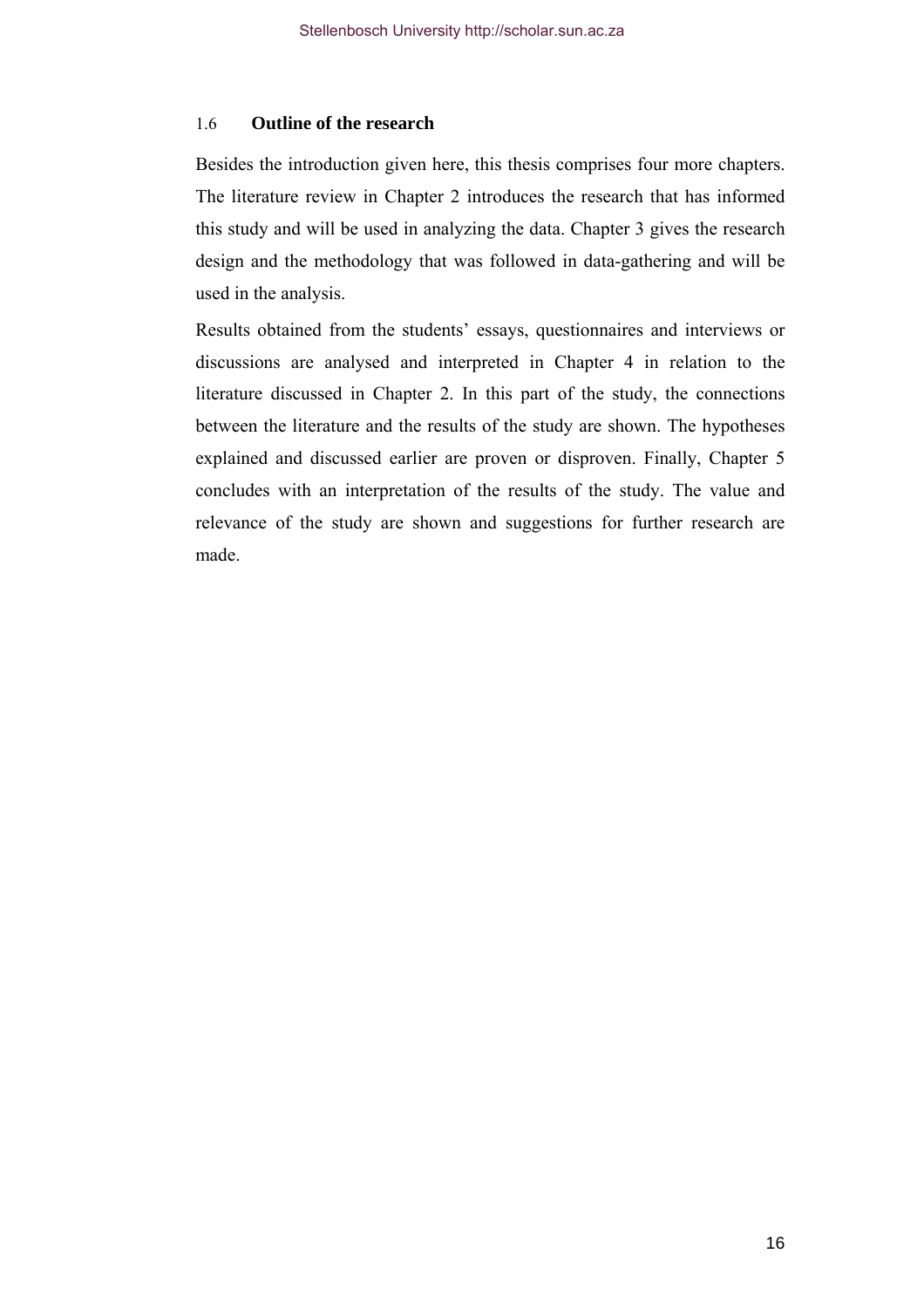## 1.6 Outline of the research

Besides the introduction given here, this thesis comprises four more chapters. The literature review in Chapter 2 introduces the research that has informed this study and will be used in analyzing the data. Chapter 3 gives the research design and the methodology that was followed in data-gathering and will be used in the analysis.

Results obtained from the students' essays, questionnaires and interviews or discussions are analysed and interpreted in Chapter 4 in relation to the literature discussed in Chapter 2. In this part of the study, the connections between the literature and the results of the study are shown. The hypotheses explained and discussed earlier are proven or disproven. Finally, Chapter 5 concludes with an interpretation of the results of the study. The value and relevance of the study are shown and suggestions for further research are made.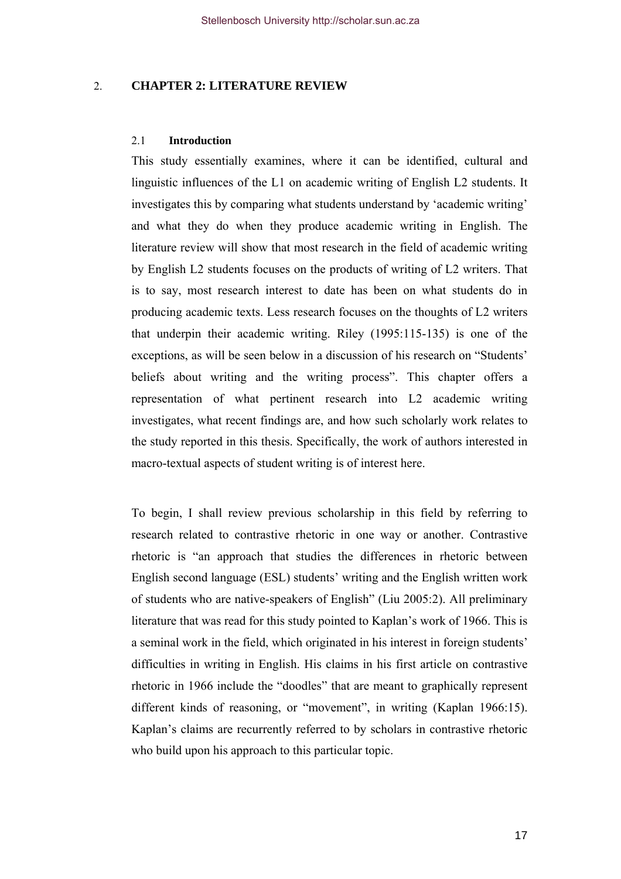# 2. CHAPTER 2: LITERATURE REVIEW

## 2.1 Introduction

This study essentially examines, where it can be identified, cultural and linguistic influences of the L1 on academic writing of English L2 students. It investigates this by comparing what students understand by 'academic writing' and what they do when they produce academic writing in English. The literature review will show that most research in the field of academic writing by English L2 students focuses on the products of writing of L2 writers. That is to say, most research interest to date has been on what students do in producing academic texts. Less research focuses on the thoughts of L2 writers that underpin their academic writing. Riley (1995:115-135) is one of the exceptions, as will be seen below in a discussion of his research on "Students' beliefs about writing and the writing process". This chapter offers a representation of what pertinent research into L2 academic writing investigates, what recent findings are, and how such scholarly work relates to the study reported in this thesis. Specifically, the work of authors interested in macro-textual aspects of student writing is of interest here.

To begin, I shall review previous scholarship in this field by referring to research related to contrastive rhetoric in one way or another. Contrastive rhetoric is "an approach that studies the differences in rhetoric between English second language (ESL) students' writing and the English written work of students who are native-speakers of English" (Liu 2005:2). All preliminary literature that was read for this study pointed to Kaplan's work of 1966. This is a seminal work in the field, which originated in his interest in foreign students' difficulties in writing in English. His claims in his first article on contrastive rhetoric in 1966 include the "doodles" that are meant to graphically represent different kinds of reasoning, or "movement", in writing (Kaplan 1966:15). Kaplan's claims are recurrently referred to by scholars in contrastive rhetoric who build upon his approach to this particular topic.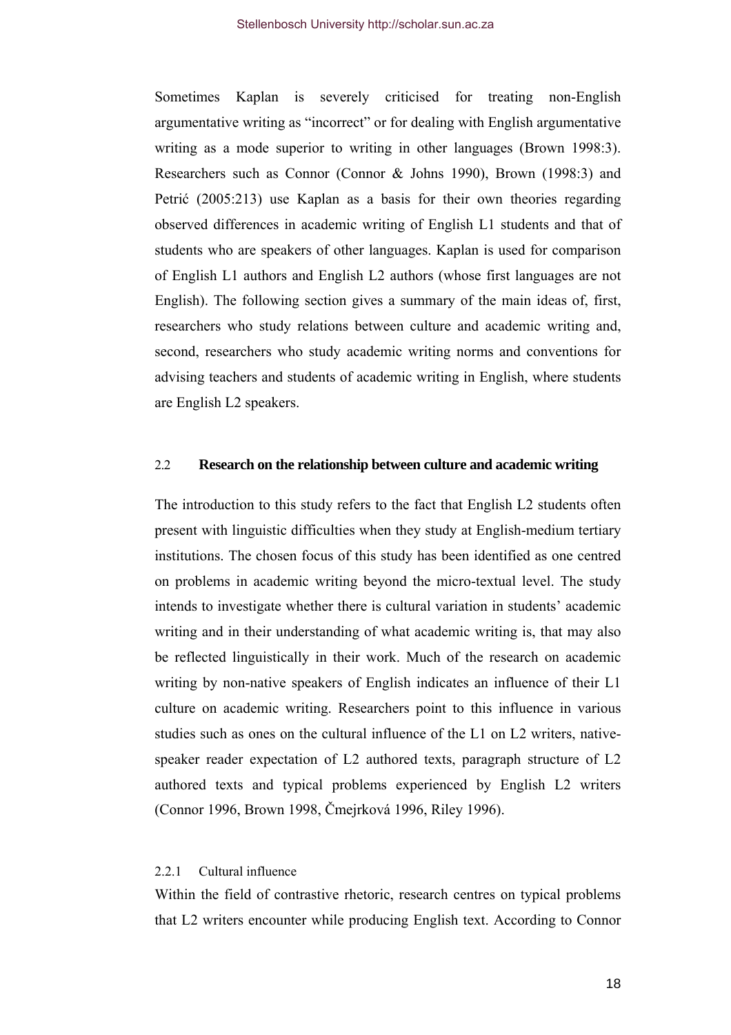Sometimes Kaplan is severely criticised for treating non-English argumentative writing as "incorrect" or for dealing with English argumentative writing as a mode superior to writing in other languages (Brown 1998:3). Researchers such as Connor (Connor & Johns 1990), Brown (1998:3) and Petrić (2005:213) use Kaplan as a basis for their own theories regarding observed differences in academic writing of English L1 students and that of students who are speakers of other languages. Kaplan is used for comparison of English L1 authors and English L2 authors (whose first languages are not English). The following section gives a summary of the main ideas of, first, researchers who study relations between culture and academic writing and, second, researchers who study academic writing norms and conventions for advising teachers and students of academic writing in English, where students are English L2 speakers.

## 2.2 Research on the relationship between culture and academic writing

The introduction to this study refers to the fact that English L2 students often present with linguistic difficulties when they study at English-medium tertiary institutions. The chosen focus of this study has been identified as one centred on problems in academic writing beyond the micro-textual level. The study intends to investigate whether there is cultural variation in students' academic writing and in their understanding of what academic writing is, that may also be reflected linguistically in their work. Much of the research on academic writing by non-native speakers of English indicates an influence of their L1 culture on academic writing. Researchers point to this influence in various studies such as ones on the cultural influence of the L1 on L2 writers, native-speaker reader expectation of L2 authored texts, paragraph structure of L2 authored texts and typical problems experienced by English L2 writers (Connor 1996, Brown 1998, Čmejrková 1996, Riley 1996).

### 2.2.1 Cultural influence

Within the field of contrastive rhetoric, research centres on typical problems that L2 writers encounter while producing English text. According to Connor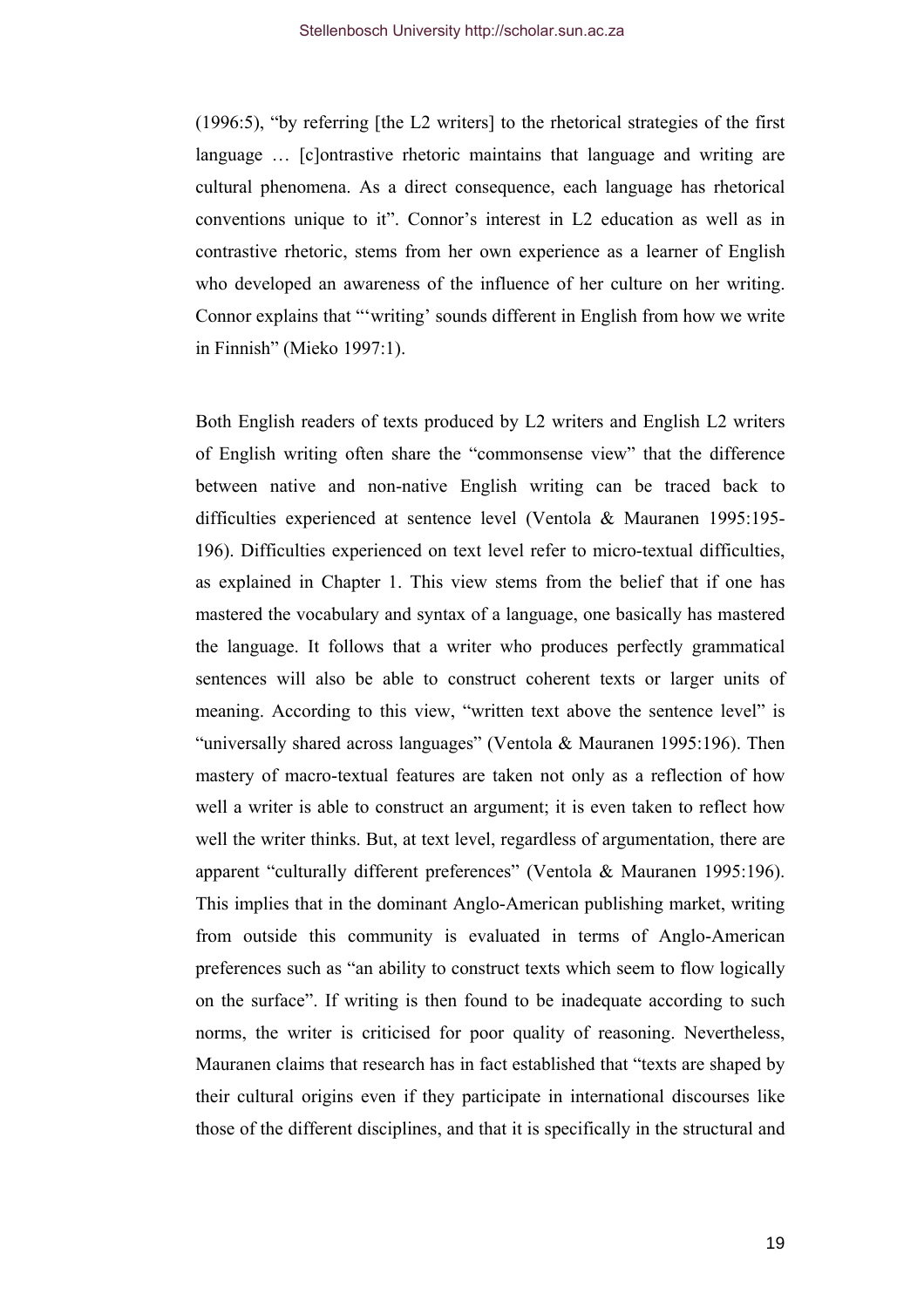(1996:5), "by referring [the L2 writers] to the rhetorical strategies of the first language … [c]ontrastive rhetoric maintains that language and writing are cultural phenomena. As a direct consequence, each language has rhetorical conventions unique to it". Connor's interest in L2 education as well as in contrastive rhetoric, stems from her own experience as a learner of English who developed an awareness of the influence of her culture on her writing. Connor explains that "'writing' sounds different in English from how we write in Finnish" (Mieko 1997:1).

Both English readers of texts produced by L2 writers and English L2 writers of English writing often share the "commonsense view" that the difference between native and non-native English writing can be traced back to difficulties experienced at sentence level (Ventola & Mauranen 1995:195-196). Difficulties experienced on text level refer to micro-textual difficulties, as explained in Chapter 1. This view stems from the belief that if one has mastered the vocabulary and syntax of a language, one basically has mastered the language. It follows that a writer who produces perfectly grammatical sentences will also be able to construct coherent texts or larger units of meaning. According to this view, "written text above the sentence level" is "universally shared across languages" (Ventola & Mauranen 1995:196). Then mastery of macro-textual features are taken not only as a reflection of how well a writer is able to construct an argument; it is even taken to reflect how well the writer thinks. But, at text level, regardless of argumentation, there are apparent "culturally different preferences" (Ventola & Mauranen 1995:196). This implies that in the dominant Anglo-American publishing market, writing from outside this community is evaluated in terms of Anglo-American preferences such as "an ability to construct texts which seem to flow logically on the surface". If writing is then found to be inadequate according to such norms, the writer is criticised for poor quality of reasoning. Nevertheless, Mauranen claims that research has in fact established that "texts are shaped by their cultural origins even if they participate in international discourses like those of the different disciplines, and that it is specifically in the structural and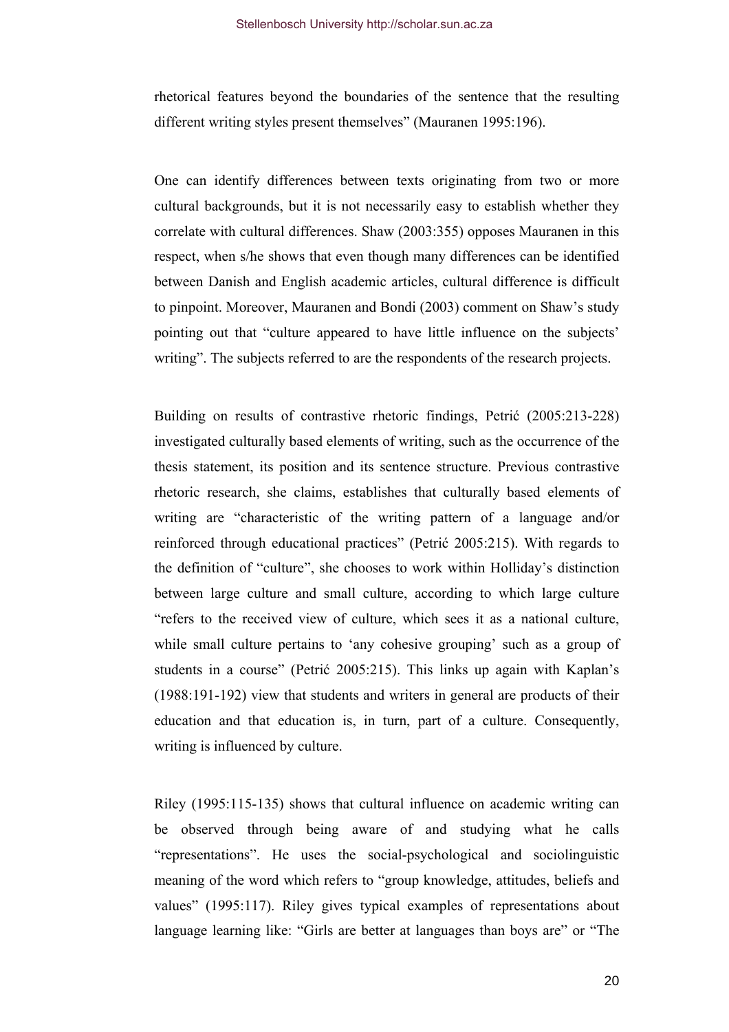rhetorical features beyond the boundaries of the sentence that the resulting different writing styles present themselves" (Mauranen 1995:196).

One can identify differences between texts originating from two or more cultural backgrounds, but it is not necessarily easy to establish whether they correlate with cultural differences. Shaw (2003:355) opposes Mauranen in this respect, when s/he shows that even though many differences can be identified between Danish and English academic articles, cultural difference is difficult to pinpoint. Moreover, Mauranen and Bondi (2003) comment on Shaw's study pointing out that "culture appeared to have little influence on the subjects' writing". The subjects referred to are the respondents of the research projects.

Building on results of contrastive rhetoric findings, Petrić (2005:213-228) investigated culturally based elements of writing, such as the occurrence of the thesis statement, its position and its sentence structure. Previous contrastive rhetoric research, she claims, establishes that culturally based elements of writing are "characteristic of the writing pattern of a language and/or reinforced through educational practices" (Petrić 2005:215). With regards to the definition of "culture", she chooses to work within Holliday's distinction between large culture and small culture, according to which large culture "refers to the received view of culture, which sees it as a national culture, while small culture pertains to 'any cohesive grouping' such as a group of students in a course" (Petrić 2005:215). This links up again with Kaplan's (1988:191-192) view that students and writers in general are products of their education and that education is, in turn, part of a culture. Consequently, writing is influenced by culture.

Riley (1995:115-135) shows that cultural influence on academic writing can be observed through being aware of and studying what he calls "representations". He uses the social-psychological and sociolinguistic meaning of the word which refers to "group knowledge, attitudes, beliefs and values" (1995:117). Riley gives typical examples of representations about language learning like: "Girls are better at languages than boys are" or "The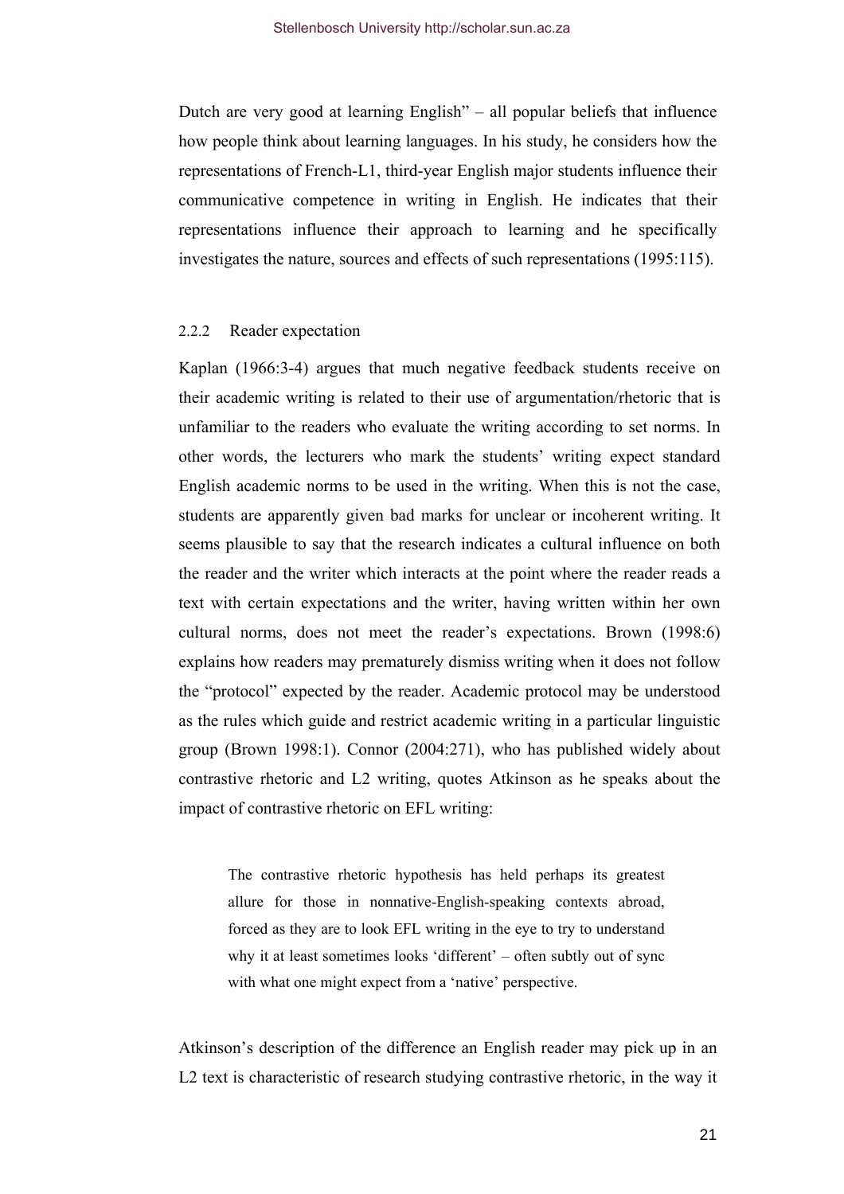Dutch are very good at learning English" – all popular beliefs that influence how people think about learning languages. In his study, he considers how the representations of French-L1, third-year English major students influence their communicative competence in writing in English. He indicates that their representations influence their approach to learning and he specifically investigates the nature, sources and effects of such representations (1995:115).

#### 2.2.2 Reader expectation

Kaplan (1966:3-4) argues that much negative feedback students receive on their academic writing is related to their use of argumentation/rhetoric that is unfamiliar to the readers who evaluate the writing according to set norms. In other words, the lecturers who mark the students' writing expect standard English academic norms to be used in the writing. When this is not the case, students are apparently given bad marks for unclear or incoherent writing. It seems plausible to say that the research indicates a cultural influence on both the reader and the writer which interacts at the point where the reader reads a text with certain expectations and the writer, having written within her own cultural norms, does not meet the reader's expectations. Brown (1998:6) explains how readers may prematurely dismiss writing when it does not follow the "protocol" expected by the reader. Academic protocol may be understood as the rules which guide and restrict academic writing in a particular linguistic group (Brown 1998:1). Connor (2004:271), who has published widely about contrastive rhetoric and L2 writing, quotes Atkinson as he speaks about the impact of contrastive rhetoric on EFL writing:

> The contrastive rhetoric hypothesis has held perhaps its greatest allure for those in nonnative-English-speaking contexts abroad, forced as they are to look EFL writing in the eye to try to understand why it at least sometimes looks 'different' – often subtly out of sync with what one might expect from a 'native' perspective.

Atkinson's description of the difference an English reader may pick up in an L2 text is characteristic of research studying contrastive rhetoric, in the way it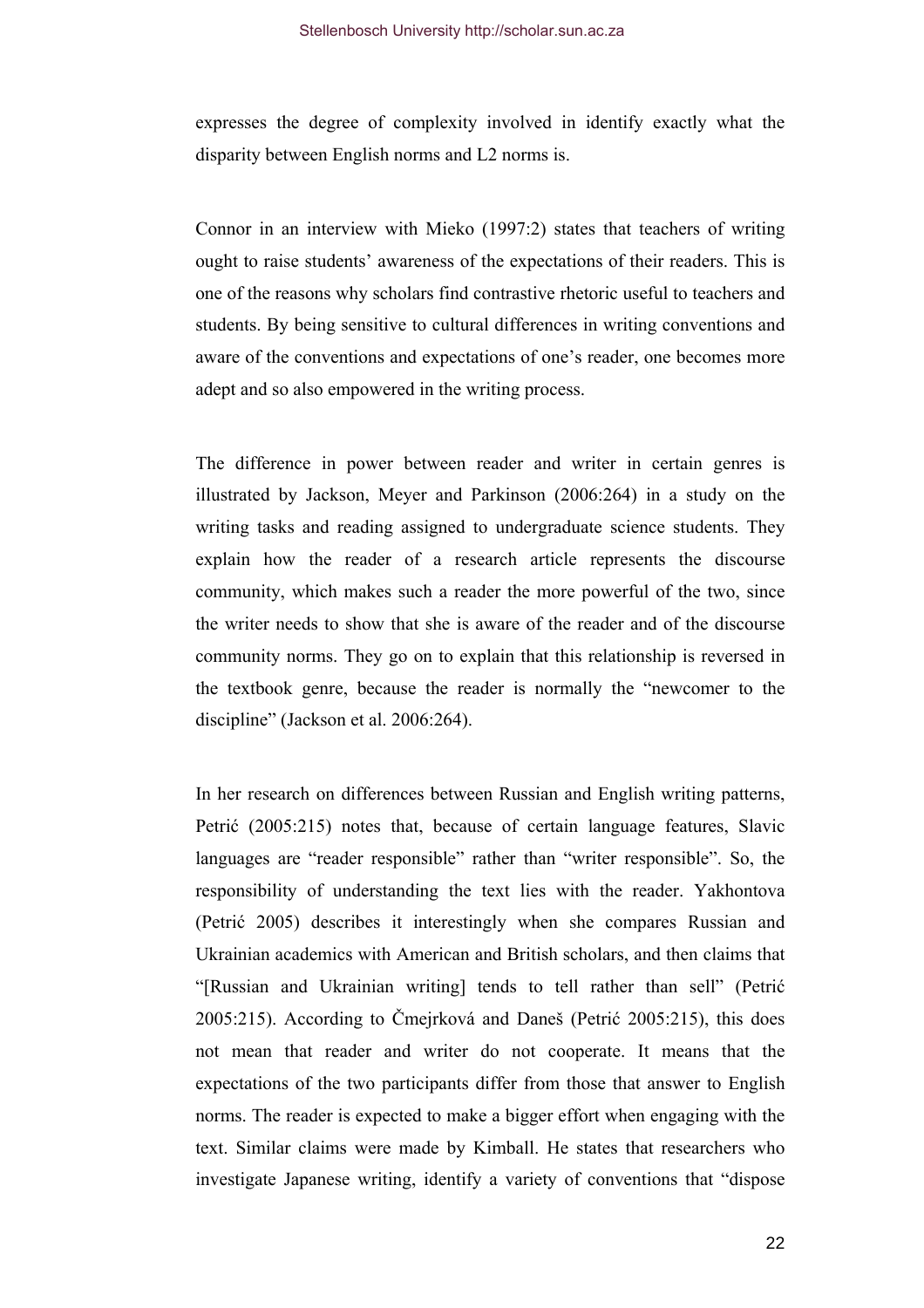expresses the degree of complexity involved in identify exactly what the disparity between English norms and L2 norms is.

Connor in an interview with Mieko (1997:2) states that teachers of writing ought to raise students' awareness of the expectations of their readers. This is one of the reasons why scholars find contrastive rhetoric useful to teachers and students. By being sensitive to cultural differences in writing conventions and aware of the conventions and expectations of one's reader, one becomes more adept and so also empowered in the writing process.

The difference in power between reader and writer in certain genres is illustrated by Jackson, Meyer and Parkinson (2006:264) in a study on the writing tasks and reading assigned to undergraduate science students. They explain how the reader of a research article represents the discourse community, which makes such a reader the more powerful of the two, since the writer needs to show that she is aware of the reader and of the discourse community norms. They go on to explain that this relationship is reversed in the textbook genre, because the reader is normally the "newcomer to the discipline" (Jackson et al. 2006:264).

In her research on differences between Russian and English writing patterns, Petrić (2005:215) notes that, because of certain language features, Slavic languages are "reader responsible" rather than "writer responsible". So, the responsibility of understanding the text lies with the reader. Yakhontova (Petrić 2005) describes it interestingly when she compares Russian and Ukrainian academics with American and British scholars, and then claims that "[Russian and Ukrainian writing] tends to tell rather than sell" (Petrić 2005:215). According to Čmejrková and Daneš (Petrić 2005:215), this does not mean that reader and writer do not cooperate. It means that the expectations of the two participants differ from those that answer to English norms. The reader is expected to make a bigger effort when engaging with the text. Similar claims were made by Kimball. He states that researchers who investigate Japanese writing, identify a variety of conventions that "dispose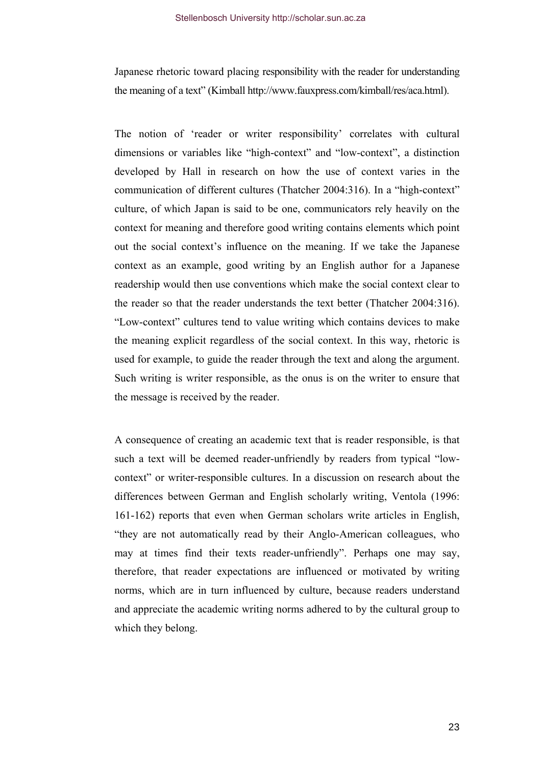Japanese rhetoric toward placing responsibility with the reader for understanding the meaning of a text" (Kimball http://www.fauxpress.com/kimball/res/aca.html).

The notion of 'reader or writer responsibility' correlates with cultural dimensions or variables like "high-context" and "low-context", a distinction developed by Hall in research on how the use of context varies in the communication of different cultures (Thatcher 2004:316). In a "high-context" culture, of which Japan is said to be one, communicators rely heavily on the context for meaning and therefore good writing contains elements which point out the social context's influence on the meaning. If we take the Japanese context as an example, good writing by an English author for a Japanese readership would then use conventions which make the social context clear to the reader so that the reader understands the text better (Thatcher 2004:316). "Low-context" cultures tend to value writing which contains devices to make the meaning explicit regardless of the social context. In this way, rhetoric is used for example, to guide the reader through the text and along the argument. Such writing is writer responsible, as the onus is on the writer to ensure that the message is received by the reader.

A consequence of creating an academic text that is reader responsible, is that such a text will be deemed reader-unfriendly by readers from typical "low-context" or writer-responsible cultures. In a discussion on research about the differences between German and English scholarly writing, Ventola (1996: 161-162) reports that even when German scholars write articles in English, "they are not automatically read by their Anglo-American colleagues, who may at times find their texts reader-unfriendly". Perhaps one may say, therefore, that reader expectations are influenced or motivated by writing norms, which are in turn influenced by culture, because readers understand and appreciate the academic writing norms adhered to by the cultural group to which they belong.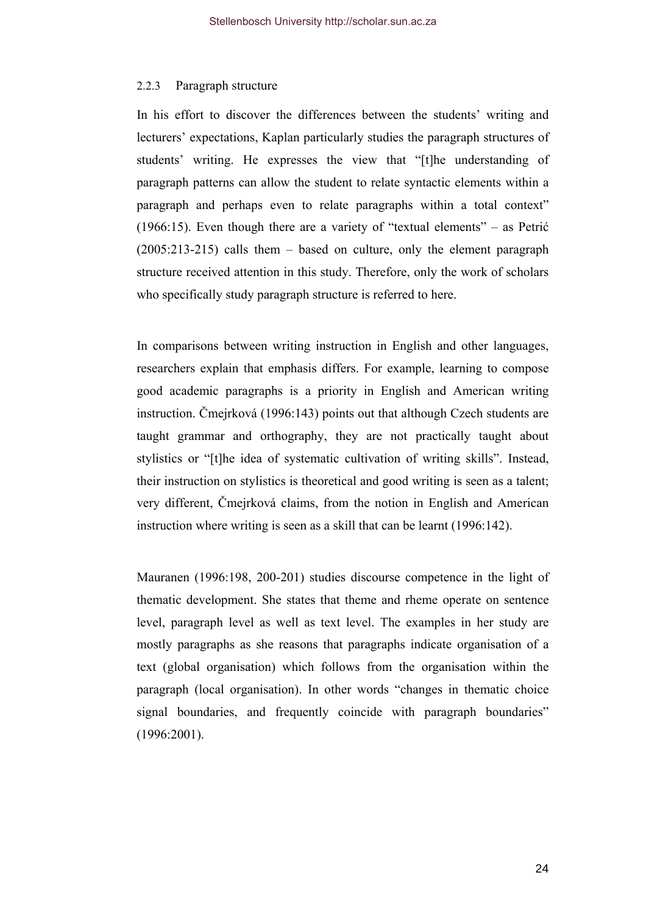### 2.2.3 Paragraph structure

In his effort to discover the differences between the students' writing and lecturers' expectations, Kaplan particularly studies the paragraph structures of students' writing. He expresses the view that "[t]he understanding of paragraph patterns can allow the student to relate syntactic elements within a paragraph and perhaps even to relate paragraphs within a total context" (1966:15). Even though there are a variety of "textual elements" – as Petrić (2005:213-215) calls them – based on culture, only the element paragraph structure received attention in this study. Therefore, only the work of scholars who specifically study paragraph structure is referred to here.

In comparisons between writing instruction in English and other languages, researchers explain that emphasis differs. For example, learning to compose good academic paragraphs is a priority in English and American writing instruction. Čmejrková (1996:143) points out that although Czech students are taught grammar and orthography, they are not practically taught about stylistics or "[t]he idea of systematic cultivation of writing skills". Instead, their instruction on stylistics is theoretical and good writing is seen as a talent; very different, Čmejrková claims, from the notion in English and American instruction where writing is seen as a skill that can be learnt (1996:142).

Mauranen (1996:198, 200-201) studies discourse competence in the light of thematic development. She states that theme and rheme operate on sentence level, paragraph level as well as text level. The examples in her study are mostly paragraphs as she reasons that paragraphs indicate organisation of a text (global organisation) which follows from the organisation within the paragraph (local organisation). In other words "changes in thematic choice signal boundaries, and frequently coincide with paragraph boundaries" (1996:2001).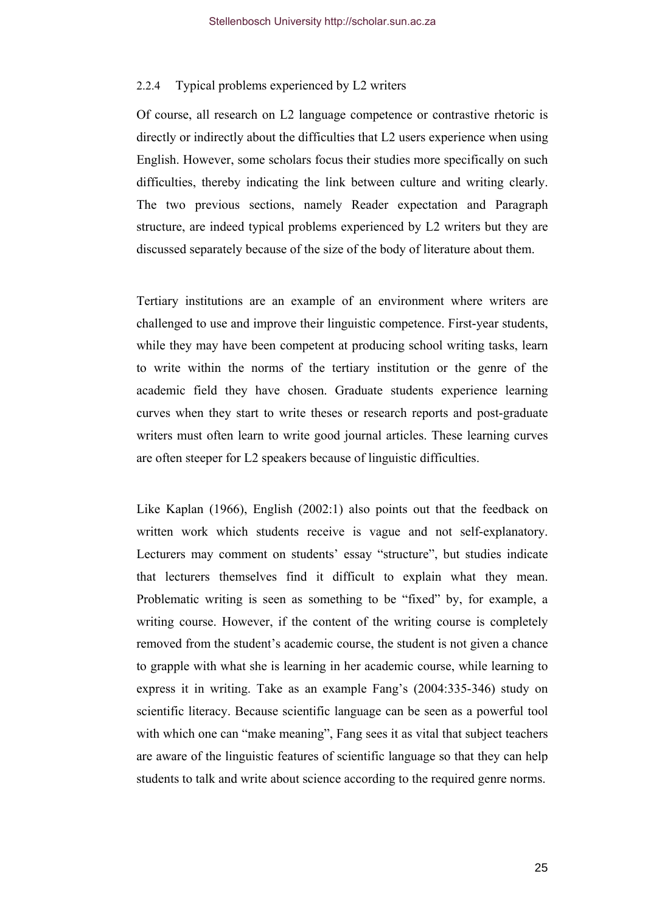### 2.2.4 Typical problems experienced by L2 writers

Of course, all research on L2 language competence or contrastive rhetoric is directly or indirectly about the difficulties that L2 users experience when using English. However, some scholars focus their studies more specifically on such difficulties, thereby indicating the link between culture and writing clearly. The two previous sections, namely Reader expectation and Paragraph structure, are indeed typical problems experienced by L2 writers but they are discussed separately because of the size of the body of literature about them.

Tertiary institutions are an example of an environment where writers are challenged to use and improve their linguistic competence. First-year students, while they may have been competent at producing school writing tasks, learn to write within the norms of the tertiary institution or the genre of the academic field they have chosen. Graduate students experience learning curves when they start to write theses or research reports and post-graduate writers must often learn to write good journal articles. These learning curves are often steeper for L2 speakers because of linguistic difficulties.

Like Kaplan (1966), English (2002:1) also points out that the feedback on written work which students receive is vague and not self-explanatory. Lecturers may comment on students' essay "structure", but studies indicate that lecturers themselves find it difficult to explain what they mean. Problematic writing is seen as something to be "fixed" by, for example, a writing course. However, if the content of the writing course is completely removed from the student's academic course, the student is not given a chance to grapple with what she is learning in her academic course, while learning to express it in writing. Take as an example Fang's (2004:335-346) study on scientific literacy. Because scientific language can be seen as a powerful tool with which one can "make meaning", Fang sees it as vital that subject teachers are aware of the linguistic features of scientific language so that they can help students to talk and write about science according to the required genre norms.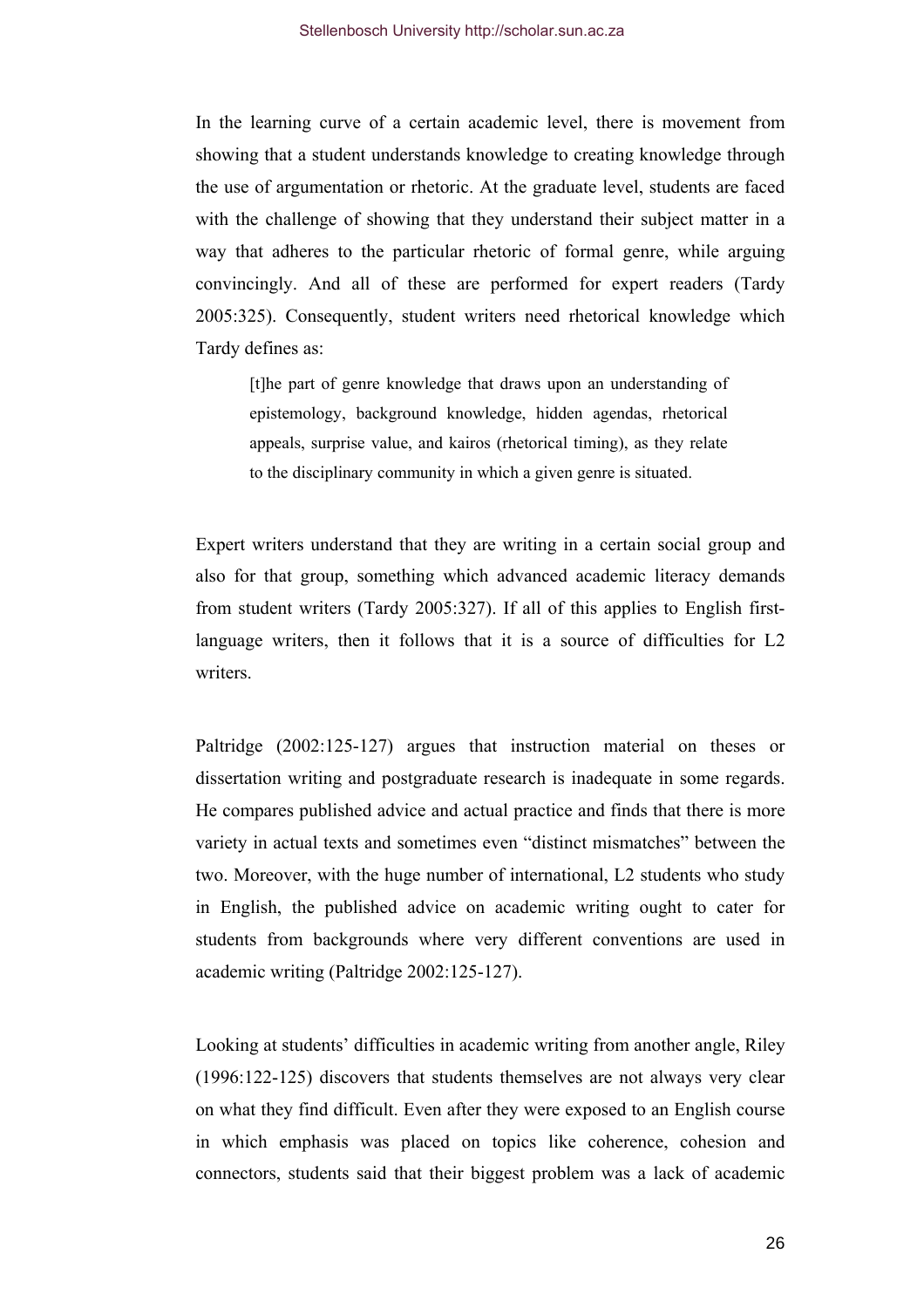In the learning curve of a certain academic level, there is movement from showing that a student understands knowledge to creating knowledge through the use of argumentation or rhetoric. At the graduate level, students are faced with the challenge of showing that they understand their subject matter in a way that adheres to the particular rhetoric of formal genre, while arguing convincingly. And all of these are performed for expert readers (Tardy 2005:325). Consequently, student writers need rhetorical knowledge which Tardy defines as:

> [t]he part of genre knowledge that draws upon an understanding of epistemology, background knowledge, hidden agendas, rhetorical appeals, surprise value, and kairos (rhetorical timing), as they relate to the disciplinary community in which a given genre is situated.

Expert writers understand that they are writing in a certain social group and also for that group, something which advanced academic literacy demands from student writers (Tardy 2005:327). If all of this applies to English first-language writers, then it follows that it is a source of difficulties for L2 writers.

Paltridge (2002:125-127) argues that instruction material on theses or dissertation writing and postgraduate research is inadequate in some regards. He compares published advice and actual practice and finds that there is more variety in actual texts and sometimes even "distinct mismatches" between the two. Moreover, with the huge number of international, L2 students who study in English, the published advice on academic writing ought to cater for students from backgrounds where very different conventions are used in academic writing (Paltridge 2002:125-127).

Looking at students' difficulties in academic writing from another angle, Riley (1996:122-125) discovers that students themselves are not always very clear on what they find difficult. Even after they were exposed to an English course in which emphasis was placed on topics like coherence, cohesion and connectors, students said that their biggest problem was a lack of academic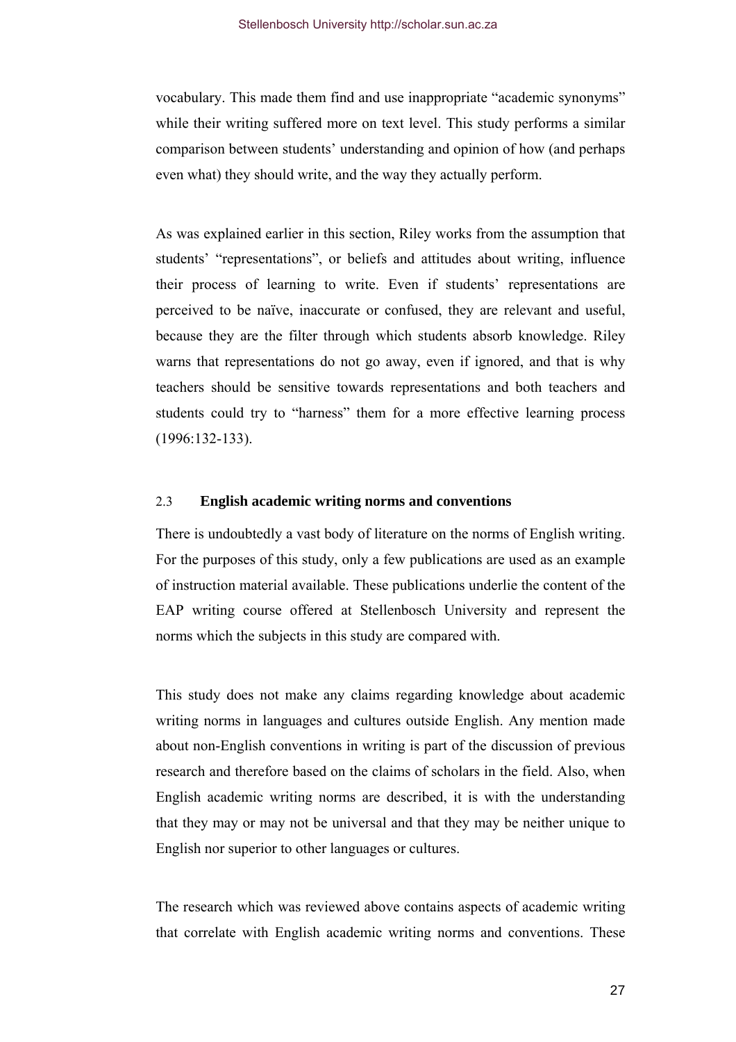vocabulary. This made them find and use inappropriate "academic synonyms" while their writing suffered more on text level. This study performs a similar comparison between students' understanding and opinion of how (and perhaps even what) they should write, and the way they actually perform.

As was explained earlier in this section, Riley works from the assumption that students' "representations", or beliefs and attitudes about writing, influence their process of learning to write. Even if students' representations are perceived to be naïve, inaccurate or confused, they are relevant and useful, because they are the filter through which students absorb knowledge. Riley warns that representations do not go away, even if ignored, and that is why teachers should be sensitive towards representations and both teachers and students could try to "harness" them for a more effective learning process (1996:132-133).

### 2.3 English academic writing norms and conventions

There is undoubtedly a vast body of literature on the norms of English writing. For the purposes of this study, only a few publications are used as an example of instruction material available. These publications underlie the content of the EAP writing course offered at Stellenbosch University and represent the norms which the subjects in this study are compared with.

This study does not make any claims regarding knowledge about academic writing norms in languages and cultures outside English. Any mention made about non-English conventions in writing is part of the discussion of previous research and therefore based on the claims of scholars in the field. Also, when English academic writing norms are described, it is with the understanding that they may or may not be universal and that they may be neither unique to English nor superior to other languages or cultures.

The research which was reviewed above contains aspects of academic writing that correlate with English academic writing norms and conventions. These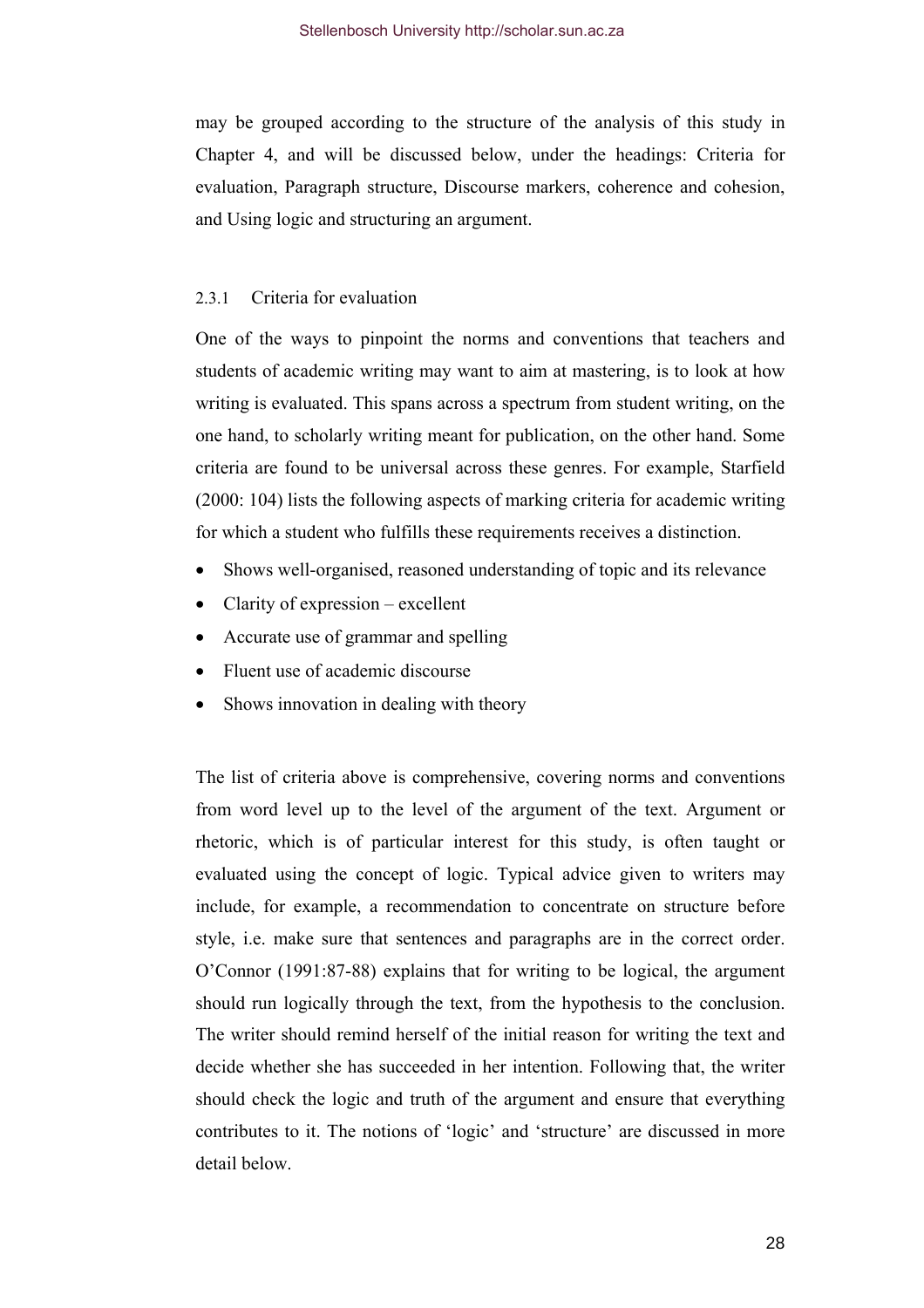may be grouped according to the structure of the analysis of this study in Chapter 4, and will be discussed below, under the headings: Criteria for evaluation, Paragraph structure, Discourse markers, coherence and cohesion, and Using logic and structuring an argument.

### 2.3.1 Criteria for evaluation

One of the ways to pinpoint the norms and conventions that teachers and students of academic writing may want to aim at mastering, is to look at how writing is evaluated. This spans across a spectrum from student writing, on the one hand, to scholarly writing meant for publication, on the other hand. Some criteria are found to be universal across these genres. For example, Starfield (2000: 104) lists the following aspects of marking criteria for academic writing for which a student who fulfills these requirements receives a distinction.

- Shows well-organised, reasoned understanding of topic and its relevance
- Clarity of expression – excellent
- Accurate use of grammar and spelling
- Fluent use of academic discourse
- Shows innovation in dealing with theory

The list of criteria above is comprehensive, covering norms and conventions from word level up to the level of the argument of the text. Argument or rhetoric, which is of particular interest for this study, is often taught or evaluated using the concept of logic. Typical advice given to writers may include, for example, a recommendation to concentrate on structure before style, i.e. make sure that sentences and paragraphs are in the correct order. O'Connor (1991:87-88) explains that for writing to be logical, the argument should run logically through the text, from the hypothesis to the conclusion. The writer should remind herself of the initial reason for writing the text and decide whether she has succeeded in her intention. Following that, the writer should check the logic and truth of the argument and ensure that everything contributes to it. The notions of 'logic' and 'structure' are discussed in more detail below.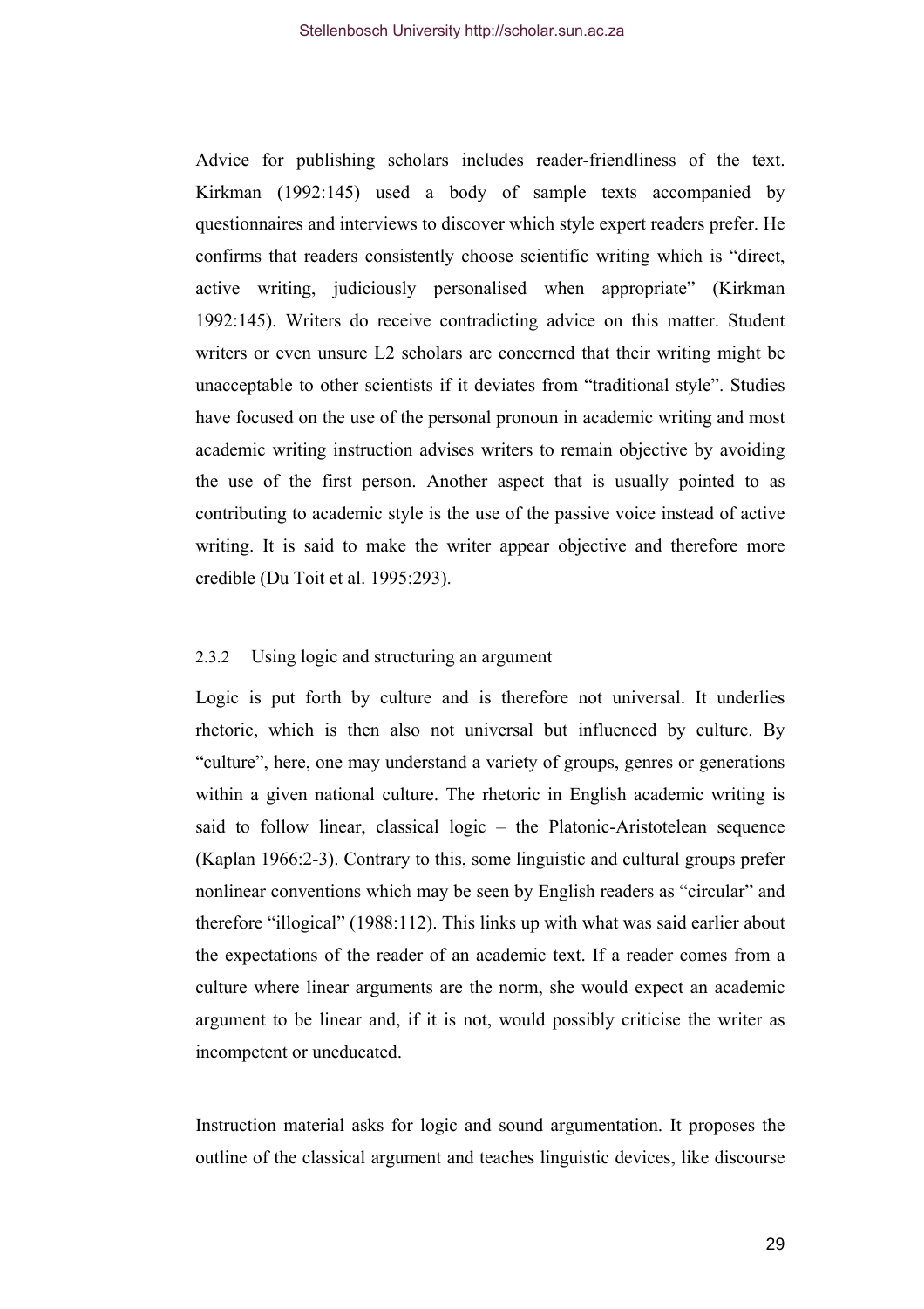Advice for publishing scholars includes reader-friendliness of the text. Kirkman (1992:145) used a body of sample texts accompanied by questionnaires and interviews to discover which style expert readers prefer. He confirms that readers consistently choose scientific writing which is "direct, active writing, judiciously personalised when appropriate" (Kirkman 1992:145). Writers do receive contradicting advice on this matter. Student writers or even unsure L2 scholars are concerned that their writing might be unacceptable to other scientists if it deviates from "traditional style". Studies have focused on the use of the personal pronoun in academic writing and most academic writing instruction advises writers to remain objective by avoiding the use of the first person. Another aspect that is usually pointed to as contributing to academic style is the use of the passive voice instead of active writing. It is said to make the writer appear objective and therefore more credible (Du Toit et al. 1995:293).

### 2.3.2 Using logic and structuring an argument

Logic is put forth by culture and is therefore not universal. It underlies rhetoric, which is then also not universal but influenced by culture. By "culture", here, one may understand a variety of groups, genres or generations within a given national culture. The rhetoric in English academic writing is said to follow linear, classical logic – the Platonic-Aristotelean sequence (Kaplan 1966:2-3). Contrary to this, some linguistic and cultural groups prefer nonlinear conventions which may be seen by English readers as "circular" and therefore "illogical" (1988:112). This links up with what was said earlier about the expectations of the reader of an academic text. If a reader comes from a culture where linear arguments are the norm, she would expect an academic argument to be linear and, if it is not, would possibly criticise the writer as incompetent or uneducated.

Instruction material asks for logic and sound argumentation. It proposes the outline of the classical argument and teaches linguistic devices, like discourse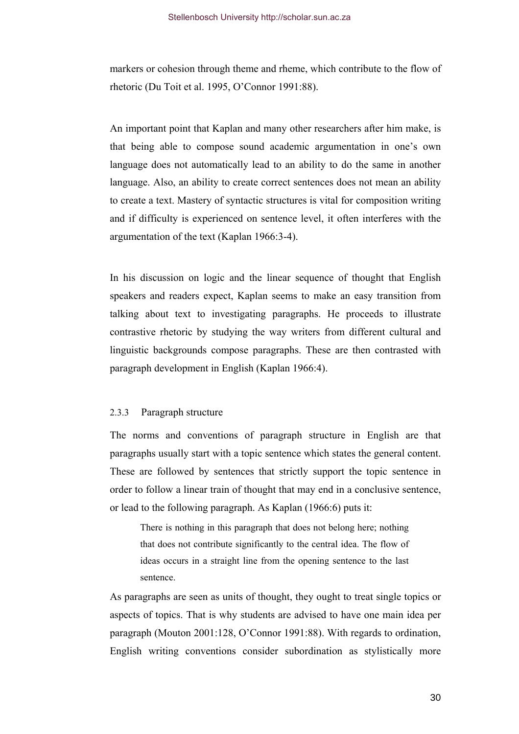markers or cohesion through theme and rheme, which contribute to the flow of rhetoric (Du Toit et al. 1995, O'Connor 1991:88).

An important point that Kaplan and many other researchers after him make, is that being able to compose sound academic argumentation in one's own language does not automatically lead to an ability to do the same in another language. Also, an ability to create correct sentences does not mean an ability to create a text. Mastery of syntactic structures is vital for composition writing and if difficulty is experienced on sentence level, it often interferes with the argumentation of the text (Kaplan 1966:3-4).

In his discussion on logic and the linear sequence of thought that English speakers and readers expect, Kaplan seems to make an easy transition from talking about text to investigating paragraphs. He proceeds to illustrate contrastive rhetoric by studying the way writers from different cultural and linguistic backgrounds compose paragraphs. These are then contrasted with paragraph development in English (Kaplan 1966:4).

### 2.3.3 Paragraph structure

The norms and conventions of paragraph structure in English are that paragraphs usually start with a topic sentence which states the general content. These are followed by sentences that strictly support the topic sentence in order to follow a linear train of thought that may end in a conclusive sentence, or lead to the following paragraph. As Kaplan (1966:6) puts it:

> There is nothing in this paragraph that does not belong here; nothing that does not contribute significantly to the central idea. The flow of ideas occurs in a straight line from the opening sentence to the last sentence.

As paragraphs are seen as units of thought, they ought to treat single topics or aspects of topics. That is why students are advised to have one main idea per paragraph (Mouton 2001:128, O'Connor 1991:88). With regards to ordination, English writing conventions consider subordination as stylistically more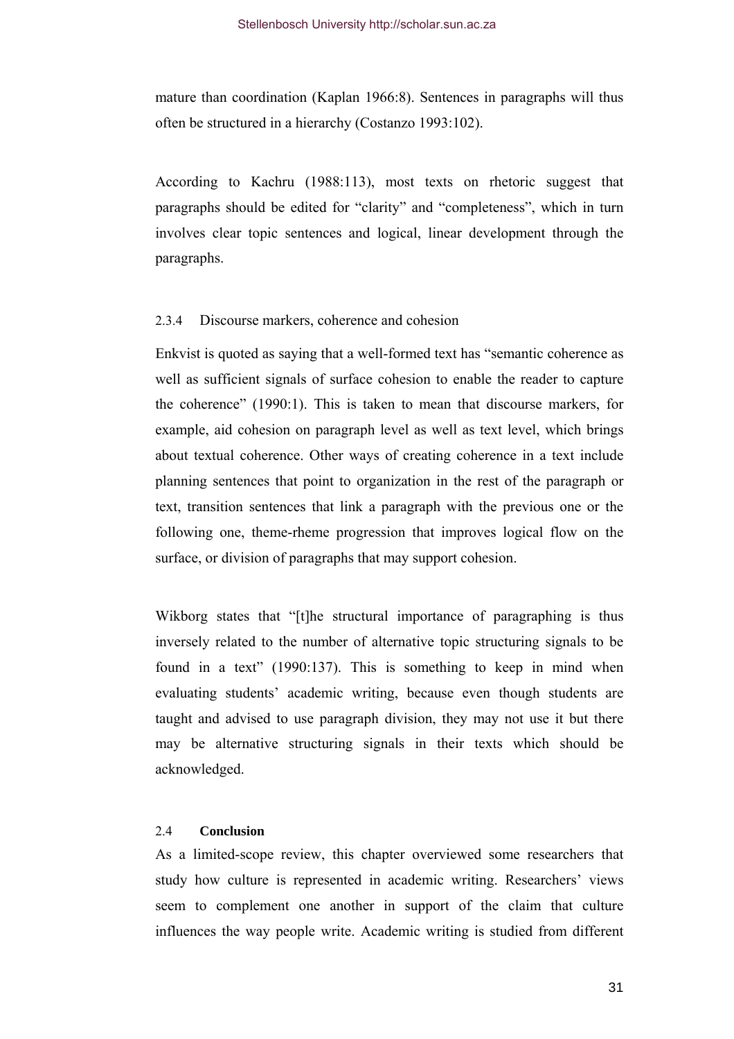mature than coordination (Kaplan 1966:8). Sentences in paragraphs will thus often be structured in a hierarchy (Costanzo 1993:102).

According to Kachru (1988:113), most texts on rhetoric suggest that paragraphs should be edited for “clarity” and “completeness”, which in turn involves clear topic sentences and logical, linear development through the paragraphs.

### 2.3.4 Discourse markers, coherence and cohesion

Enkvist is quoted as saying that a well-formed text has “semantic coherence as well as sufficient signals of surface cohesion to enable the reader to capture the coherence” (1990:1). This is taken to mean that discourse markers, for example, aid cohesion on paragraph level as well as text level, which brings about textual coherence. Other ways of creating coherence in a text include planning sentences that point to organization in the rest of the paragraph or text, transition sentences that link a paragraph with the previous one or the following one, theme-rheme progression that improves logical flow on the surface, or division of paragraphs that may support cohesion.

Wikborg states that “[t]he structural importance of paragraphing is thus inversely related to the number of alternative topic structuring signals to be found in a text” (1990:137). This is something to keep in mind when evaluating students’ academic writing, because even though students are taught and advised to use paragraph division, they may not use it but there may be alternative structuring signals in their texts which should be acknowledged.

## 2.4 Conclusion

As a limited-scope review, this chapter overviewed some researchers that study how culture is represented in academic writing. Researchers’ views seem to complement one another in support of the claim that culture influences the way people write. Academic writing is studied from different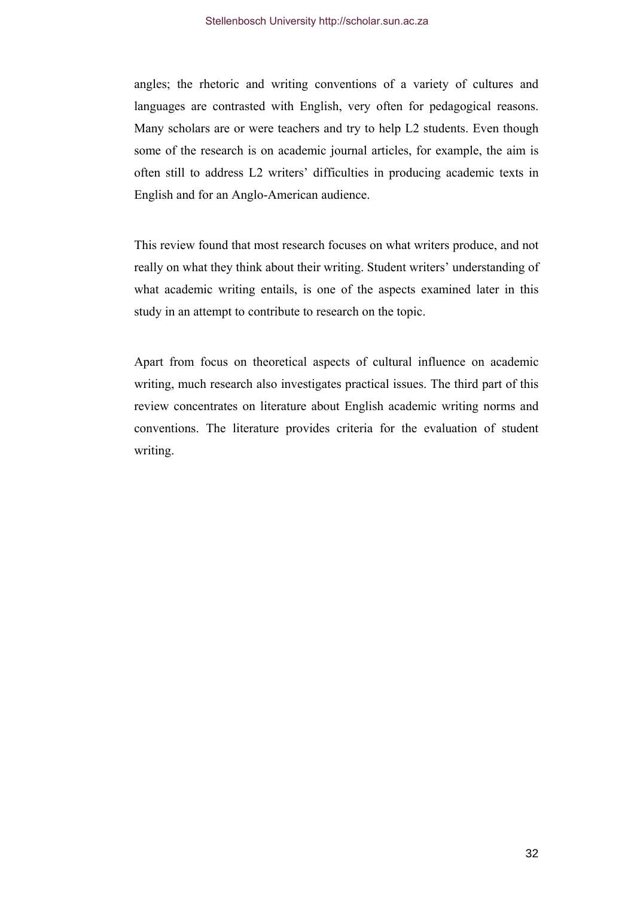angles; the rhetoric and writing conventions of a variety of cultures and languages are contrasted with English, very often for pedagogical reasons. Many scholars are or were teachers and try to help L2 students. Even though some of the research is on academic journal articles, for example, the aim is often still to address L2 writers' difficulties in producing academic texts in English and for an Anglo-American audience.

This review found that most research focuses on what writers produce, and not really on what they think about their writing. Student writers' understanding of what academic writing entails, is one of the aspects examined later in this study in an attempt to contribute to research on the topic.

Apart from focus on theoretical aspects of cultural influence on academic writing, much research also investigates practical issues. The third part of this review concentrates on literature about English academic writing norms and conventions. The literature provides criteria for the evaluation of student writing.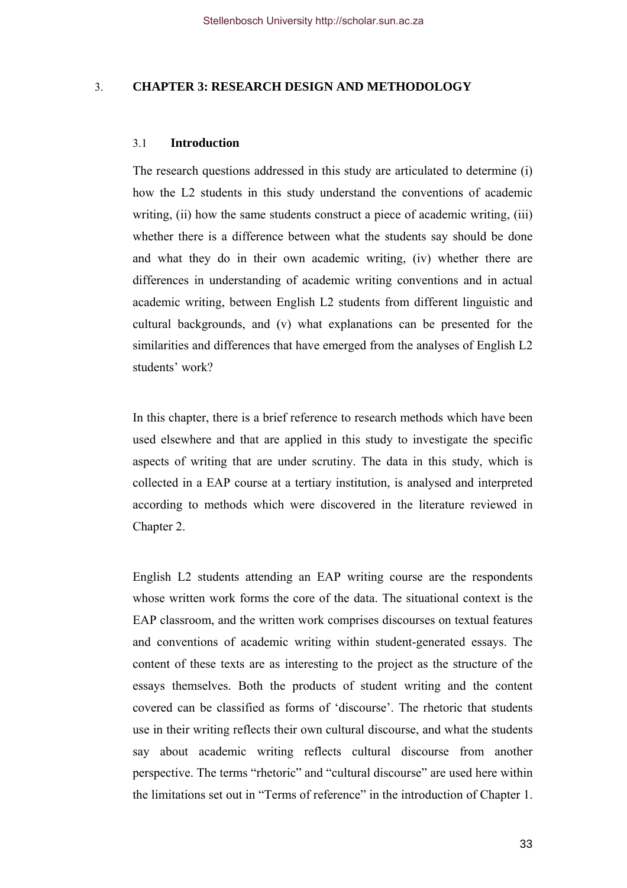# 3. CHAPTER 3: RESEARCH DESIGN AND METHODOLOGY

## 3.1 Introduction

The research questions addressed in this study are articulated to determine (i) how the L2 students in this study understand the conventions of academic writing, (ii) how the same students construct a piece of academic writing, (iii) whether there is a difference between what the students say should be done and what they do in their own academic writing, (iv) whether there are differences in understanding of academic writing conventions and in actual academic writing, between English L2 students from different linguistic and cultural backgrounds, and (v) what explanations can be presented for the similarities and differences that have emerged from the analyses of English L2 students' work?

In this chapter, there is a brief reference to research methods which have been used elsewhere and that are applied in this study to investigate the specific aspects of writing that are under scrutiny. The data in this study, which is collected in a EAP course at a tertiary institution, is analysed and interpreted according to methods which were discovered in the literature reviewed in Chapter 2.

English L2 students attending an EAP writing course are the respondents whose written work forms the core of the data. The situational context is the EAP classroom, and the written work comprises discourses on textual features and conventions of academic writing within student-generated essays. The content of these texts are as interesting to the project as the structure of the essays themselves. Both the products of student writing and the content covered can be classified as forms of 'discourse'. The rhetoric that students use in their writing reflects their own cultural discourse, and what the students say about academic writing reflects cultural discourse from another perspective. The terms "rhetoric" and "cultural discourse" are used here within the limitations set out in "Terms of reference" in the introduction of Chapter 1.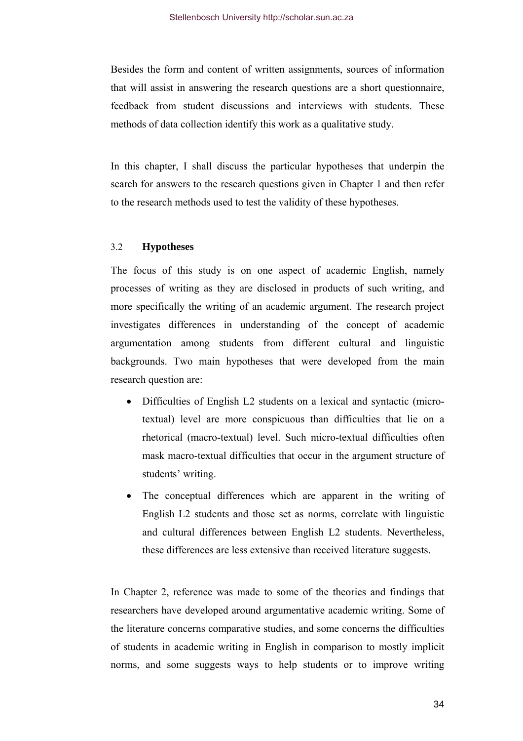Besides the form and content of written assignments, sources of information that will assist in answering the research questions are a short questionnaire, feedback from student discussions and interviews with students. These methods of data collection identify this work as a qualitative study.

In this chapter, I shall discuss the particular hypotheses that underpin the search for answers to the research questions given in Chapter 1 and then refer to the research methods used to test the validity of these hypotheses.

## 3.2 Hypotheses

The focus of this study is on one aspect of academic English, namely processes of writing as they are disclosed in products of such writing, and more specifically the writing of an academic argument. The research project investigates differences in understanding of the concept of academic argumentation among students from different cultural and linguistic backgrounds. Two main hypotheses that were developed from the main research question are:

- Difficulties of English L2 students on a lexical and syntactic (micro-textual) level are more conspicuous than difficulties that lie on a rhetorical (macro-textual) level. Such micro-textual difficulties often mask macro-textual difficulties that occur in the argument structure of students' writing.
- The conceptual differences which are apparent in the writing of English L2 students and those set as norms, correlate with linguistic and cultural differences between English L2 students. Nevertheless, these differences are less extensive than received literature suggests.

In Chapter 2, reference was made to some of the theories and findings that researchers have developed around argumentative academic writing. Some of the literature concerns comparative studies, and some concerns the difficulties of students in academic writing in English in comparison to mostly implicit norms, and some suggests ways to help students or to improve writing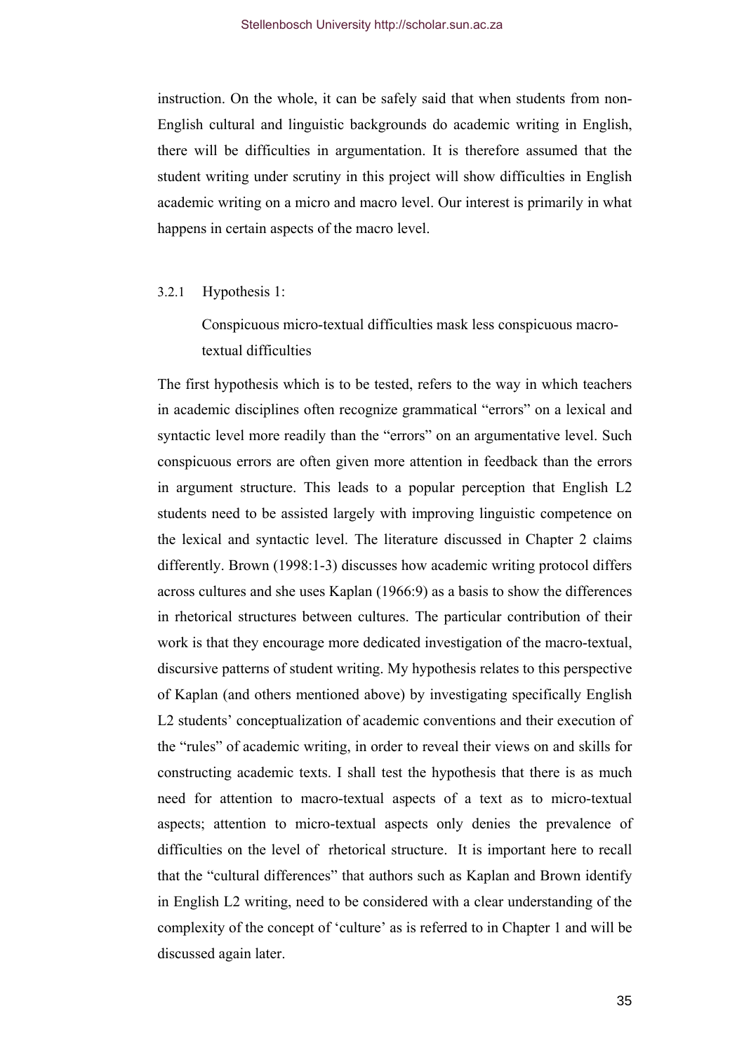instruction. On the whole, it can be safely said that when students from non-English cultural and linguistic backgrounds do academic writing in English, there will be difficulties in argumentation. It is therefore assumed that the student writing under scrutiny in this project will show difficulties in English academic writing on a micro and macro level. Our interest is primarily in what happens in certain aspects of the macro level.

### 3.2.1 Hypothesis 1:

Conspicuous micro-textual difficulties mask less conspicuous macro-textual difficulties

The first hypothesis which is to be tested, refers to the way in which teachers in academic disciplines often recognize grammatical "errors" on a lexical and syntactic level more readily than the "errors" on an argumentative level. Such conspicuous errors are often given more attention in feedback than the errors in argument structure. This leads to a popular perception that English L2 students need to be assisted largely with improving linguistic competence on the lexical and syntactic level. The literature discussed in Chapter 2 claims differently. Brown (1998:1-3) discusses how academic writing protocol differs across cultures and she uses Kaplan (1966:9) as a basis to show the differences in rhetorical structures between cultures. The particular contribution of their work is that they encourage more dedicated investigation of the macro-textual, discursive patterns of student writing. My hypothesis relates to this perspective of Kaplan (and others mentioned above) by investigating specifically English L2 students' conceptualization of academic conventions and their execution of the "rules" of academic writing, in order to reveal their views on and skills for constructing academic texts. I shall test the hypothesis that there is as much need for attention to macro-textual aspects of a text as to micro-textual aspects; attention to micro-textual aspects only denies the prevalence of difficulties on the level of rhetorical structure. It is important here to recall that the "cultural differences" that authors such as Kaplan and Brown identify in English L2 writing, need to be considered with a clear understanding of the complexity of the concept of 'culture' as is referred to in Chapter 1 and will be discussed again later.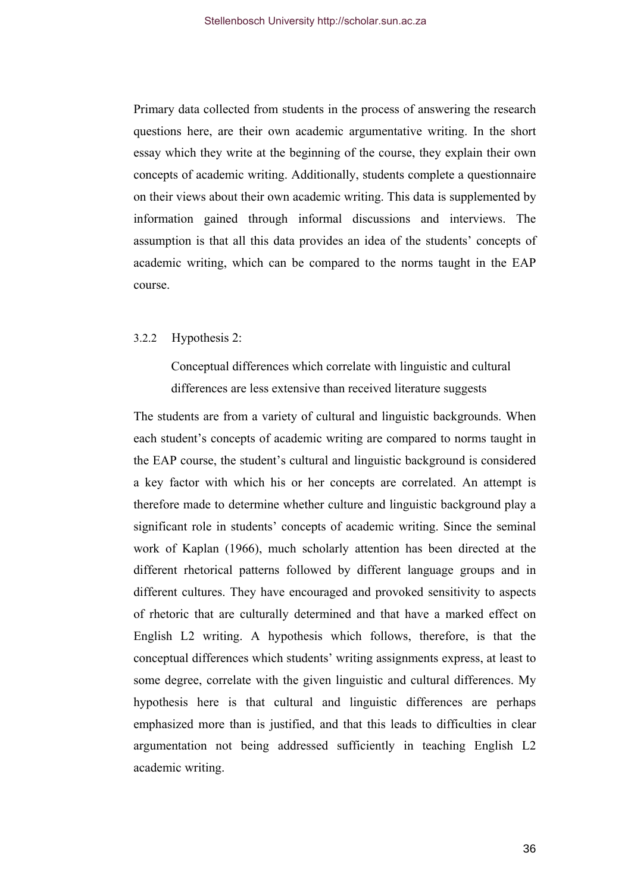Primary data collected from students in the process of answering the research questions here, are their own academic argumentative writing. In the short essay which they write at the beginning of the course, they explain their own concepts of academic writing. Additionally, students complete a questionnaire on their views about their own academic writing. This data is supplemented by information gained through informal discussions and interviews. The assumption is that all this data provides an idea of the students' concepts of academic writing, which can be compared to the norms taught in the EAP course.

### 3.2.2 Hypothesis 2:

> Conceptual differences which correlate with linguistic and cultural differences are less extensive than received literature suggests

The students are from a variety of cultural and linguistic backgrounds. When each student's concepts of academic writing are compared to norms taught in the EAP course, the student's cultural and linguistic background is considered a key factor with which his or her concepts are correlated. An attempt is therefore made to determine whether culture and linguistic background play a significant role in students' concepts of academic writing. Since the seminal work of Kaplan (1966), much scholarly attention has been directed at the different rhetorical patterns followed by different language groups and in different cultures. They have encouraged and provoked sensitivity to aspects of rhetoric that are culturally determined and that have a marked effect on English L2 writing. A hypothesis which follows, therefore, is that the conceptual differences which students' writing assignments express, at least to some degree, correlate with the given linguistic and cultural differences. My hypothesis here is that cultural and linguistic differences are perhaps emphasized more than is justified, and that this leads to difficulties in clear argumentation not being addressed sufficiently in teaching English L2 academic writing.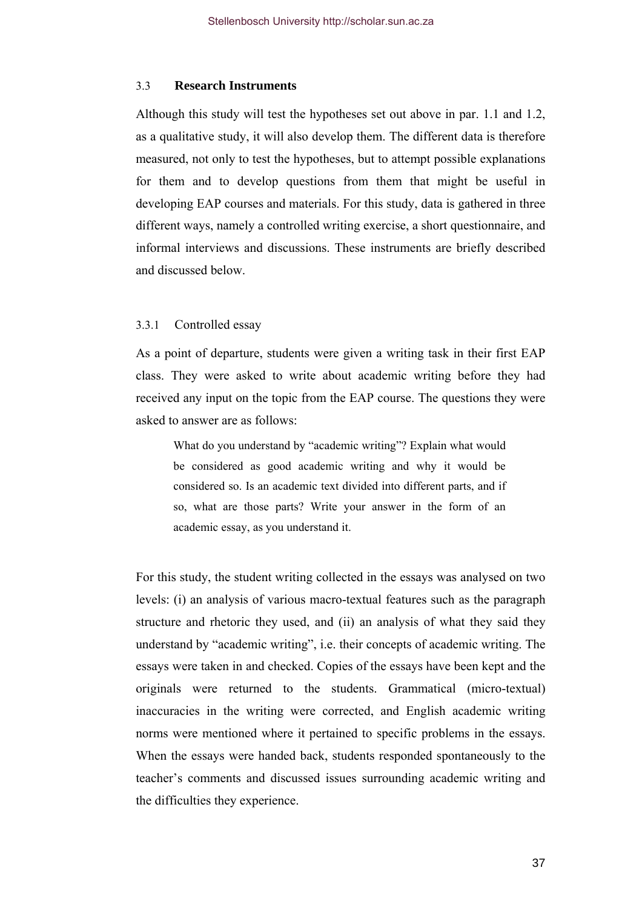## 3.3 Research Instruments

Although this study will test the hypotheses set out above in par. 1.1 and 1.2, as a qualitative study, it will also develop them. The different data is therefore measured, not only to test the hypotheses, but to attempt possible explanations for them and to develop questions from them that might be useful in developing EAP courses and materials. For this study, data is gathered in three different ways, namely a controlled writing exercise, a short questionnaire, and informal interviews and discussions. These instruments are briefly described and discussed below.

### 3.3.1 Controlled essay

As a point of departure, students were given a writing task in their first EAP class. They were asked to write about academic writing before they had received any input on the topic from the EAP course. The questions they were asked to answer are as follows:

> What do you understand by "academic writing"? Explain what would be considered as good academic writing and why it would be considered so. Is an academic text divided into different parts, and if so, what are those parts? Write your answer in the form of an academic essay, as you understand it.

For this study, the student writing collected in the essays was analysed on two levels: (i) an analysis of various macro-textual features such as the paragraph structure and rhetoric they used, and (ii) an analysis of what they said they understand by "academic writing", i.e. their concepts of academic writing. The essays were taken in and checked. Copies of the essays have been kept and the originals were returned to the students. Grammatical (micro-textual) inaccuracies in the writing were corrected, and English academic writing norms were mentioned where it pertained to specific problems in the essays. When the essays were handed back, students responded spontaneously to the teacher's comments and discussed issues surrounding academic writing and the difficulties they experience.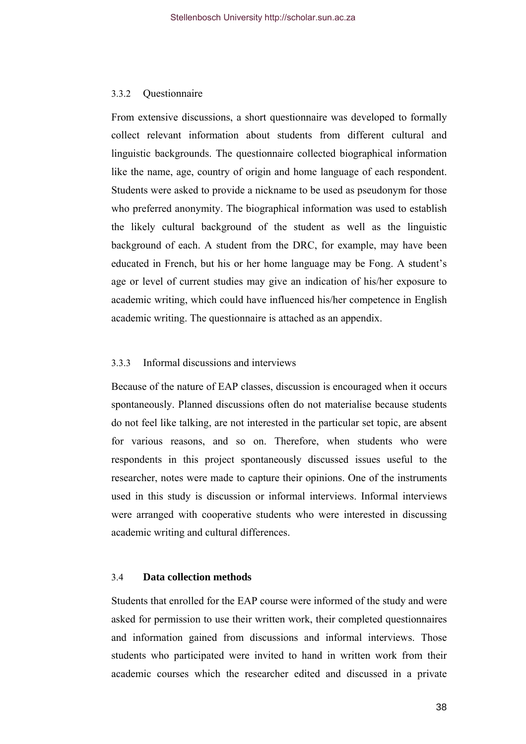### 3.3.2 Questionnaire

From extensive discussions, a short questionnaire was developed to formally collect relevant information about students from different cultural and linguistic backgrounds. The questionnaire collected biographical information like the name, age, country of origin and home language of each respondent. Students were asked to provide a nickname to be used as pseudonym for those who preferred anonymity. The biographical information was used to establish the likely cultural background of the student as well as the linguistic background of each. A student from the DRC, for example, may have been educated in French, but his or her home language may be Fong. A student's age or level of current studies may give an indication of his/her exposure to academic writing, which could have influenced his/her competence in English academic writing. The questionnaire is attached as an appendix.

### 3.3.3 Informal discussions and interviews

Because of the nature of EAP classes, discussion is encouraged when it occurs spontaneously. Planned discussions often do not materialise because students do not feel like talking, are not interested in the particular set topic, are absent for various reasons, and so on. Therefore, when students who were respondents in this project spontaneously discussed issues useful to the researcher, notes were made to capture their opinions. One of the instruments used in this study is discussion or informal interviews. Informal interviews were arranged with cooperative students who were interested in discussing academic writing and cultural differences.

## 3.4 **Data collection methods**

Students that enrolled for the EAP course were informed of the study and were asked for permission to use their written work, their completed questionnaires and information gained from discussions and informal interviews. Those students who participated were invited to hand in written work from their academic courses which the researcher edited and discussed in a private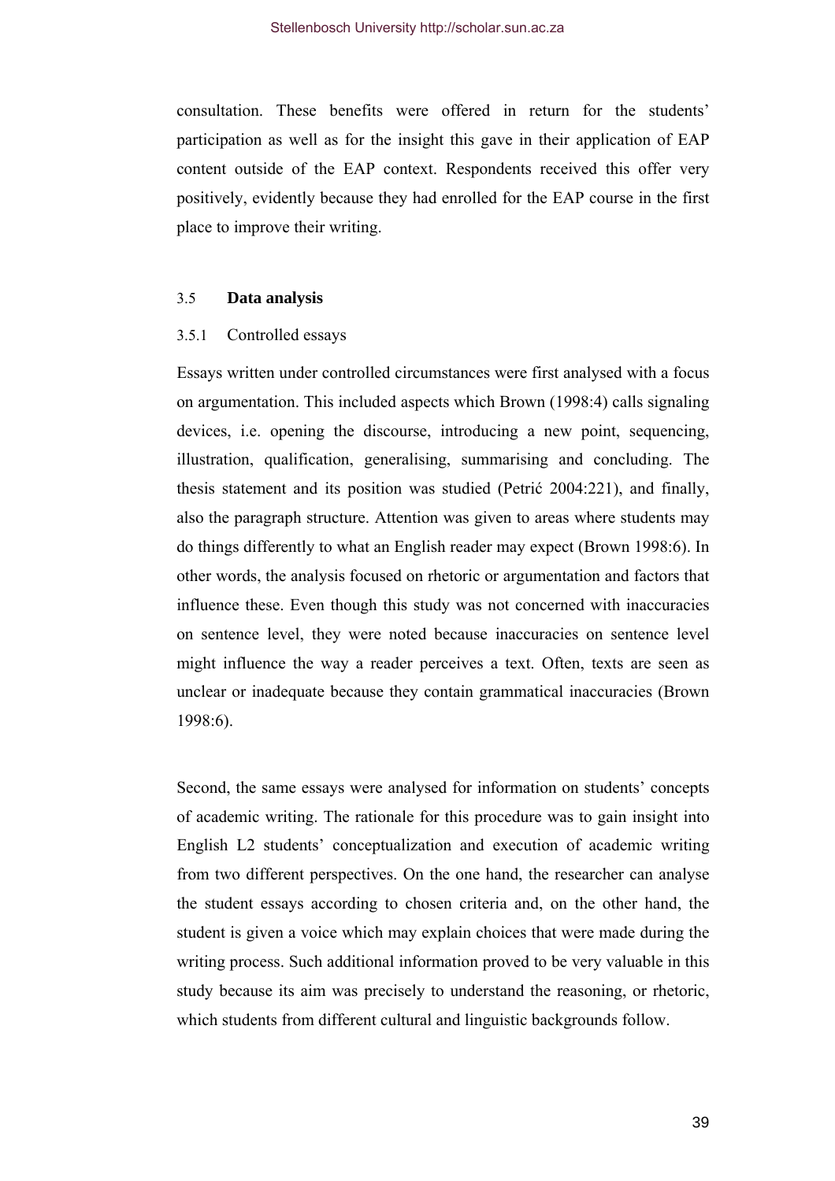consultation. These benefits were offered in return for the students' participation as well as for the insight this gave in their application of EAP content outside of the EAP context. Respondents received this offer very positively, evidently because they had enrolled for the EAP course in the first place to improve their writing.

## 3.5 Data analysis

### 3.5.1 Controlled essays

Essays written under controlled circumstances were first analysed with a focus on argumentation. This included aspects which Brown (1998:4) calls signaling devices, i.e. opening the discourse, introducing a new point, sequencing, illustration, qualification, generalising, summarising and concluding. The thesis statement and its position was studied (Petrić 2004:221), and finally, also the paragraph structure. Attention was given to areas where students may do things differently to what an English reader may expect (Brown 1998:6). In other words, the analysis focused on rhetoric or argumentation and factors that influence these. Even though this study was not concerned with inaccuracies on sentence level, they were noted because inaccuracies on sentence level might influence the way a reader perceives a text. Often, texts are seen as unclear or inadequate because they contain grammatical inaccuracies (Brown 1998:6).

Second, the same essays were analysed for information on students' concepts of academic writing. The rationale for this procedure was to gain insight into English L2 students' conceptualization and execution of academic writing from two different perspectives. On the one hand, the researcher can analyse the student essays according to chosen criteria and, on the other hand, the student is given a voice which may explain choices that were made during the writing process. Such additional information proved to be very valuable in this study because its aim was precisely to understand the reasoning, or rhetoric, which students from different cultural and linguistic backgrounds follow.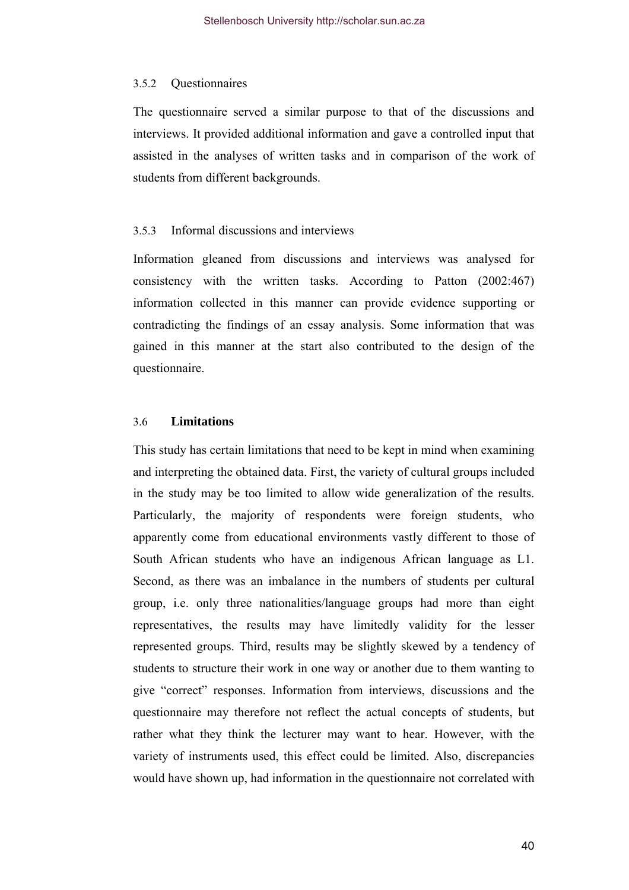### 3.5.2 Questionnaires

The questionnaire served a similar purpose to that of the discussions and interviews. It provided additional information and gave a controlled input that assisted in the analyses of written tasks and in comparison of the work of students from different backgrounds.

### 3.5.3 Informal discussions and interviews

Information gleaned from discussions and interviews was analysed for consistency with the written tasks. According to Patton (2002:467) information collected in this manner can provide evidence supporting or contradicting the findings of an essay analysis. Some information that was gained in this manner at the start also contributed to the design of the questionnaire.

## 3.6 **Limitations**

This study has certain limitations that need to be kept in mind when examining and interpreting the obtained data. First, the variety of cultural groups included in the study may be too limited to allow wide generalization of the results. Particularly, the majority of respondents were foreign students, who apparently come from educational environments vastly different to those of South African students who have an indigenous African language as L1. Second, as there was an imbalance in the numbers of students per cultural group, i.e. only three nationalities/language groups had more than eight representatives, the results may have limitedly validity for the lesser represented groups. Third, results may be slightly skewed by a tendency of students to structure their work in one way or another due to them wanting to give "correct" responses. Information from interviews, discussions and the questionnaire may therefore not reflect the actual concepts of students, but rather what they think the lecturer may want to hear. However, with the variety of instruments used, this effect could be limited. Also, discrepancies would have shown up, had information in the questionnaire not correlated with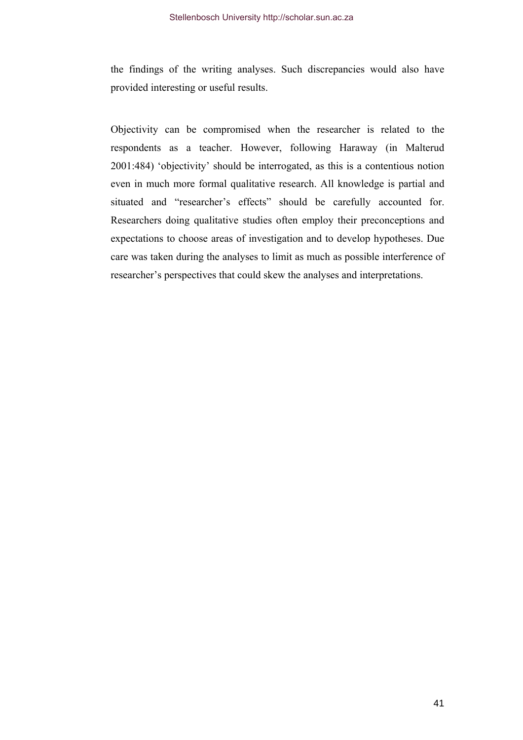the findings of the writing analyses. Such discrepancies would also have provided interesting or useful results.

Objectivity can be compromised when the researcher is related to the respondents as a teacher. However, following Haraway (in Malterud 2001:484) 'objectivity' should be interrogated, as this is a contentious notion even in much more formal qualitative research. All knowledge is partial and situated and "researcher's effects" should be carefully accounted for. Researchers doing qualitative studies often employ their preconceptions and expectations to choose areas of investigation and to develop hypotheses. Due care was taken during the analyses to limit as much as possible interference of researcher's perspectives that could skew the analyses and interpretations.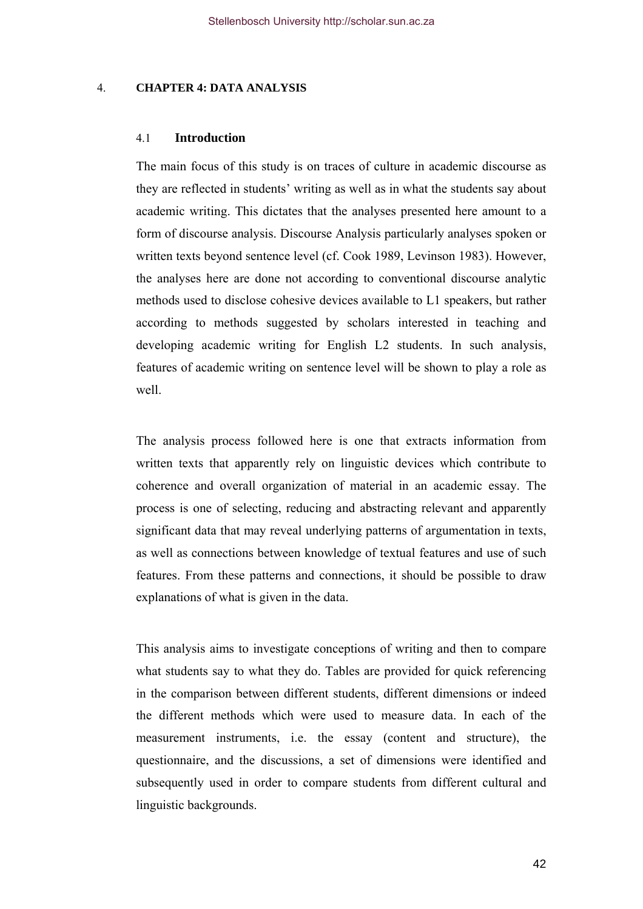# 4. CHAPTER 4: DATA ANALYSIS

## 4.1 Introduction

The main focus of this study is on traces of culture in academic discourse as they are reflected in students' writing as well as in what the students say about academic writing. This dictates that the analyses presented here amount to a form of discourse analysis. Discourse Analysis particularly analyses spoken or written texts beyond sentence level (cf. Cook 1989, Levinson 1983). However, the analyses here are done not according to conventional discourse analytic methods used to disclose cohesive devices available to L1 speakers, but rather according to methods suggested by scholars interested in teaching and developing academic writing for English L2 students. In such analysis, features of academic writing on sentence level will be shown to play a role as well.

The analysis process followed here is one that extracts information from written texts that apparently rely on linguistic devices which contribute to coherence and overall organization of material in an academic essay. The process is one of selecting, reducing and abstracting relevant and apparently significant data that may reveal underlying patterns of argumentation in texts, as well as connections between knowledge of textual features and use of such features. From these patterns and connections, it should be possible to draw explanations of what is given in the data.

This analysis aims to investigate conceptions of writing and then to compare what students say to what they do. Tables are provided for quick referencing in the comparison between different students, different dimensions or indeed the different methods which were used to measure data. In each of the measurement instruments, i.e. the essay (content and structure), the questionnaire, and the discussions, a set of dimensions were identified and subsequently used in order to compare students from different cultural and linguistic backgrounds.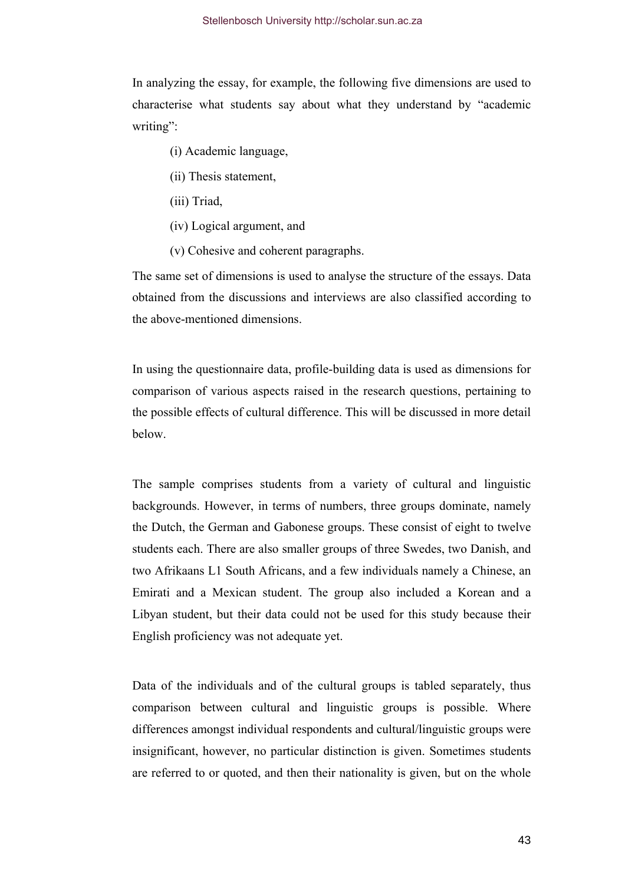In analyzing the essay, for example, the following five dimensions are used to characterise what students say about what they understand by "academic writing":

(i) Academic language,

(ii) Thesis statement,

(iii) Triad,

(iv) Logical argument, and

(v) Cohesive and coherent paragraphs.

The same set of dimensions is used to analyse the structure of the essays. Data obtained from the discussions and interviews are also classified according to the above-mentioned dimensions.

In using the questionnaire data, profile-building data is used as dimensions for comparison of various aspects raised in the research questions, pertaining to the possible effects of cultural difference. This will be discussed in more detail below.

The sample comprises students from a variety of cultural and linguistic backgrounds. However, in terms of numbers, three groups dominate, namely the Dutch, the German and Gabonese groups. These consist of eight to twelve students each. There are also smaller groups of three Swedes, two Danish, and two Afrikaans L1 South Africans, and a few individuals namely a Chinese, an Emirati and a Mexican student. The group also included a Korean and a Libyan student, but their data could not be used for this study because their English proficiency was not adequate yet.

Data of the individuals and of the cultural groups is tabled separately, thus comparison between cultural and linguistic groups is possible. Where differences amongst individual respondents and cultural/linguistic groups were insignificant, however, no particular distinction is given. Sometimes students are referred to or quoted, and then their nationality is given, but on the whole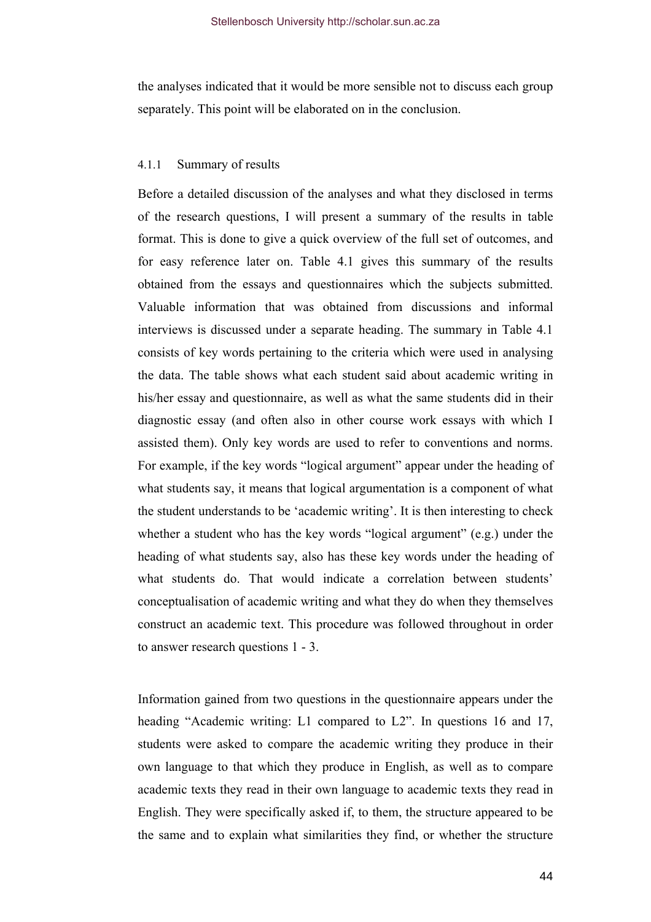the analyses indicated that it would be more sensible not to discuss each group separately. This point will be elaborated on in the conclusion.

#### 4.1.1 Summary of results

Before a detailed discussion of the analyses and what they disclosed in terms of the research questions, I will present a summary of the results in table format. This is done to give a quick overview of the full set of outcomes, and for easy reference later on. Table 4.1 gives this summary of the results obtained from the essays and questionnaires which the subjects submitted. Valuable information that was obtained from discussions and informal interviews is discussed under a separate heading. The summary in Table 4.1 consists of key words pertaining to the criteria which were used in analysing the data. The table shows what each student said about academic writing in his/her essay and questionnaire, as well as what the same students did in their diagnostic essay (and often also in other course work essays with which I assisted them). Only key words are used to refer to conventions and norms. For example, if the key words "logical argument" appear under the heading of what students say, it means that logical argumentation is a component of what the student understands to be 'academic writing'. It is then interesting to check whether a student who has the key words "logical argument" (e.g.) under the heading of what students say, also has these key words under the heading of what students do. That would indicate a correlation between students' conceptualisation of academic writing and what they do when they themselves construct an academic text. This procedure was followed throughout in order to answer research questions 1 - 3.

Information gained from two questions in the questionnaire appears under the heading "Academic writing: L1 compared to L2". In questions 16 and 17, students were asked to compare the academic writing they produce in their own language to that which they produce in English, as well as to compare academic texts they read in their own language to academic texts they read in English. They were specifically asked if, to them, the structure appeared to be the same and to explain what similarities they find, or whether the structure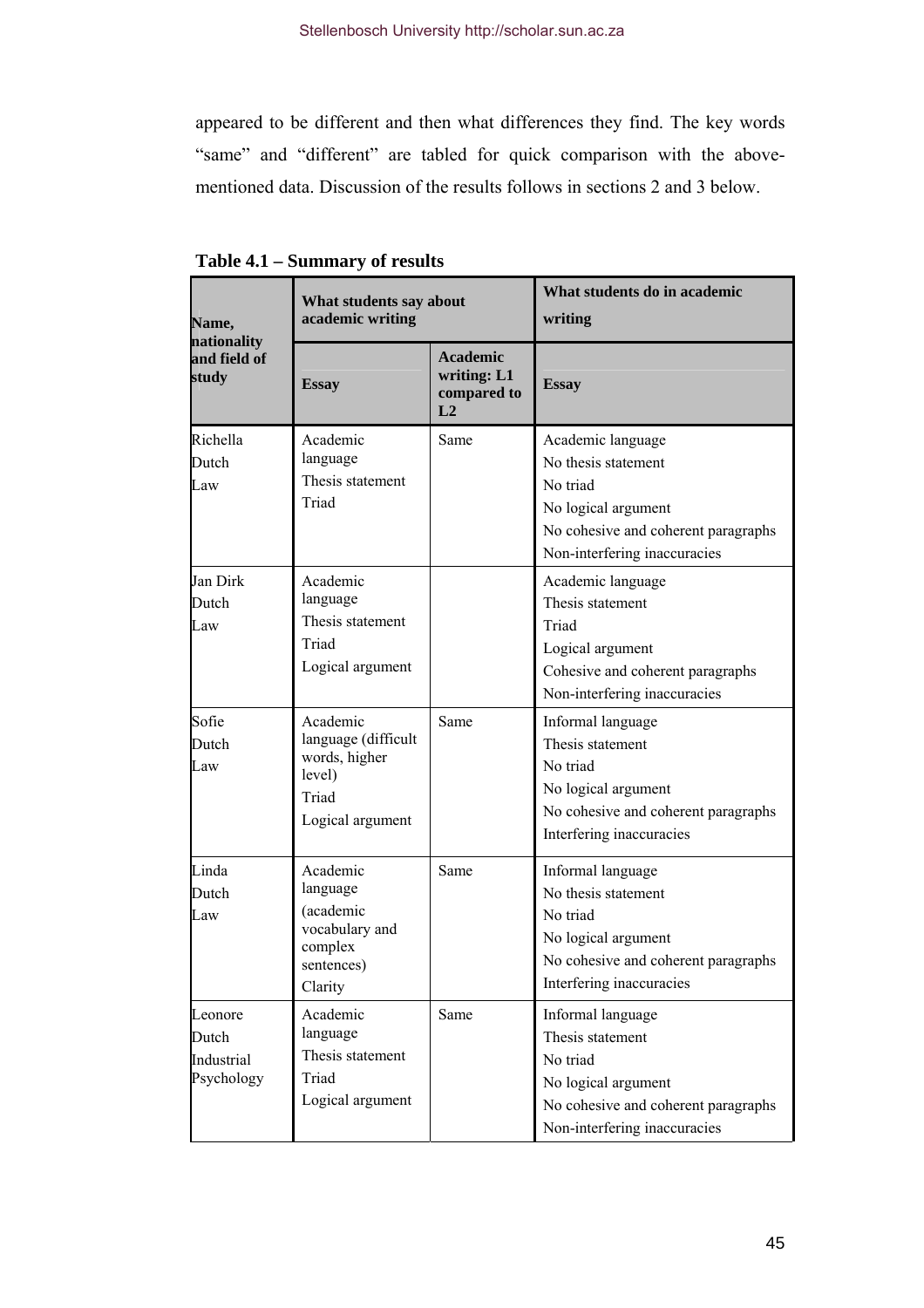appeared to be different and then what differences they find. The key words "same" and "different" are tabled for quick comparison with the above-mentioned data. Discussion of the results follows in sections 2 and 3 below.

**Table 4.1 – Summary of results**

| Name, nationality and field of study | What students say about academic writing | | What students do in academic writing |
|---|---|---|---|
| | **Essay** | **Academic writing: L1 compared to L2** | **Essay** |
| Richella<br>Dutch<br>Law | Academic language<br>Thesis statement<br>Triad | Same | Academic language<br>No thesis statement<br>No triad<br>No logical argument<br>No cohesive and coherent paragraphs<br>Non-interfering inaccuracies |
| Jan Dirk<br>Dutch<br>Law | Academic language<br>Thesis statement<br>Triad<br>Logical argument | | Academic language<br>Thesis statement<br>Triad<br>Logical argument<br>Cohesive and coherent paragraphs<br>Non-interfering inaccuracies |
| Sofie<br>Dutch<br>Law | Academic language (difficult words, higher level)<br>Triad<br>Logical argument | Same | Informal language<br>Thesis statement<br>No triad<br>No logical argument<br>No cohesive and coherent paragraphs<br>Interfering inaccuracies |
| Linda<br>Dutch<br>Law | Academic language (academic vocabulary and complex sentences)<br>Clarity | Same | Informal language<br>No thesis statement<br>No triad<br>No logical argument<br>No cohesive and coherent paragraphs<br>Interfering inaccuracies |
| Leonore<br>Dutch<br>Industrial Psychology | Academic language<br>Thesis statement<br>Triad<br>Logical argument | Same | Informal language<br>Thesis statement<br>No triad<br>No logical argument<br>No cohesive and coherent paragraphs<br>Non-interfering inaccuracies |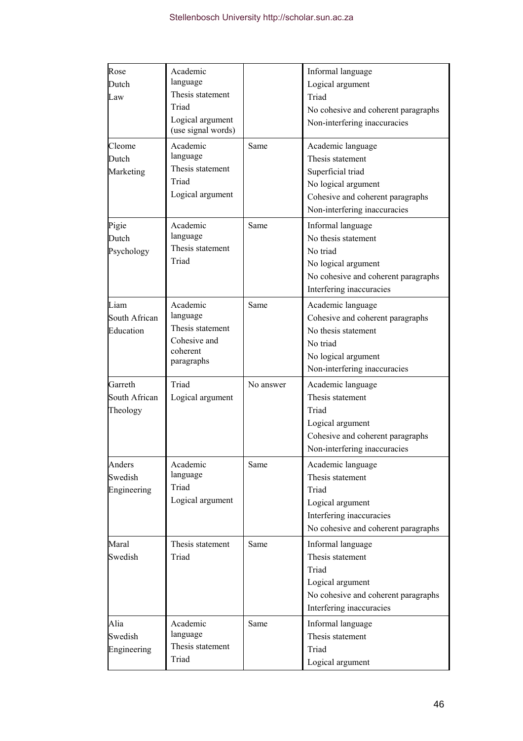| | | | |
|---|---|---|---|
| Rose<br>Dutch<br>Law | Academic language<br>Thesis statement<br>Triad<br>Logical argument (use signal words) | | Informal language<br>Logical argument<br>Triad<br>No cohesive and coherent paragraphs<br>Non-interfering inaccuracies |
| Cleome<br>Dutch<br>Marketing | Academic language<br>Thesis statement<br>Triad<br>Logical argument | Same | Academic language<br>Thesis statement<br>Superficial triad<br>No logical argument<br>Cohesive and coherent paragraphs<br>Non-interfering inaccuracies |
| Pigie<br>Dutch<br>Psychology | Academic language<br>Thesis statement<br>Triad | Same | Informal language<br>No thesis statement<br>No triad<br>No logical argument<br>No cohesive and coherent paragraphs<br>Interfering inaccuracies |
| Liam<br>South African<br>Education | Academic language<br>Thesis statement<br>Cohesive and coherent paragraphs | Same | Academic language<br>Cohesive and coherent paragraphs<br>No thesis statement<br>No triad<br>No logical argument<br>Non-interfering inaccuracies |
| Garreth<br>South African<br>Theology | Triad<br>Logical argument | No answer | Academic language<br>Thesis statement<br>Triad<br>Logical argument<br>Cohesive and coherent paragraphs<br>Non-interfering inaccuracies |
| Anders<br>Swedish<br>Engineering | Academic language<br>Triad<br>Logical argument | Same | Academic language<br>Thesis statement<br>Triad<br>Logical argument<br>Interfering inaccuracies<br>No cohesive and coherent paragraphs |
| Maral<br>Swedish | Thesis statement<br>Triad | Same | Informal language<br>Thesis statement<br>Triad<br>Logical argument<br>No cohesive and coherent paragraphs<br>Interfering inaccuracies |
| Alia<br>Swedish<br>Engineering | Academic language<br>Thesis statement<br>Triad | Same | Informal language<br>Thesis statement<br>Triad<br>Logical argument |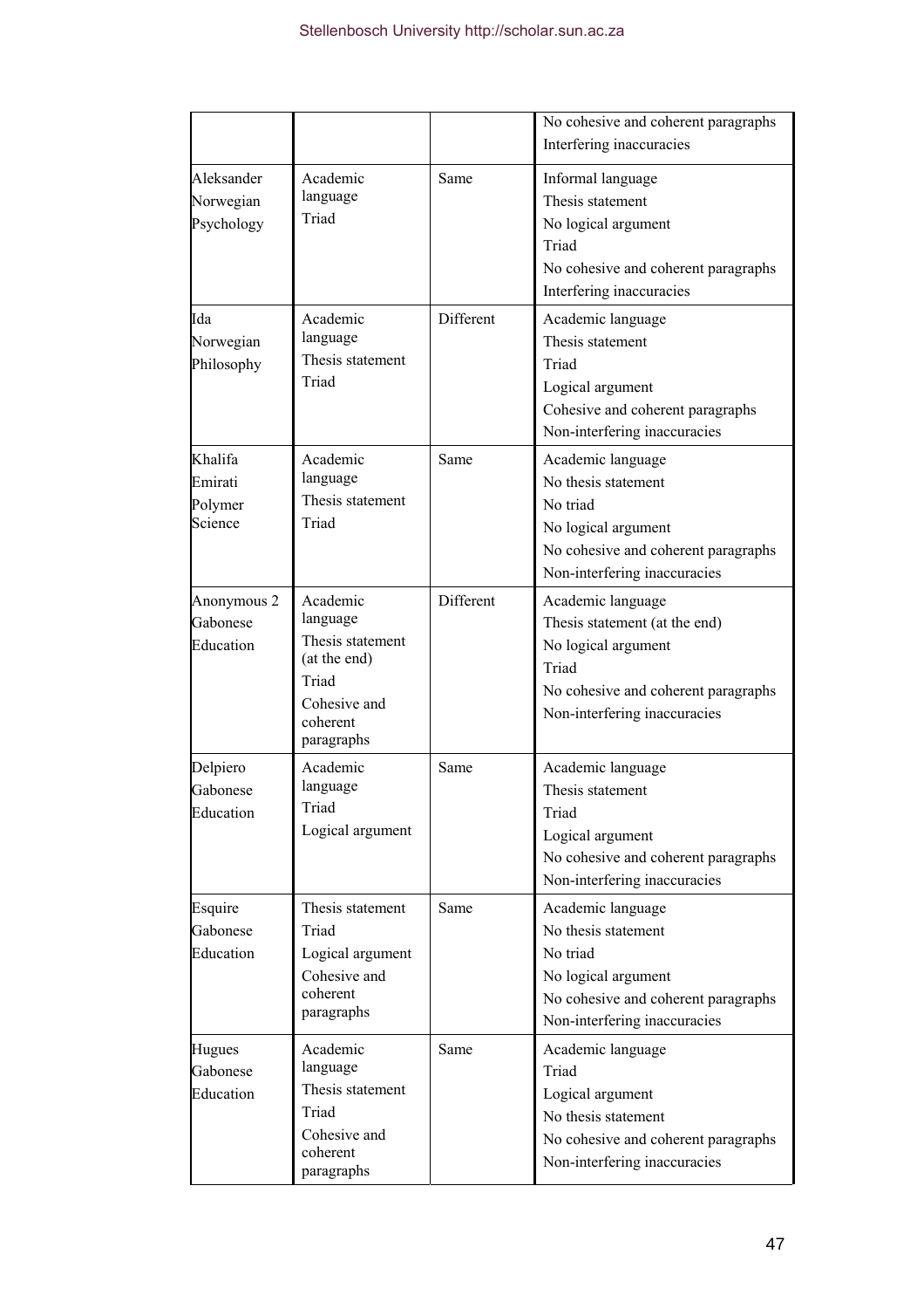| | | | |
|---|---|---|---|
| | | | No cohesive and coherent paragraphs<br>Interfering inaccuracies |
| Aleksander<br>Norwegian<br>Psychology | Academic language<br>Triad | Same | Informal language<br>Thesis statement<br>No logical argument<br>Triad<br>No cohesive and coherent paragraphs<br>Interfering inaccuracies |
| Ida<br>Norwegian<br>Philosophy | Academic language<br>Thesis statement<br>Triad | Different | Academic language<br>Thesis statement<br>Triad<br>Logical argument<br>Cohesive and coherent paragraphs<br>Non-interfering inaccuracies |
| Khalifa<br>Emirati<br>Polymer Science | Academic language<br>Thesis statement<br>Triad | Same | Academic language<br>No thesis statement<br>No triad<br>No logical argument<br>No cohesive and coherent paragraphs<br>Non-interfering inaccuracies |
| Anonymous 2<br>Gabonese<br>Education | Academic language<br>Thesis statement (at the end)<br>Triad<br>Cohesive and coherent paragraphs | Different | Academic language<br>Thesis statement (at the end)<br>No logical argument<br>Triad<br>No cohesive and coherent paragraphs<br>Non-interfering inaccuracies |
| Delpiero<br>Gabonese<br>Education | Academic language<br>Triad<br>Logical argument | Same | Academic language<br>Thesis statement<br>Triad<br>Logical argument<br>No cohesive and coherent paragraphs<br>Non-interfering inaccuracies |
| Esquire<br>Gabonese<br>Education | Thesis statement<br>Triad<br>Logical argument<br>Cohesive and coherent paragraphs | Same | Academic language<br>No thesis statement<br>No triad<br>No logical argument<br>No cohesive and coherent paragraphs<br>Non-interfering inaccuracies |
| Hugues<br>Gabonese<br>Education | Academic language<br>Thesis statement<br>Triad<br>Cohesive and coherent paragraphs | Same | Academic language<br>Triad<br>Logical argument<br>No thesis statement<br>No cohesive and coherent paragraphs<br>Non-interfering inaccuracies |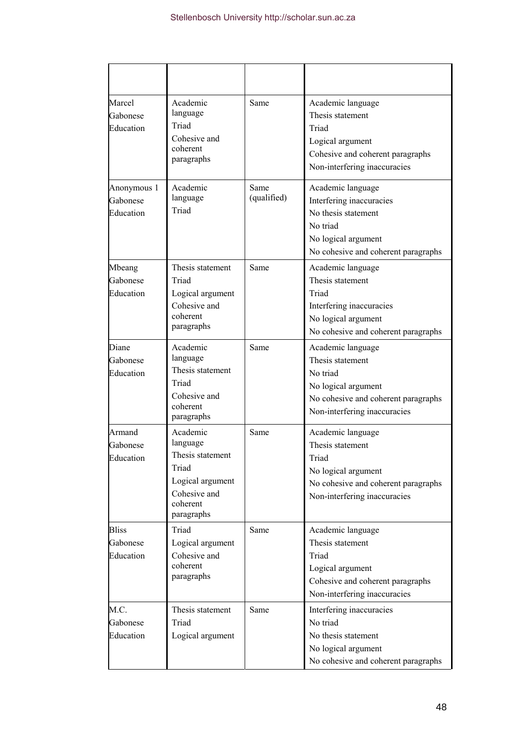| | | | |
|---|---|---|---|
| Marcel<br>Gabonese<br>Education | Academic language<br>Triad<br>Cohesive and coherent paragraphs | Same | Academic language<br>Thesis statement<br>Triad<br>Logical argument<br>Cohesive and coherent paragraphs<br>Non-interfering inaccuracies |
| Anonymous 1<br>Gabonese<br>Education | Academic language<br>Triad | Same (qualified) | Academic language<br>Interfering inaccuracies<br>No thesis statement<br>No triad<br>No logical argument<br>No cohesive and coherent paragraphs |
| Mbeang<br>Gabonese<br>Education | Thesis statement<br>Triad<br>Logical argument<br>Cohesive and coherent paragraphs | Same | Academic language<br>Thesis statement<br>Triad<br>Interfering inaccuracies<br>No logical argument<br>No cohesive and coherent paragraphs |
| Diane<br>Gabonese<br>Education | Academic language<br>Thesis statement<br>Triad<br>Cohesive and coherent paragraphs | Same | Academic language<br>Thesis statement<br>No triad<br>No logical argument<br>No cohesive and coherent paragraphs<br>Non-interfering inaccuracies |
| Armand<br>Gabonese<br>Education | Academic language<br>Thesis statement<br>Triad<br>Logical argument<br>Cohesive and coherent paragraphs | Same | Academic language<br>Thesis statement<br>Triad<br>No logical argument<br>No cohesive and coherent paragraphs<br>Non-interfering inaccuracies |
| Bliss<br>Gabonese<br>Education | Triad<br>Logical argument<br>Cohesive and coherent paragraphs | Same | Academic language<br>Thesis statement<br>Triad<br>Logical argument<br>Cohesive and coherent paragraphs<br>Non-interfering inaccuracies |
| M.C.<br>Gabonese<br>Education | Thesis statement<br>Triad<br>Logical argument | Same | Interfering inaccuracies<br>No triad<br>No thesis statement<br>No logical argument<br>No cohesive and coherent paragraphs |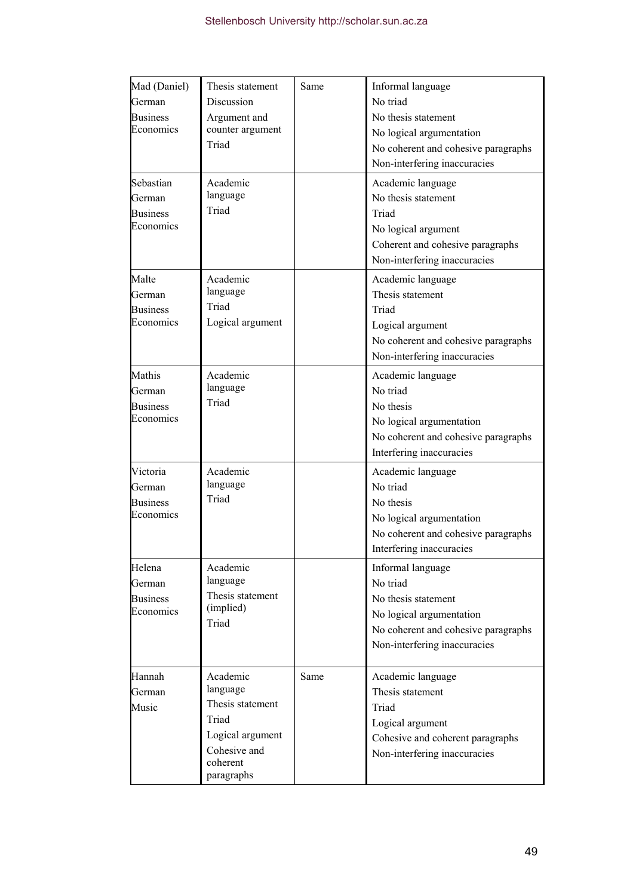| | | | |
|---|---|---|---|
| Mad (Daniel)<br>German<br>Business Economics | Thesis statement<br>Discussion<br>Argument and counter argument<br>Triad | Same | Informal language<br>No triad<br>No thesis statement<br>No logical argumentation<br>No coherent and cohesive paragraphs<br>Non-interfering inaccuracies |
| Sebastian<br>German<br>Business Economics | Academic language<br>Triad | | Academic language<br>No thesis statement<br>Triad<br>No logical argument<br>Coherent and cohesive paragraphs<br>Non-interfering inaccuracies |
| Malte<br>German<br>Business Economics | Academic language<br>Triad<br>Logical argument | | Academic language<br>Thesis statement<br>Triad<br>Logical argument<br>No coherent and cohesive paragraphs<br>Non-interfering inaccuracies |
| Mathis<br>German<br>Business Economics | Academic language<br>Triad | | Academic language<br>No triad<br>No thesis<br>No logical argumentation<br>No coherent and cohesive paragraphs<br>Interfering inaccuracies |
| Victoria<br>German<br>Business Economics | Academic language<br>Triad | | Academic language<br>No triad<br>No thesis<br>No logical argumentation<br>No coherent and cohesive paragraphs<br>Interfering inaccuracies |
| Helena<br>German<br>Business Economics | Academic language<br>Thesis statement (implied)<br>Triad | | Informal language<br>No triad<br>No thesis statement<br>No logical argumentation<br>No coherent and cohesive paragraphs<br>Non-interfering inaccuracies |
| Hannah<br>German<br>Music | Academic language<br>Thesis statement<br>Triad<br>Logical argument<br>Cohesive and coherent paragraphs | Same | Academic language<br>Thesis statement<br>Triad<br>Logical argument<br>Cohesive and coherent paragraphs<br>Non-interfering inaccuracies |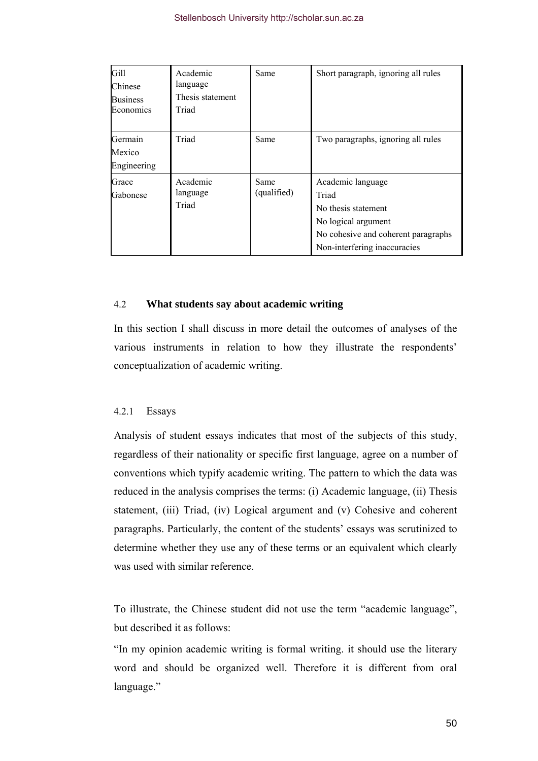| | | | |
|---|---|---|---|
| Gill<br>Chinese<br>Business Economics | Academic language<br>Thesis statement<br>Triad | Same | Short paragraph, ignoring all rules |
| Germain<br>Mexico<br>Engineering | Triad | Same | Two paragraphs, ignoring all rules |
| Grace<br>Gabonese | Academic language<br>Triad | Same (qualified) | Academic language<br>Triad<br>No thesis statement<br>No logical argument<br>No cohesive and coherent paragraphs<br>Non-interfering inaccuracies |

### 4.2 **What students say about academic writing**

In this section I shall discuss in more detail the outcomes of analyses of the various instruments in relation to how they illustrate the respondents' conceptualization of academic writing.

#### 4.2.1 Essays

Analysis of student essays indicates that most of the subjects of this study, regardless of their nationality or specific first language, agree on a number of conventions which typify academic writing. The pattern to which the data was reduced in the analysis comprises the terms: (i) Academic language, (ii) Thesis statement, (iii) Triad, (iv) Logical argument and (v) Cohesive and coherent paragraphs. Particularly, the content of the students' essays was scrutinized to determine whether they use any of these terms or an equivalent which clearly was used with similar reference.

To illustrate, the Chinese student did not use the term "academic language", but described it as follows:

"In my opinion academic writing is formal writing. it should use the literary word and should be organized well. Therefore it is different from oral language."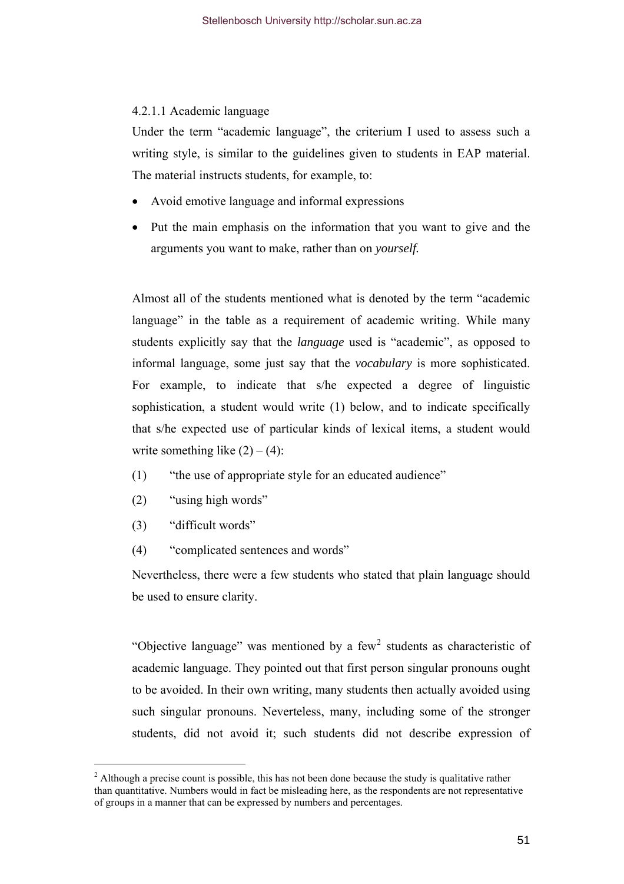#### 4.2.1.1 Academic language

Under the term "academic language", the criterium I used to assess such a writing style, is similar to the guidelines given to students in EAP material. The material instructs students, for example, to:

- Avoid emotive language and informal expressions
- Put the main emphasis on the information that you want to give and the arguments you want to make, rather than on *yourself.*

Almost all of the students mentioned what is denoted by the term "academic language" in the table as a requirement of academic writing. While many students explicitly say that the *language* used is "academic", as opposed to informal language, some just say that the *vocabulary* is more sophisticated. For example, to indicate that s/he expected a degree of linguistic sophistication, a student would write (1) below, and to indicate specifically that s/he expected use of particular kinds of lexical items, a student would write something like (2) – (4):

(1) "the use of appropriate style for an educated audience"

(2) "using high words"

(3) "difficult words"

(4) "complicated sentences and words"

Nevertheless, there were a few students who stated that plain language should be used to ensure clarity.

"Objective language" was mentioned by a few[2] students as characteristic of academic language. They pointed out that first person singular pronouns ought to be avoided. In their own writing, many students then actually avoided using such singular pronouns. Neverteless, many, including some of the stronger students, did not avoid it; such students did not describe expression of

[2] Although a precise count is possible, this has not been done because the study is qualitative rather than quantitative. Numbers would in fact be misleading here, as the respondents are not representative of groups in a manner that can be expressed by numbers and percentages.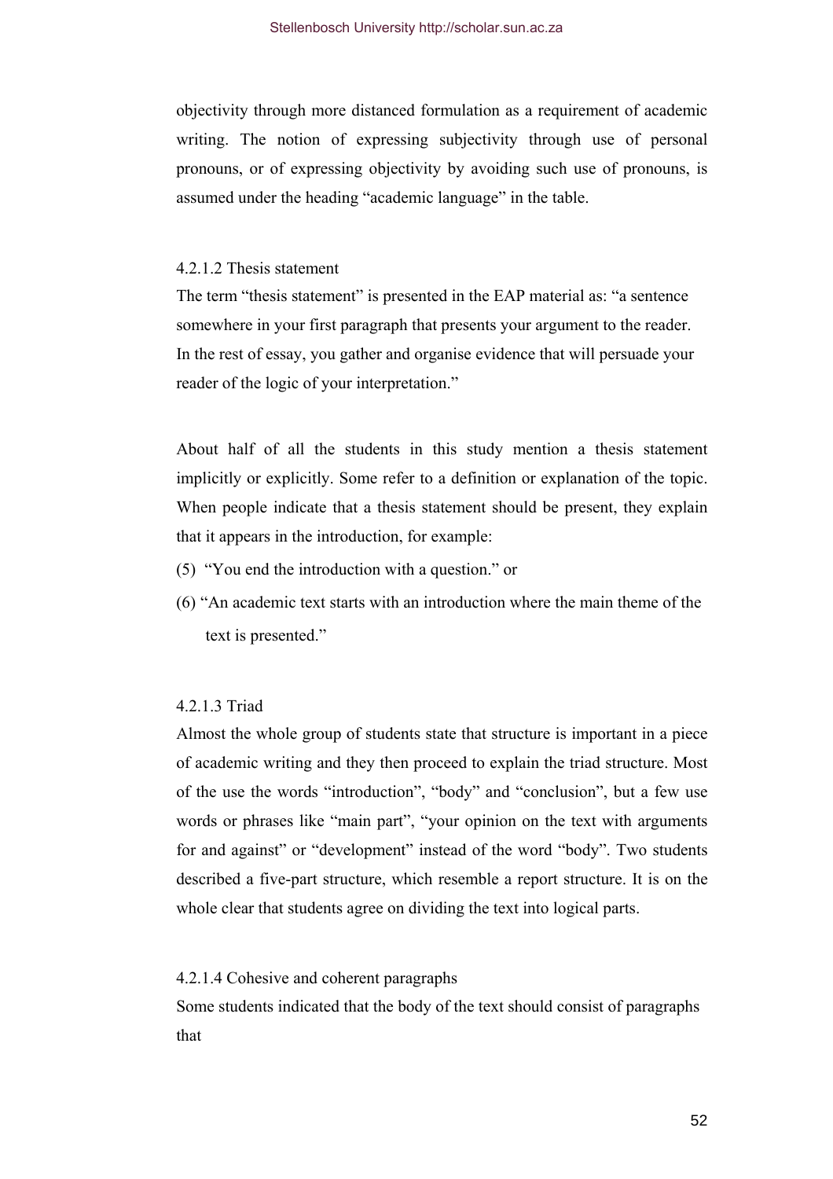objectivity through more distanced formulation as a requirement of academic writing. The notion of expressing subjectivity through use of personal pronouns, or of expressing objectivity by avoiding such use of pronouns, is assumed under the heading "academic language" in the table.

#### 4.2.1.2 Thesis statement

The term "thesis statement" is presented in the EAP material as: "a sentence somewhere in your first paragraph that presents your argument to the reader. In the rest of essay, you gather and organise evidence that will persuade your reader of the logic of your interpretation."

About half of all the students in this study mention a thesis statement implicitly or explicitly. Some refer to a definition or explanation of the topic. When people indicate that a thesis statement should be present, they explain that it appears in the introduction, for example:

(5) "You end the introduction with a question." or

(6) "An academic text starts with an introduction where the main theme of the text is presented."

#### 4.2.1.3 Triad

Almost the whole group of students state that structure is important in a piece of academic writing and they then proceed to explain the triad structure. Most of the use the words "introduction", "body" and "conclusion", but a few use words or phrases like "main part", "your opinion on the text with arguments for and against" or "development" instead of the word "body". Two students described a five-part structure, which resemble a report structure. It is on the whole clear that students agree on dividing the text into logical parts.

#### 4.2.1.4 Cohesive and coherent paragraphs

Some students indicated that the body of the text should consist of paragraphs that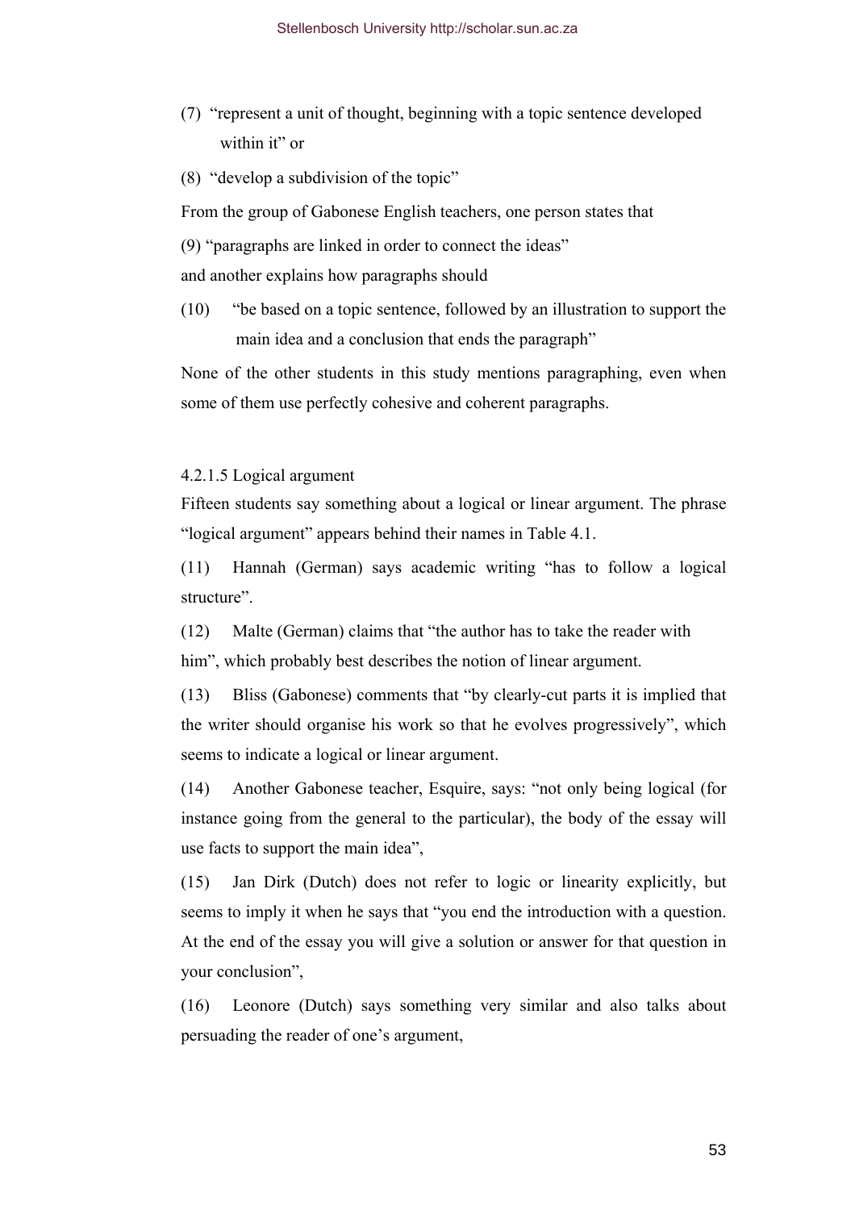(7) "represent a unit of thought, beginning with a topic sentence developed within it" or

(8) "develop a subdivision of the topic"

From the group of Gabonese English teachers, one person states that

(9) "paragraphs are linked in order to connect the ideas"

and another explains how paragraphs should

(10) "be based on a topic sentence, followed by an illustration to support the main idea and a conclusion that ends the paragraph"

None of the other students in this study mentions paragraphing, even when some of them use perfectly cohesive and coherent paragraphs.

#### 4.2.1.5 Logical argument

Fifteen students say something about a logical or linear argument. The phrase "logical argument" appears behind their names in Table 4.1.

(11) Hannah (German) says academic writing "has to follow a logical structure".

(12) Malte (German) claims that "the author has to take the reader with him", which probably best describes the notion of linear argument.

(13) Bliss (Gabonese) comments that "by clearly-cut parts it is implied that the writer should organise his work so that he evolves progressively", which seems to indicate a logical or linear argument.

(14) Another Gabonese teacher, Esquire, says: "not only being logical (for instance going from the general to the particular), the body of the essay will use facts to support the main idea",

(15) Jan Dirk (Dutch) does not refer to logic or linearity explicitly, but seems to imply it when he says that "you end the introduction with a question. At the end of the essay you will give a solution or answer for that question in your conclusion",

(16) Leonore (Dutch) says something very similar and also talks about persuading the reader of one's argument,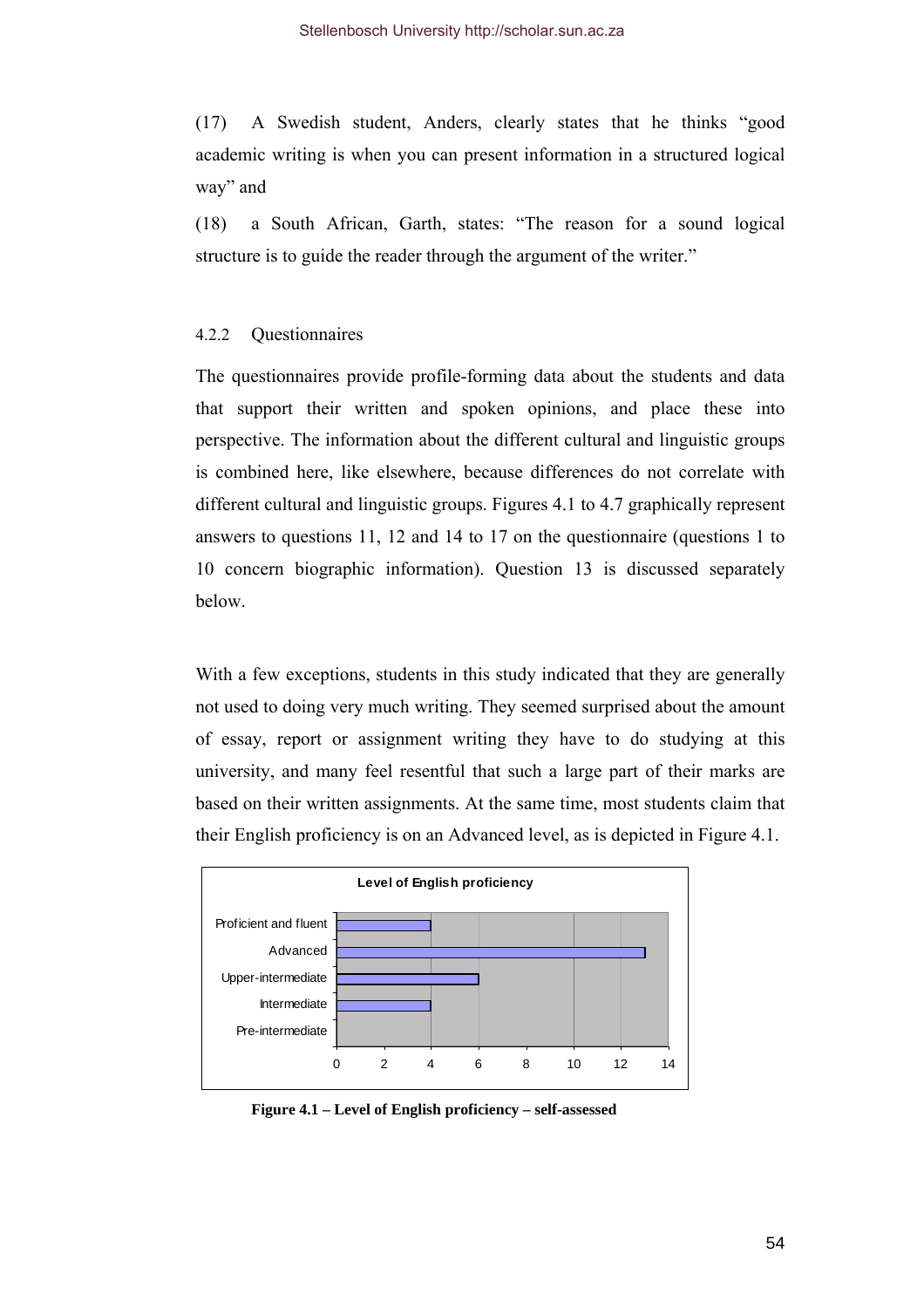(17) A Swedish student, Anders, clearly states that he thinks "good academic writing is when you can present information in a structured logical way" and

(18) a South African, Garth, states: "The reason for a sound logical structure is to guide the reader through the argument of the writer."

### 4.2.2 Questionnaires

The questionnaires provide profile-forming data about the students and data that support their written and spoken opinions, and place these into perspective. The information about the different cultural and linguistic groups is combined here, like elsewhere, because differences do not correlate with different cultural and linguistic groups. Figures 4.1 to 4.7 graphically represent answers to questions 11, 12 and 14 to 17 on the questionnaire (questions 1 to 10 concern biographic information). Question 13 is discussed separately below.

With a few exceptions, students in this study indicated that they are generally not used to doing very much writing. They seemed surprised about the amount of essay, report or assignment writing they have to do studying at this university, and many feel resentful that such a large part of their marks are based on their written assignments. At the same time, most students claim that their English proficiency is on an Advanced level, as is depicted in Figure 4.1.

**Level of English proficiency**

| Level | Number of students |
|---|---|
| Proficient and fluent | 4 |
| Advanced | 13 |
| Upper-intermediate | 6 |
| Intermediate | 4 |
| Pre-intermediate | 0 |

**Figure 4.1 – Level of English proficiency – self-assessed**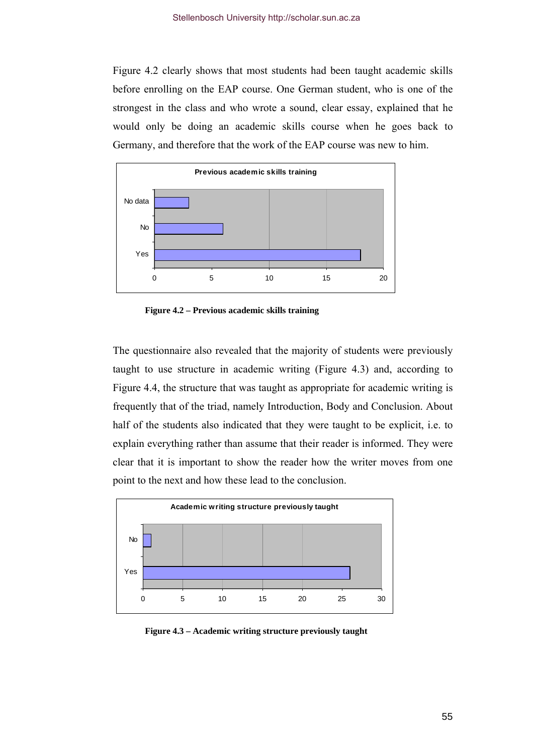Figure 4.2 clearly shows that most students had been taught academic skills before enrolling on the EAP course. One German student, who is one of the strongest in the class and who wrote a sound, clear essay, explained that he would only be doing an academic skills course when he goes back to Germany, and therefore that the work of the EAP course was new to him.

**Figure 4.2 – Previous academic skills training**

The questionnaire also revealed that the majority of students were previously taught to use structure in academic writing (Figure 4.3) and, according to Figure 4.4, the structure that was taught as appropriate for academic writing is frequently that of the triad, namely Introduction, Body and Conclusion. About half of the students also indicated that they were taught to be explicit, i.e. to explain everything rather than assume that their reader is informed. They were clear that it is important to show the reader how the writer moves from one point to the next and how these lead to the conclusion.

**Figure 4.3 – Academic writing structure previously taught**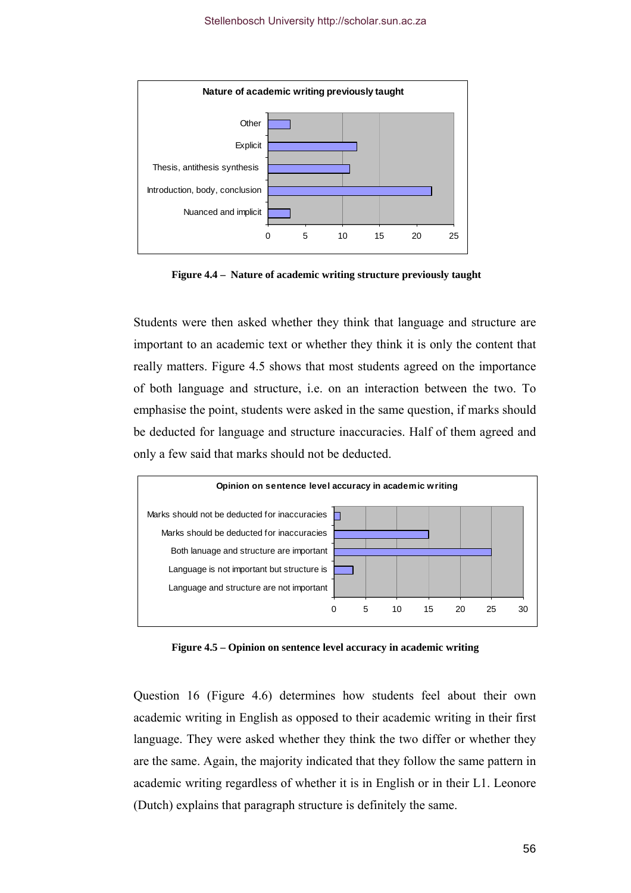**Figure 4.4 – Nature of academic writing structure previously taught**

Students were then asked whether they think that language and structure are important to an academic text or whether they think it is only the content that really matters. Figure 4.5 shows that most students agreed on the importance of both language and structure, i.e. on an interaction between the two. To emphasise the point, students were asked in the same question, if marks should be deducted for language and structure inaccuracies. Half of them agreed and only a few said that marks should not be deducted.

**Figure 4.5 – Opinion on sentence level accuracy in academic writing**

Question 16 (Figure 4.6) determines how students feel about their own academic writing in English as opposed to their academic writing in their first language. They were asked whether they think the two differ or whether they are the same. Again, the majority indicated that they follow the same pattern in academic writing regardless of whether it is in English or in their L1. Leonore (Dutch) explains that paragraph structure is definitely the same.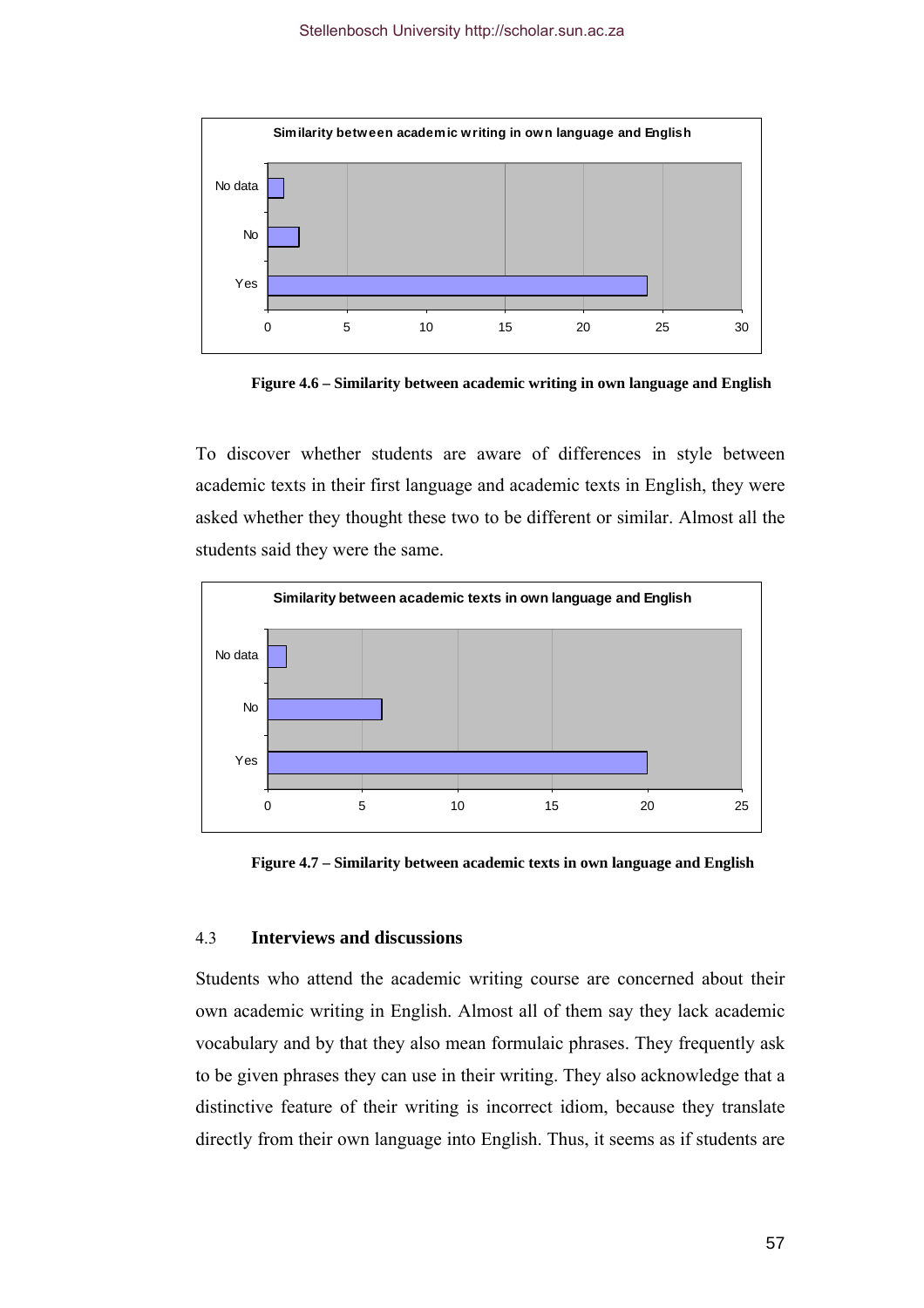**Figure 4.6 – Similarity between academic writing in own language and English**

To discover whether students are aware of differences in style between academic texts in their first language and academic texts in English, they were asked whether they thought these two to be different or similar. Almost all the students said they were the same.

**Figure 4.7 – Similarity between academic texts in own language and English**

### 4.3 Interviews and discussions

Students who attend the academic writing course are concerned about their own academic writing in English. Almost all of them say they lack academic vocabulary and by that they also mean formulaic phrases. They frequently ask to be given phrases they can use in their writing. They also acknowledge that a distinctive feature of their writing is incorrect idiom, because they translate directly from their own language into English. Thus, it seems as if students are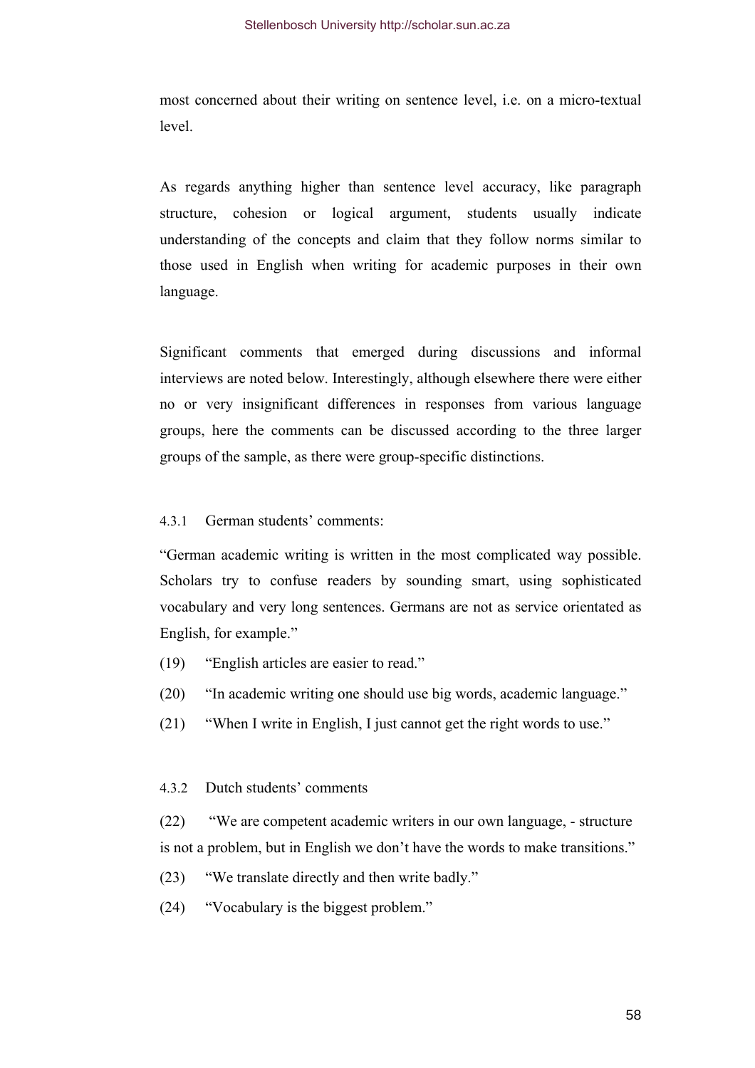most concerned about their writing on sentence level, i.e. on a micro-textual level.

As regards anything higher than sentence level accuracy, like paragraph structure, cohesion or logical argument, students usually indicate understanding of the concepts and claim that they follow norms similar to those used in English when writing for academic purposes in their own language.

Significant comments that emerged during discussions and informal interviews are noted below. Interestingly, although elsewhere there were either no or very insignificant differences in responses from various language groups, here the comments can be discussed according to the three larger groups of the sample, as there were group-specific distinctions.

#### 4.3.1 German students' comments:

"German academic writing is written in the most complicated way possible. Scholars try to confuse readers by sounding smart, using sophisticated vocabulary and very long sentences. Germans are not as service orientated as English, for example."

(19) "English articles are easier to read."

(20) "In academic writing one should use big words, academic language."

(21) "When I write in English, I just cannot get the right words to use."

#### 4.3.2 Dutch students' comments

(22) "We are competent academic writers in our own language, - structure is not a problem, but in English we don't have the words to make transitions."

(23) "We translate directly and then write badly."

(24) "Vocabulary is the biggest problem."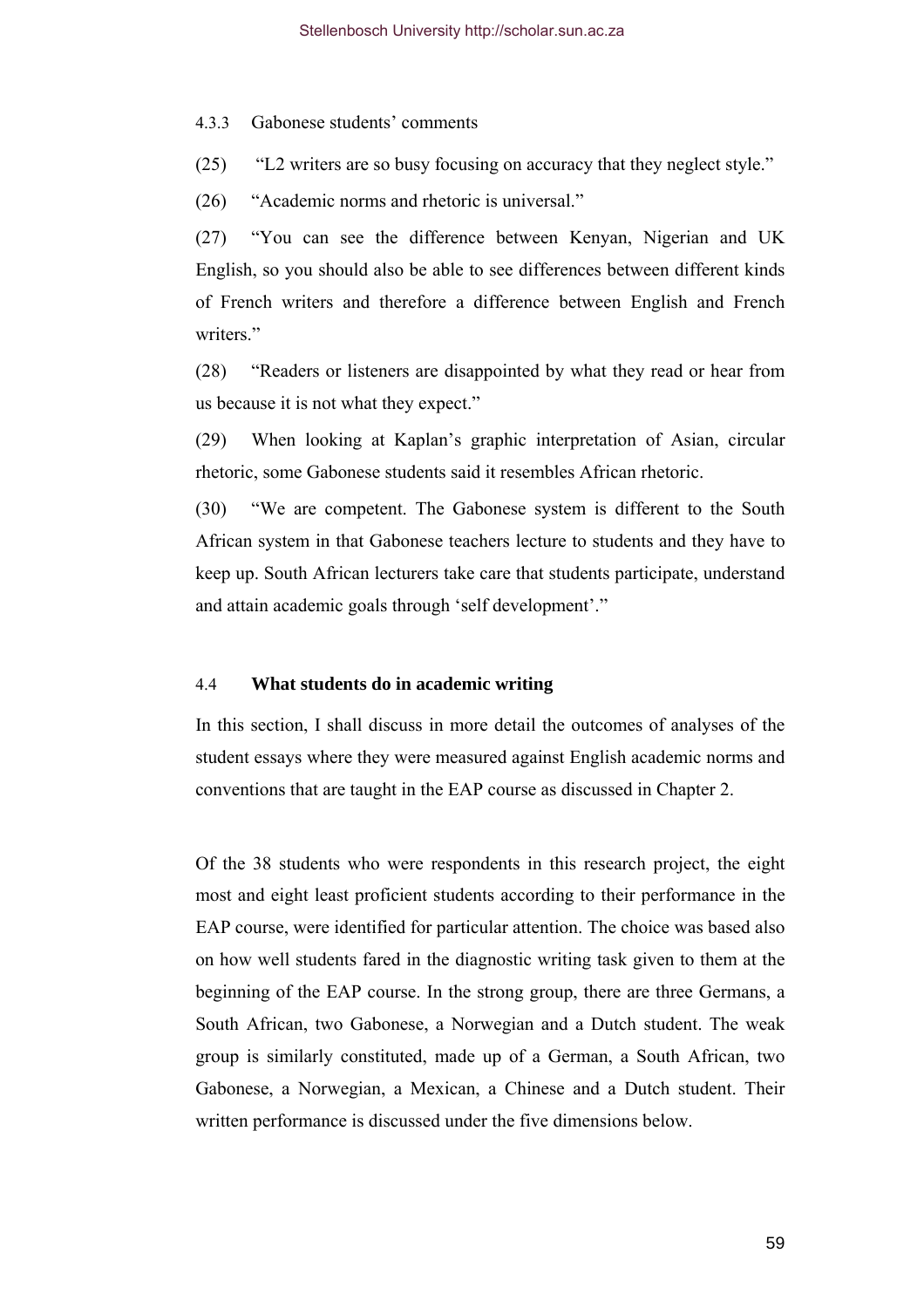#### 4.3.3 Gabonese students' comments

(25) "L2 writers are so busy focusing on accuracy that they neglect style."

(26) "Academic norms and rhetoric is universal."

(27) "You can see the difference between Kenyan, Nigerian and UK English, so you should also be able to see differences between different kinds of French writers and therefore a difference between English and French writers."

(28) "Readers or listeners are disappointed by what they read or hear from us because it is not what they expect."

(29) When looking at Kaplan's graphic interpretation of Asian, circular rhetoric, some Gabonese students said it resembles African rhetoric.

(30) "We are competent. The Gabonese system is different to the South African system in that Gabonese teachers lecture to students and they have to keep up. South African lecturers take care that students participate, understand and attain academic goals through 'self development'."

### 4.4 **What students do in academic writing**

In this section, I shall discuss in more detail the outcomes of analyses of the student essays where they were measured against English academic norms and conventions that are taught in the EAP course as discussed in Chapter 2.

Of the 38 students who were respondents in this research project, the eight most and eight least proficient students according to their performance in the EAP course, were identified for particular attention. The choice was based also on how well students fared in the diagnostic writing task given to them at the beginning of the EAP course. In the strong group, there are three Germans, a South African, two Gabonese, a Norwegian and a Dutch student. The weak group is similarly constituted, made up of a German, a South African, two Gabonese, a Norwegian, a Mexican, a Chinese and a Dutch student. Their written performance is discussed under the five dimensions below.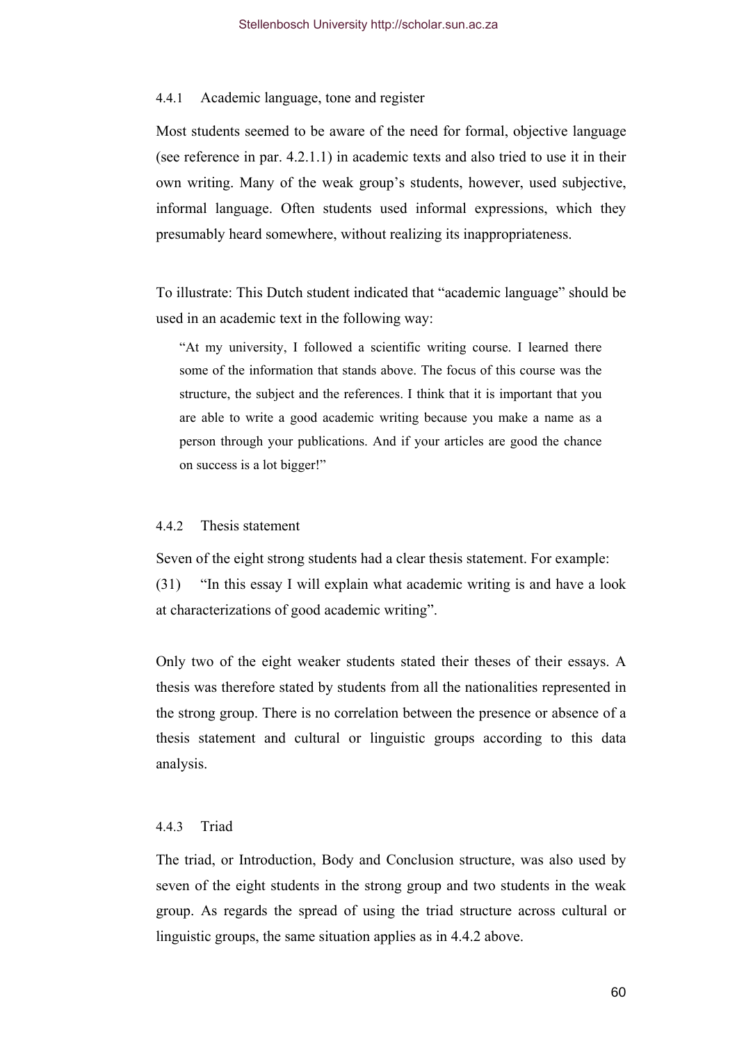#### 4.4.1 Academic language, tone and register

Most students seemed to be aware of the need for formal, objective language (see reference in par. 4.2.1.1) in academic texts and also tried to use it in their own writing. Many of the weak group's students, however, used subjective, informal language. Often students used informal expressions, which they presumably heard somewhere, without realizing its inappropriateness.

To illustrate: This Dutch student indicated that "academic language" should be used in an academic text in the following way:

> "At my university, I followed a scientific writing course. I learned there some of the information that stands above. The focus of this course was the structure, the subject and the references. I think that it is important that you are able to write a good academic writing because you make a name as a person through your publications. And if your articles are good the chance on success is a lot bigger!"

#### 4.4.2 Thesis statement

Seven of the eight strong students had a clear thesis statement. For example:

(31) "In this essay I will explain what academic writing is and have a look at characterizations of good academic writing".

Only two of the eight weaker students stated their theses of their essays. A thesis was therefore stated by students from all the nationalities represented in the strong group. There is no correlation between the presence or absence of a thesis statement and cultural or linguistic groups according to this data analysis.

#### 4.4.3 Triad

The triad, or Introduction, Body and Conclusion structure, was also used by seven of the eight students in the strong group and two students in the weak group. As regards the spread of using the triad structure across cultural or linguistic groups, the same situation applies as in 4.4.2 above.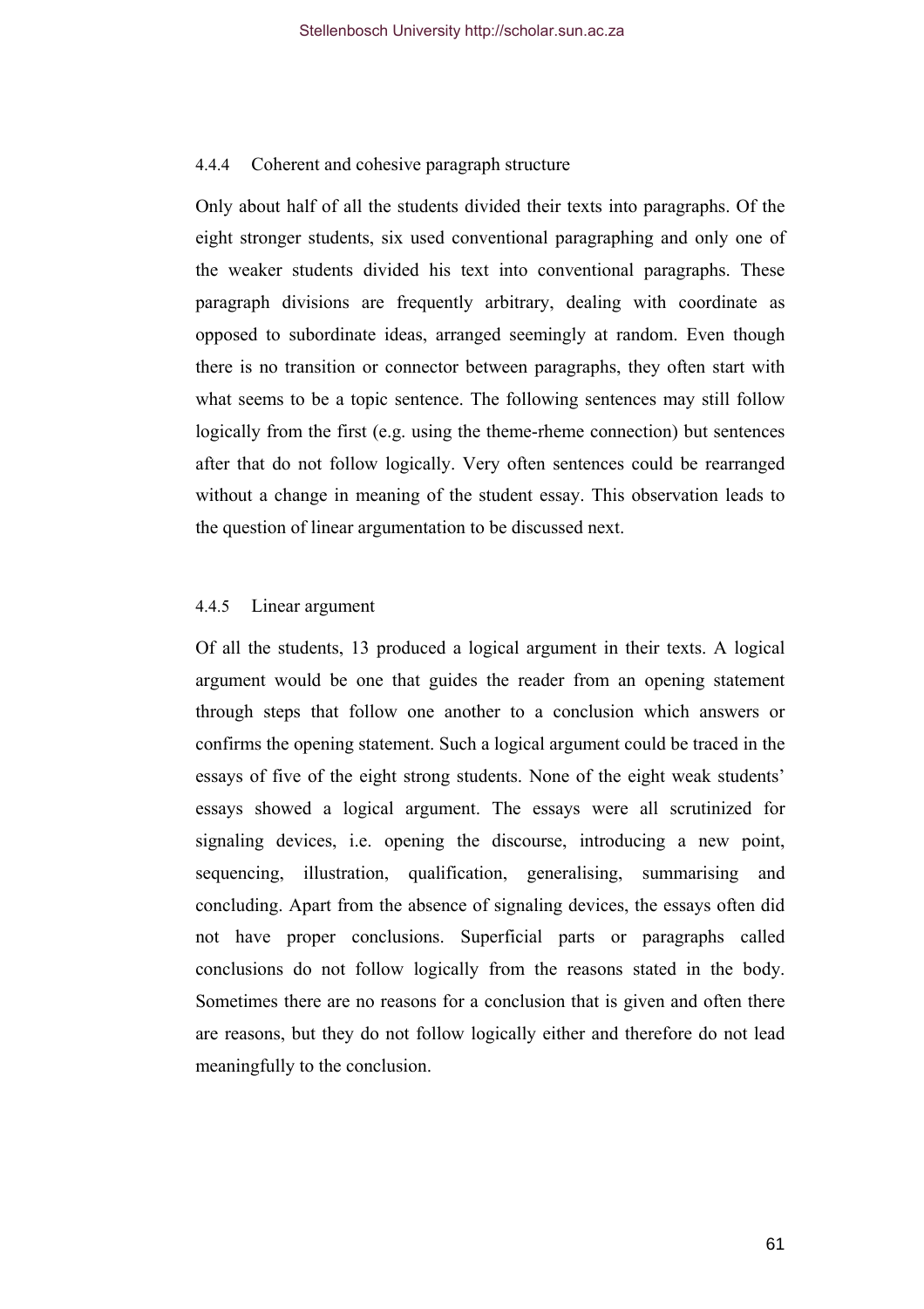### 4.4.4 Coherent and cohesive paragraph structure

Only about half of all the students divided their texts into paragraphs. Of the eight stronger students, six used conventional paragraphing and only one of the weaker students divided his text into conventional paragraphs. These paragraph divisions are frequently arbitrary, dealing with coordinate as opposed to subordinate ideas, arranged seemingly at random. Even though there is no transition or connector between paragraphs, they often start with what seems to be a topic sentence. The following sentences may still follow logically from the first (e.g. using the theme-rheme connection) but sentences after that do not follow logically. Very often sentences could be rearranged without a change in meaning of the student essay. This observation leads to the question of linear argumentation to be discussed next.

### 4.4.5 Linear argument

Of all the students, 13 produced a logical argument in their texts. A logical argument would be one that guides the reader from an opening statement through steps that follow one another to a conclusion which answers or confirms the opening statement. Such a logical argument could be traced in the essays of five of the eight strong students. None of the eight weak students' essays showed a logical argument. The essays were all scrutinized for signaling devices, i.e. opening the discourse, introducing a new point, sequencing, illustration, qualification, generalising, summarising and concluding. Apart from the absence of signaling devices, the essays often did not have proper conclusions. Superficial parts or paragraphs called conclusions do not follow logically from the reasons stated in the body. Sometimes there are no reasons for a conclusion that is given and often there are reasons, but they do not follow logically either and therefore do not lead meaningfully to the conclusion.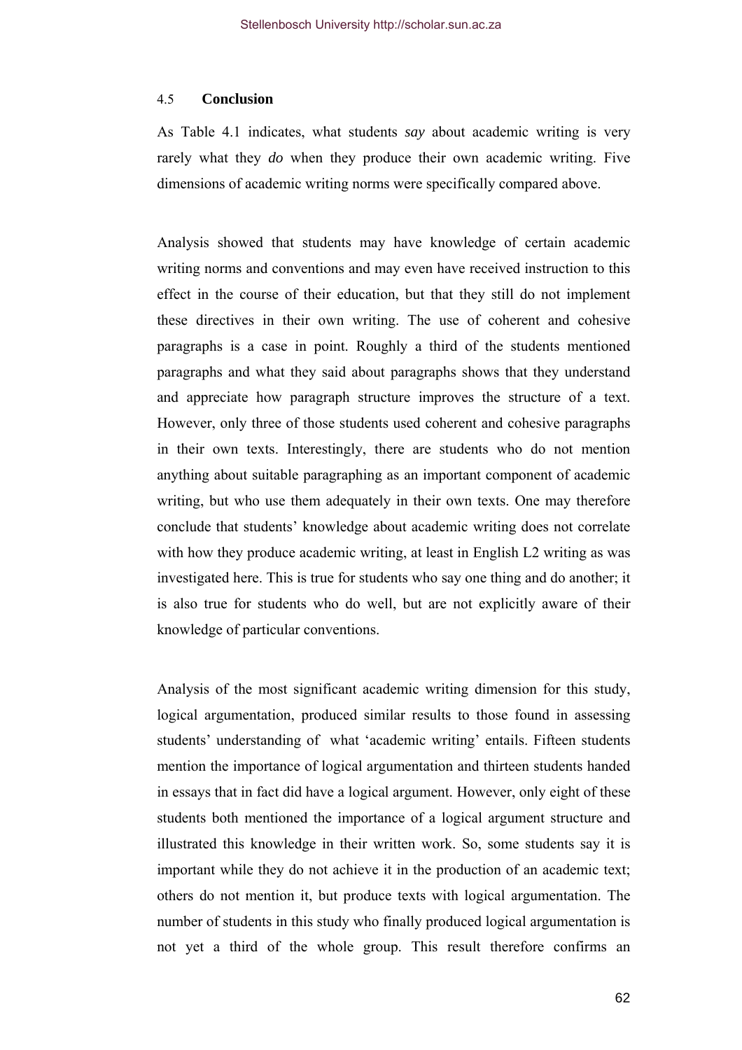## 4.5 Conclusion

As Table 4.1 indicates, what students *say* about academic writing is very rarely what they *do* when they produce their own academic writing. Five dimensions of academic writing norms were specifically compared above.

Analysis showed that students may have knowledge of certain academic writing norms and conventions and may even have received instruction to this effect in the course of their education, but that they still do not implement these directives in their own writing. The use of coherent and cohesive paragraphs is a case in point. Roughly a third of the students mentioned paragraphs and what they said about paragraphs shows that they understand and appreciate how paragraph structure improves the structure of a text. However, only three of those students used coherent and cohesive paragraphs in their own texts. Interestingly, there are students who do not mention anything about suitable paragraphing as an important component of academic writing, but who use them adequately in their own texts. One may therefore conclude that students' knowledge about academic writing does not correlate with how they produce academic writing, at least in English L2 writing as was investigated here. This is true for students who say one thing and do another; it is also true for students who do well, but are not explicitly aware of their knowledge of particular conventions.

Analysis of the most significant academic writing dimension for this study, logical argumentation, produced similar results to those found in assessing students' understanding of what 'academic writing' entails. Fifteen students mention the importance of logical argumentation and thirteen students handed in essays that in fact did have a logical argument. However, only eight of these students both mentioned the importance of a logical argument structure and illustrated this knowledge in their written work. So, some students say it is important while they do not achieve it in the production of an academic text; others do not mention it, but produce texts with logical argumentation. The number of students in this study who finally produced logical argumentation is not yet a third of the whole group. This result therefore confirms an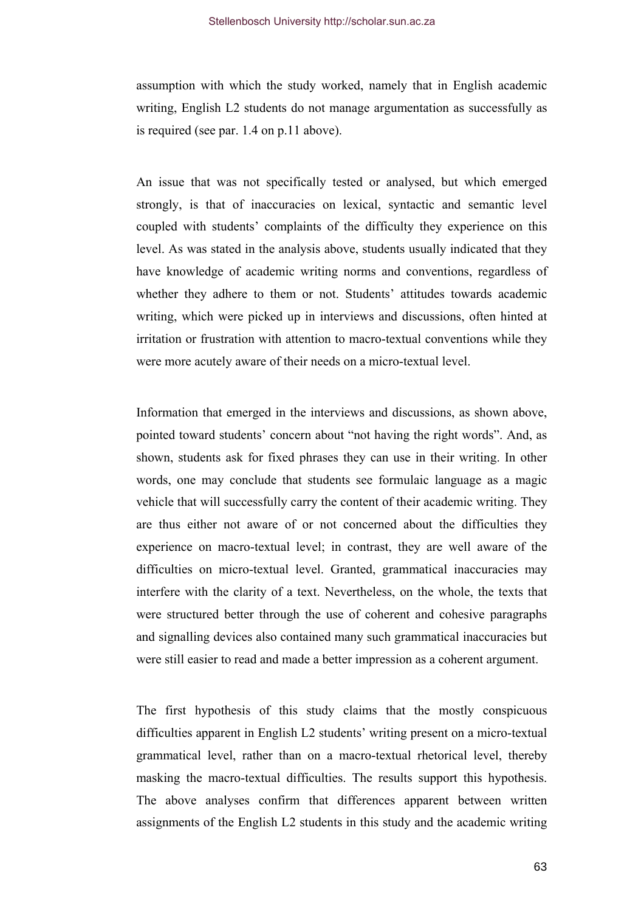assumption with which the study worked, namely that in English academic writing, English L2 students do not manage argumentation as successfully as is required (see par. 1.4 on p.11 above).

An issue that was not specifically tested or analysed, but which emerged strongly, is that of inaccuracies on lexical, syntactic and semantic level coupled with students' complaints of the difficulty they experience on this level. As was stated in the analysis above, students usually indicated that they have knowledge of academic writing norms and conventions, regardless of whether they adhere to them or not. Students' attitudes towards academic writing, which were picked up in interviews and discussions, often hinted at irritation or frustration with attention to macro-textual conventions while they were more acutely aware of their needs on a micro-textual level.

Information that emerged in the interviews and discussions, as shown above, pointed toward students' concern about "not having the right words". And, as shown, students ask for fixed phrases they can use in their writing. In other words, one may conclude that students see formulaic language as a magic vehicle that will successfully carry the content of their academic writing. They are thus either not aware of or not concerned about the difficulties they experience on macro-textual level; in contrast, they are well aware of the difficulties on micro-textual level. Granted, grammatical inaccuracies may interfere with the clarity of a text. Nevertheless, on the whole, the texts that were structured better through the use of coherent and cohesive paragraphs and signalling devices also contained many such grammatical inaccuracies but were still easier to read and made a better impression as a coherent argument.

The first hypothesis of this study claims that the mostly conspicuous difficulties apparent in English L2 students' writing present on a micro-textual grammatical level, rather than on a macro-textual rhetorical level, thereby masking the macro-textual difficulties. The results support this hypothesis. The above analyses confirm that differences apparent between written assignments of the English L2 students in this study and the academic writing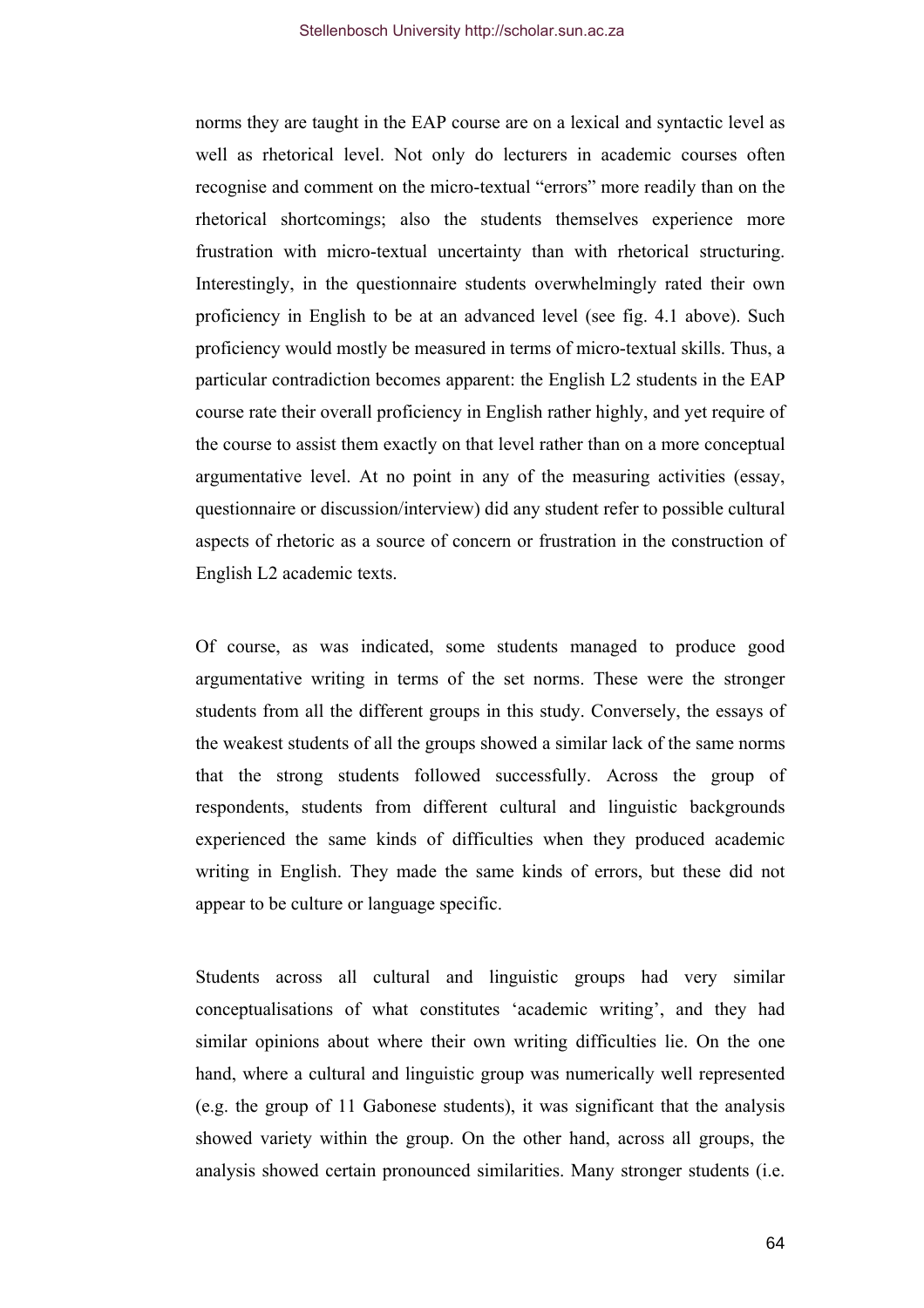norms they are taught in the EAP course are on a lexical and syntactic level as well as rhetorical level. Not only do lecturers in academic courses often recognise and comment on the micro-textual "errors" more readily than on the rhetorical shortcomings; also the students themselves experience more frustration with micro-textual uncertainty than with rhetorical structuring. Interestingly, in the questionnaire students overwhelmingly rated their own proficiency in English to be at an advanced level (see fig. 4.1 above). Such proficiency would mostly be measured in terms of micro-textual skills. Thus, a particular contradiction becomes apparent: the English L2 students in the EAP course rate their overall proficiency in English rather highly, and yet require of the course to assist them exactly on that level rather than on a more conceptual argumentative level. At no point in any of the measuring activities (essay, questionnaire or discussion/interview) did any student refer to possible cultural aspects of rhetoric as a source of concern or frustration in the construction of English L2 academic texts.

Of course, as was indicated, some students managed to produce good argumentative writing in terms of the set norms. These were the stronger students from all the different groups in this study. Conversely, the essays of the weakest students of all the groups showed a similar lack of the same norms that the strong students followed successfully. Across the group of respondents, students from different cultural and linguistic backgrounds experienced the same kinds of difficulties when they produced academic writing in English. They made the same kinds of errors, but these did not appear to be culture or language specific.

Students across all cultural and linguistic groups had very similar conceptualisations of what constitutes 'academic writing', and they had similar opinions about where their own writing difficulties lie. On the one hand, where a cultural and linguistic group was numerically well represented (e.g. the group of 11 Gabonese students), it was significant that the analysis showed variety within the group. On the other hand, across all groups, the analysis showed certain pronounced similarities. Many stronger students (i.e.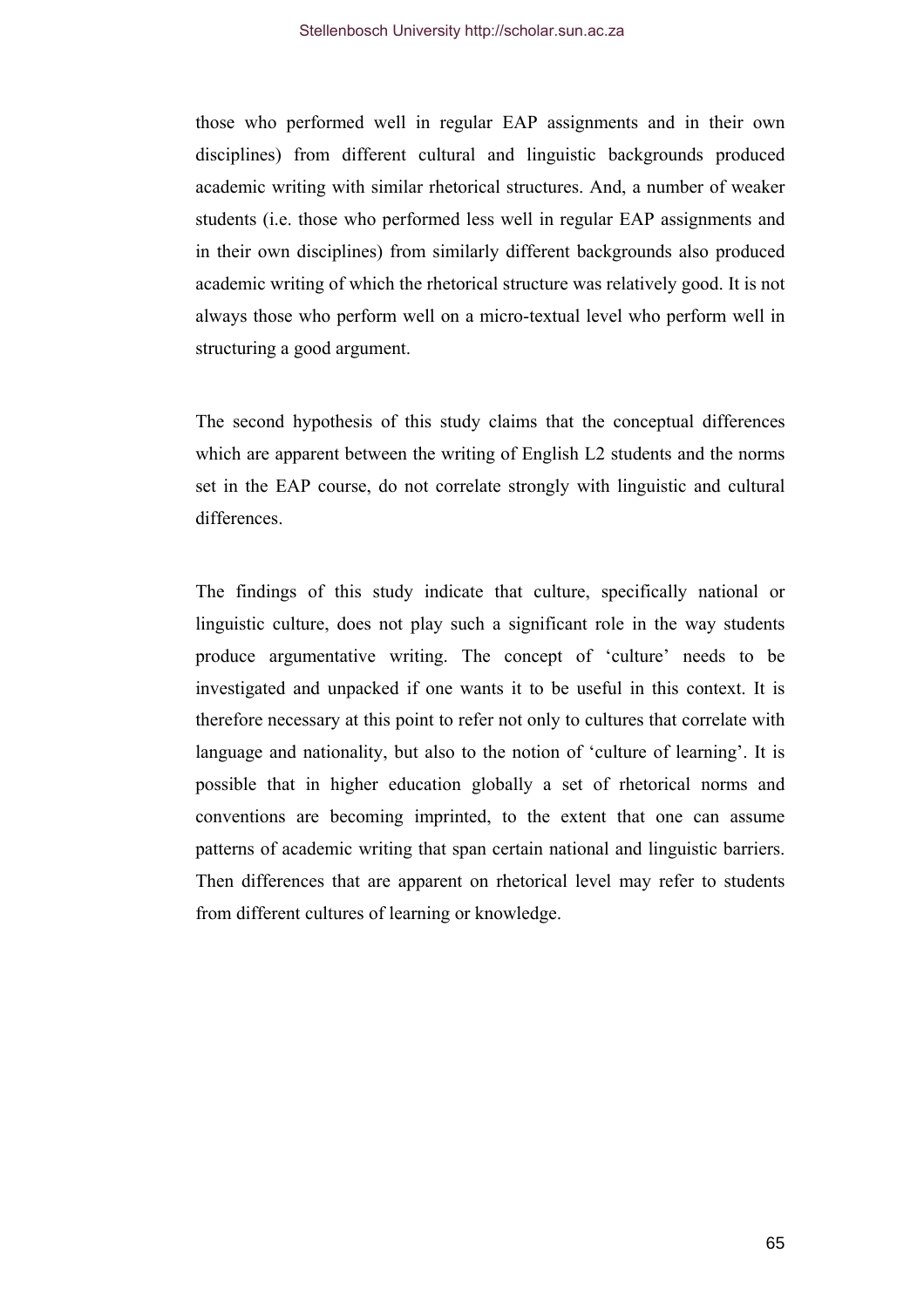those who performed well in regular EAP assignments and in their own disciplines) from different cultural and linguistic backgrounds produced academic writing with similar rhetorical structures. And, a number of weaker students (i.e. those who performed less well in regular EAP assignments and in their own disciplines) from similarly different backgrounds also produced academic writing of which the rhetorical structure was relatively good. It is not always those who perform well on a micro-textual level who perform well in structuring a good argument.

The second hypothesis of this study claims that the conceptual differences which are apparent between the writing of English L2 students and the norms set in the EAP course, do not correlate strongly with linguistic and cultural differences.

The findings of this study indicate that culture, specifically national or linguistic culture, does not play such a significant role in the way students produce argumentative writing. The concept of 'culture' needs to be investigated and unpacked if one wants it to be useful in this context. It is therefore necessary at this point to refer not only to cultures that correlate with language and nationality, but also to the notion of 'culture of learning'. It is possible that in higher education globally a set of rhetorical norms and conventions are becoming imprinted, to the extent that one can assume patterns of academic writing that span certain national and linguistic barriers. Then differences that are apparent on rhetorical level may refer to students from different cultures of learning or knowledge.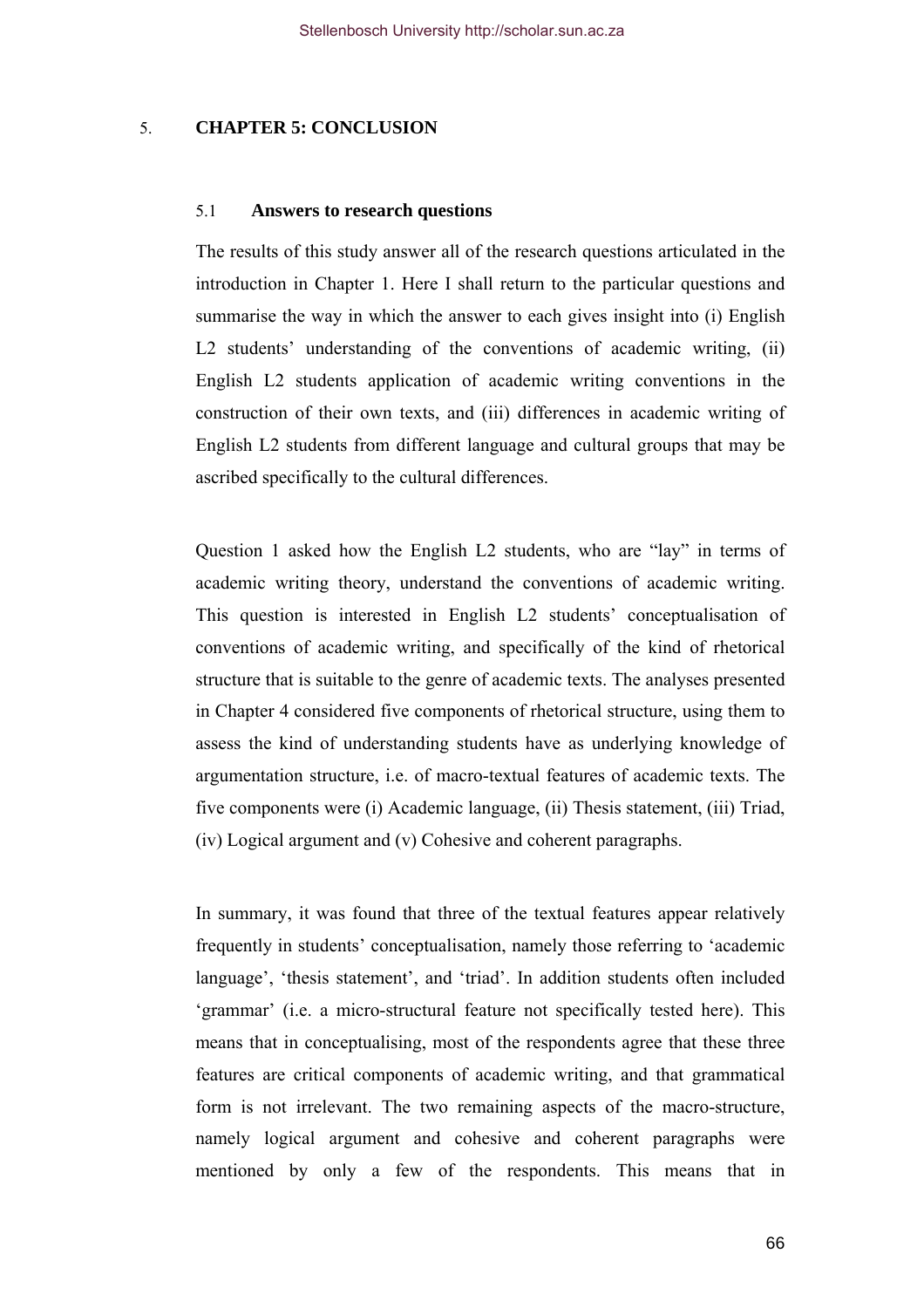# 5. CHAPTER 5: CONCLUSION

## 5.1 Answers to research questions

The results of this study answer all of the research questions articulated in the introduction in Chapter 1. Here I shall return to the particular questions and summarise the way in which the answer to each gives insight into (i) English L2 students' understanding of the conventions of academic writing, (ii) English L2 students application of academic writing conventions in the construction of their own texts, and (iii) differences in academic writing of English L2 students from different language and cultural groups that may be ascribed specifically to the cultural differences.

Question 1 asked how the English L2 students, who are "lay" in terms of academic writing theory, understand the conventions of academic writing. This question is interested in English L2 students' conceptualisation of conventions of academic writing, and specifically of the kind of rhetorical structure that is suitable to the genre of academic texts. The analyses presented in Chapter 4 considered five components of rhetorical structure, using them to assess the kind of understanding students have as underlying knowledge of argumentation structure, i.e. of macro-textual features of academic texts. The five components were (i) Academic language, (ii) Thesis statement, (iii) Triad, (iv) Logical argument and (v) Cohesive and coherent paragraphs.

In summary, it was found that three of the textual features appear relatively frequently in students' conceptualisation, namely those referring to 'academic language', 'thesis statement', and 'triad'. In addition students often included 'grammar' (i.e. a micro-structural feature not specifically tested here). This means that in conceptualising, most of the respondents agree that these three features are critical components of academic writing, and that grammatical form is not irrelevant. The two remaining aspects of the macro-structure, namely logical argument and cohesive and coherent paragraphs were mentioned by only a few of the respondents. This means that in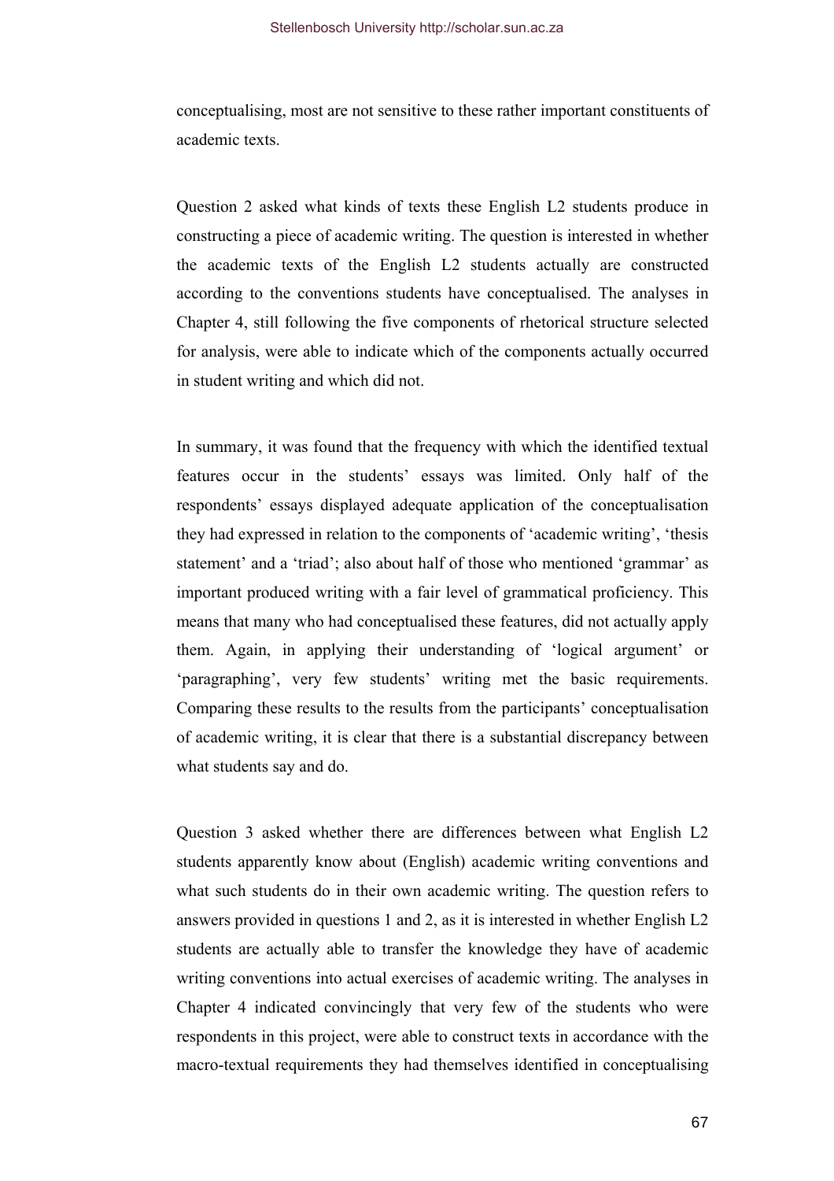conceptualising, most are not sensitive to these rather important constituents of academic texts.

Question 2 asked what kinds of texts these English L2 students produce in constructing a piece of academic writing. The question is interested in whether the academic texts of the English L2 students actually are constructed according to the conventions students have conceptualised. The analyses in Chapter 4, still following the five components of rhetorical structure selected for analysis, were able to indicate which of the components actually occurred in student writing and which did not.

In summary, it was found that the frequency with which the identified textual features occur in the students' essays was limited. Only half of the respondents' essays displayed adequate application of the conceptualisation they had expressed in relation to the components of 'academic writing', 'thesis statement' and a 'triad'; also about half of those who mentioned 'grammar' as important produced writing with a fair level of grammatical proficiency. This means that many who had conceptualised these features, did not actually apply them. Again, in applying their understanding of 'logical argument' or 'paragraphing', very few students' writing met the basic requirements. Comparing these results to the results from the participants' conceptualisation of academic writing, it is clear that there is a substantial discrepancy between what students say and do.

Question 3 asked whether there are differences between what English L2 students apparently know about (English) academic writing conventions and what such students do in their own academic writing. The question refers to answers provided in questions 1 and 2, as it is interested in whether English L2 students are actually able to transfer the knowledge they have of academic writing conventions into actual exercises of academic writing. The analyses in Chapter 4 indicated convincingly that very few of the students who were respondents in this project, were able to construct texts in accordance with the macro-textual requirements they had themselves identified in conceptualising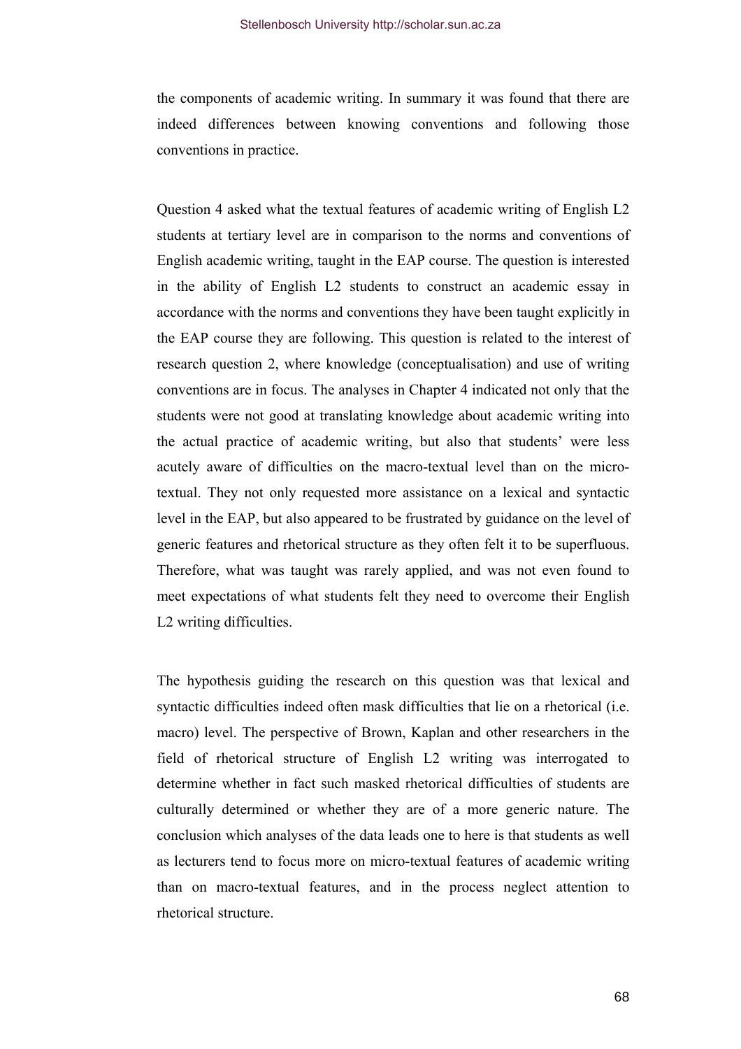the components of academic writing. In summary it was found that there are indeed differences between knowing conventions and following those conventions in practice.

Question 4 asked what the textual features of academic writing of English L2 students at tertiary level are in comparison to the norms and conventions of English academic writing, taught in the EAP course. The question is interested in the ability of English L2 students to construct an academic essay in accordance with the norms and conventions they have been taught explicitly in the EAP course they are following. This question is related to the interest of research question 2, where knowledge (conceptualisation) and use of writing conventions are in focus. The analyses in Chapter 4 indicated not only that the students were not good at translating knowledge about academic writing into the actual practice of academic writing, but also that students' were less acutely aware of difficulties on the macro-textual level than on the micro-textual. They not only requested more assistance on a lexical and syntactic level in the EAP, but also appeared to be frustrated by guidance on the level of generic features and rhetorical structure as they often felt it to be superfluous. Therefore, what was taught was rarely applied, and was not even found to meet expectations of what students felt they need to overcome their English L2 writing difficulties.

The hypothesis guiding the research on this question was that lexical and syntactic difficulties indeed often mask difficulties that lie on a rhetorical (i.e. macro) level. The perspective of Brown, Kaplan and other researchers in the field of rhetorical structure of English L2 writing was interrogated to determine whether in fact such masked rhetorical difficulties of students are culturally determined or whether they are of a more generic nature. The conclusion which analyses of the data leads one to here is that students as well as lecturers tend to focus more on micro-textual features of academic writing than on macro-textual features, and in the process neglect attention to rhetorical structure.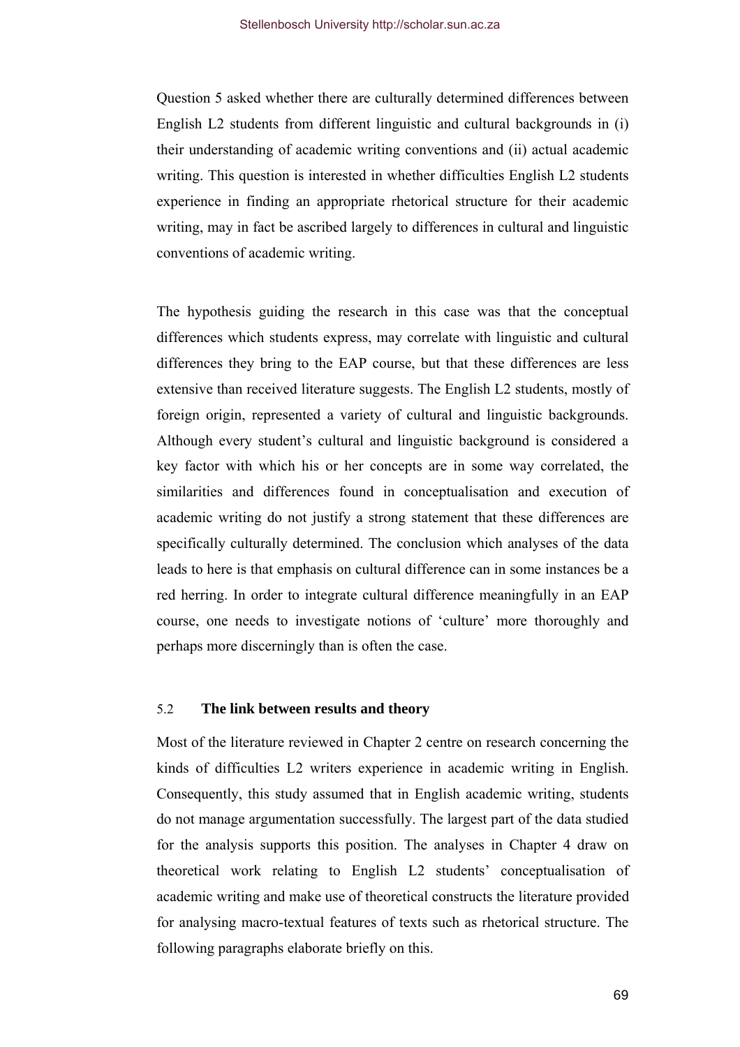Question 5 asked whether there are culturally determined differences between English L2 students from different linguistic and cultural backgrounds in (i) their understanding of academic writing conventions and (ii) actual academic writing. This question is interested in whether difficulties English L2 students experience in finding an appropriate rhetorical structure for their academic writing, may in fact be ascribed largely to differences in cultural and linguistic conventions of academic writing.

The hypothesis guiding the research in this case was that the conceptual differences which students express, may correlate with linguistic and cultural differences they bring to the EAP course, but that these differences are less extensive than received literature suggests. The English L2 students, mostly of foreign origin, represented a variety of cultural and linguistic backgrounds. Although every student's cultural and linguistic background is considered a key factor with which his or her concepts are in some way correlated, the similarities and differences found in conceptualisation and execution of academic writing do not justify a strong statement that these differences are specifically culturally determined. The conclusion which analyses of the data leads to here is that emphasis on cultural difference can in some instances be a red herring. In order to integrate cultural difference meaningfully in an EAP course, one needs to investigate notions of 'culture' more thoroughly and perhaps more discerningly than is often the case.

### 5.2 The link between results and theory

Most of the literature reviewed in Chapter 2 centre on research concerning the kinds of difficulties L2 writers experience in academic writing in English. Consequently, this study assumed that in English academic writing, students do not manage argumentation successfully. The largest part of the data studied for the analysis supports this position. The analyses in Chapter 4 draw on theoretical work relating to English L2 students' conceptualisation of academic writing and make use of theoretical constructs the literature provided for analysing macro-textual features of texts such as rhetorical structure. The following paragraphs elaborate briefly on this.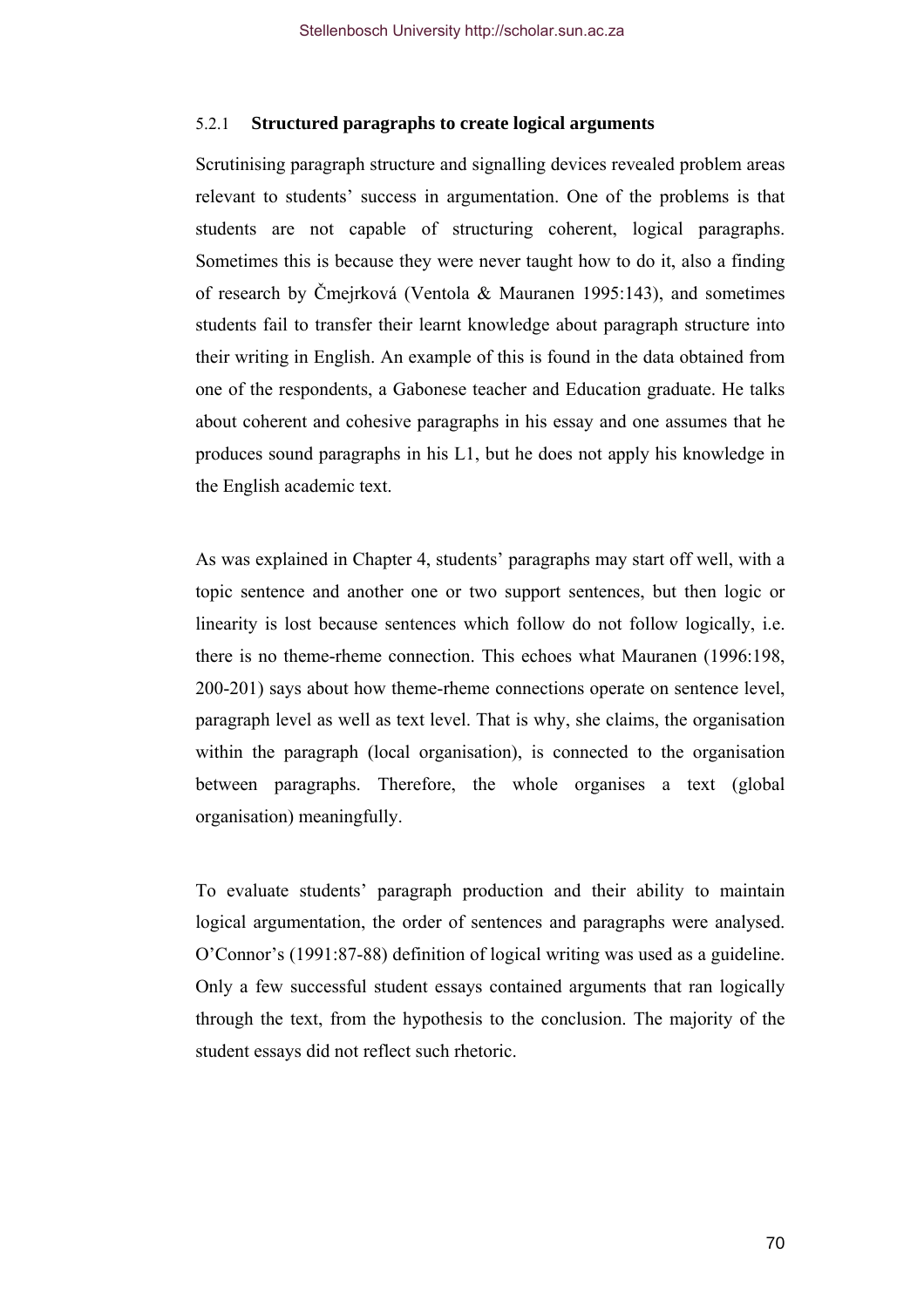### 5.2.1 Structured paragraphs to create logical arguments

Scrutinising paragraph structure and signalling devices revealed problem areas relevant to students' success in argumentation. One of the problems is that students are not capable of structuring coherent, logical paragraphs. Sometimes this is because they were never taught how to do it, also a finding of research by Čmejrková (Ventola & Mauranen 1995:143), and sometimes students fail to transfer their learnt knowledge about paragraph structure into their writing in English. An example of this is found in the data obtained from one of the respondents, a Gabonese teacher and Education graduate. He talks about coherent and cohesive paragraphs in his essay and one assumes that he produces sound paragraphs in his L1, but he does not apply his knowledge in the English academic text.

As was explained in Chapter 4, students' paragraphs may start off well, with a topic sentence and another one or two support sentences, but then logic or linearity is lost because sentences which follow do not follow logically, i.e. there is no theme-rheme connection. This echoes what Mauranen (1996:198, 200-201) says about how theme-rheme connections operate on sentence level, paragraph level as well as text level. That is why, she claims, the organisation within the paragraph (local organisation), is connected to the organisation between paragraphs. Therefore, the whole organises a text (global organisation) meaningfully.

To evaluate students' paragraph production and their ability to maintain logical argumentation, the order of sentences and paragraphs were analysed. O'Connor's (1991:87-88) definition of logical writing was used as a guideline. Only a few successful student essays contained arguments that ran logically through the text, from the hypothesis to the conclusion. The majority of the student essays did not reflect such rhetoric.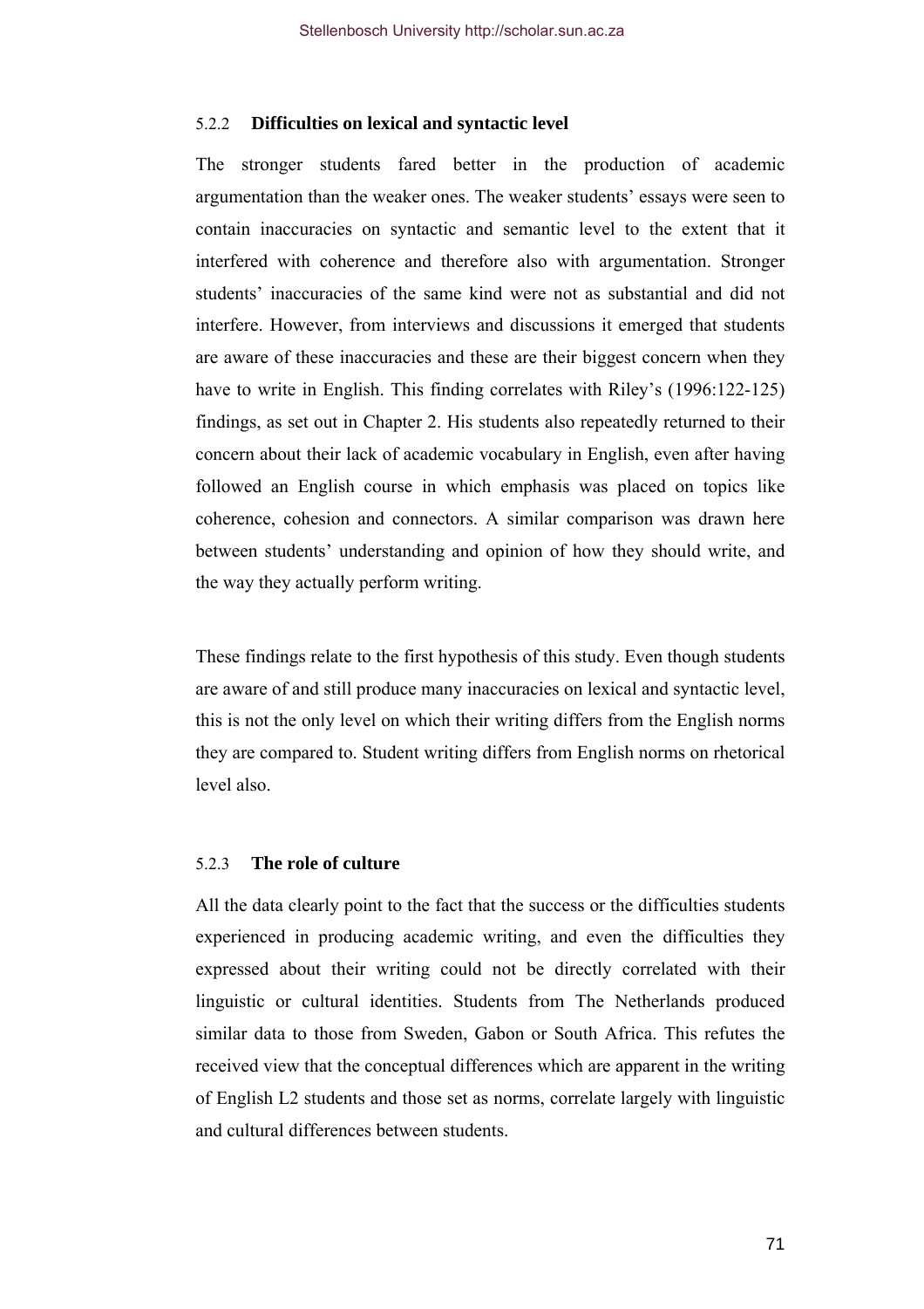### 5.2.2 Difficulties on lexical and syntactic level

The stronger students fared better in the production of academic argumentation than the weaker ones. The weaker students' essays were seen to contain inaccuracies on syntactic and semantic level to the extent that it interfered with coherence and therefore also with argumentation. Stronger students' inaccuracies of the same kind were not as substantial and did not interfere. However, from interviews and discussions it emerged that students are aware of these inaccuracies and these are their biggest concern when they have to write in English. This finding correlates with Riley's (1996:122-125) findings, as set out in Chapter 2. His students also repeatedly returned to their concern about their lack of academic vocabulary in English, even after having followed an English course in which emphasis was placed on topics like coherence, cohesion and connectors. A similar comparison was drawn here between students' understanding and opinion of how they should write, and the way they actually perform writing.

These findings relate to the first hypothesis of this study. Even though students are aware of and still produce many inaccuracies on lexical and syntactic level, this is not the only level on which their writing differs from the English norms they are compared to. Student writing differs from English norms on rhetorical level also.

### 5.2.3 The role of culture

All the data clearly point to the fact that the success or the difficulties students experienced in producing academic writing, and even the difficulties they expressed about their writing could not be directly correlated with their linguistic or cultural identities. Students from The Netherlands produced similar data to those from Sweden, Gabon or South Africa. This refutes the received view that the conceptual differences which are apparent in the writing of English L2 students and those set as norms, correlate largely with linguistic and cultural differences between students.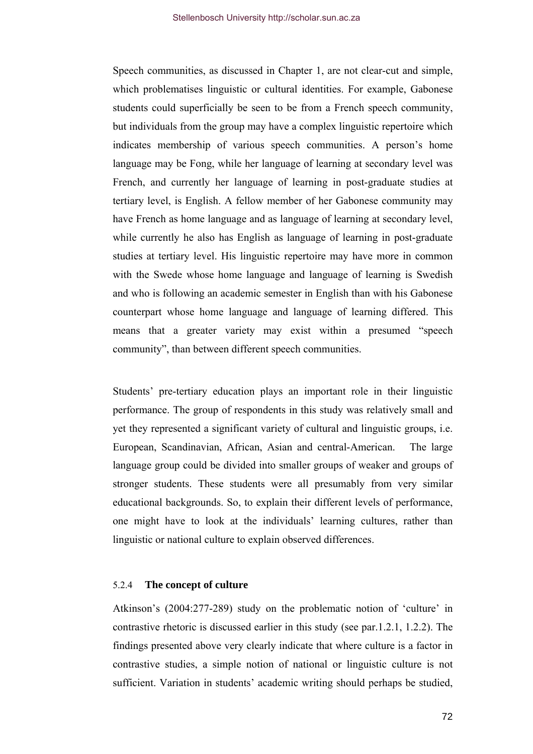Speech communities, as discussed in Chapter 1, are not clear-cut and simple, which problematises linguistic or cultural identities. For example, Gabonese students could superficially be seen to be from a French speech community, but individuals from the group may have a complex linguistic repertoire which indicates membership of various speech communities. A person's home language may be Fong, while her language of learning at secondary level was French, and currently her language of learning in post-graduate studies at tertiary level, is English. A fellow member of her Gabonese community may have French as home language and as language of learning at secondary level, while currently he also has English as language of learning in post-graduate studies at tertiary level. His linguistic repertoire may have more in common with the Swede whose home language and language of learning is Swedish and who is following an academic semester in English than with his Gabonese counterpart whose home language and language of learning differed. This means that a greater variety may exist within a presumed "speech community", than between different speech communities.

Students' pre-tertiary education plays an important role in their linguistic performance. The group of respondents in this study was relatively small and yet they represented a significant variety of cultural and linguistic groups, i.e. European, Scandinavian, African, Asian and central-American. The large language group could be divided into smaller groups of weaker and groups of stronger students. These students were all presumably from very similar educational backgrounds. So, to explain their different levels of performance, one might have to look at the individuals' learning cultures, rather than linguistic or national culture to explain observed differences.

### 5.2.4 The concept of culture

Atkinson's (2004:277-289) study on the problematic notion of 'culture' in contrastive rhetoric is discussed earlier in this study (see par.1.2.1, 1.2.2). The findings presented above very clearly indicate that where culture is a factor in contrastive studies, a simple notion of national or linguistic culture is not sufficient. Variation in students' academic writing should perhaps be studied,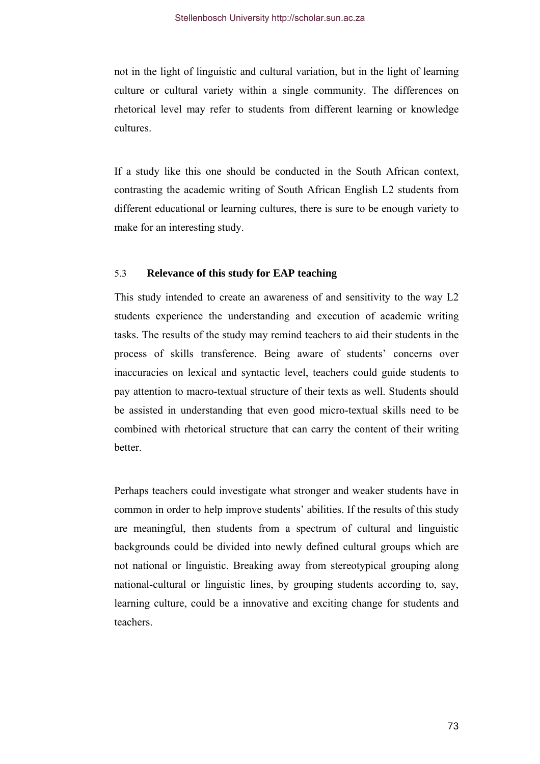not in the light of linguistic and cultural variation, but in the light of learning culture or cultural variety within a single community. The differences on rhetorical level may refer to students from different learning or knowledge cultures.

If a study like this one should be conducted in the South African context, contrasting the academic writing of South African English L2 students from different educational or learning cultures, there is sure to be enough variety to make for an interesting study.

### 5.3 Relevance of this study for EAP teaching

This study intended to create an awareness of and sensitivity to the way L2 students experience the understanding and execution of academic writing tasks. The results of the study may remind teachers to aid their students in the process of skills transference. Being aware of students' concerns over inaccuracies on lexical and syntactic level, teachers could guide students to pay attention to macro-textual structure of their texts as well. Students should be assisted in understanding that even good micro-textual skills need to be combined with rhetorical structure that can carry the content of their writing better.

Perhaps teachers could investigate what stronger and weaker students have in common in order to help improve students' abilities. If the results of this study are meaningful, then students from a spectrum of cultural and linguistic backgrounds could be divided into newly defined cultural groups which are not national or linguistic. Breaking away from stereotypical grouping along national-cultural or linguistic lines, by grouping students according to, say, learning culture, could be a innovative and exciting change for students and teachers.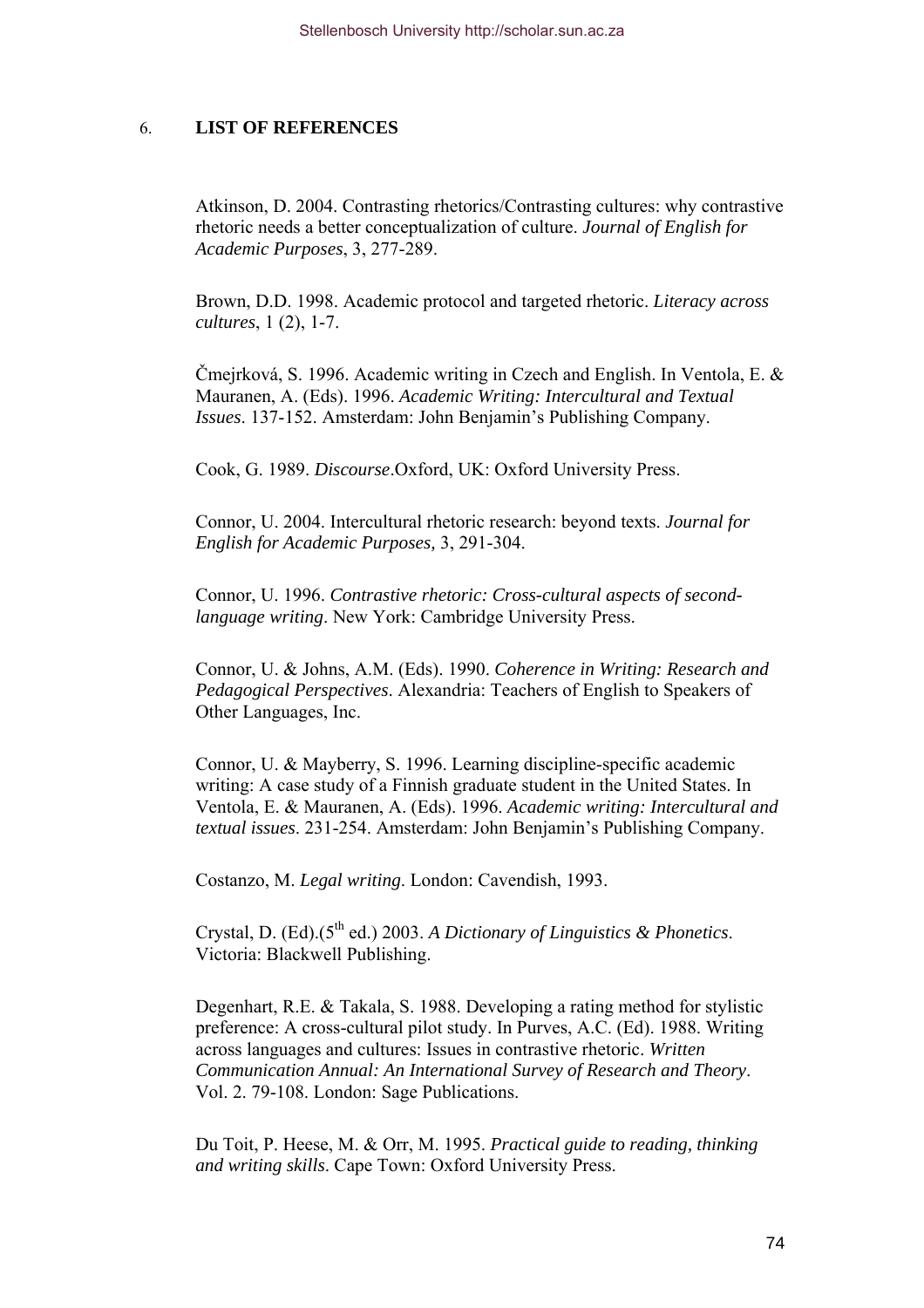## 6. LIST OF REFERENCES

Atkinson, D. 2004. Contrasting rhetorics/Contrasting cultures: why contrastive rhetoric needs a better conceptualization of culture. *Journal of English for Academic Purposes*, 3, 277-289.

Brown, D.D. 1998. Academic protocol and targeted rhetoric. *Literacy across cultures*, 1 (2), 1-7.

Čmejrková, S. 1996. Academic writing in Czech and English. In Ventola, E. & Mauranen, A. (Eds). 1996. *Academic Writing: Intercultural and Textual Issues*. 137-152. Amsterdam: John Benjamin's Publishing Company.

Cook, G. 1989. *Discourse*.Oxford, UK: Oxford University Press.

Connor, U. 2004. Intercultural rhetoric research: beyond texts. *Journal for English for Academic Purposes,* 3, 291-304.

Connor, U. 1996. *Contrastive rhetoric: Cross-cultural aspects of second-language writing*. New York: Cambridge University Press.

Connor, U. & Johns, A.M. (Eds). 1990. *Coherence in Writing: Research and Pedagogical Perspectives*. Alexandria: Teachers of English to Speakers of Other Languages, Inc.

Connor, U. & Mayberry, S. 1996. Learning discipline-specific academic writing: A case study of a Finnish graduate student in the United States. In Ventola, E. & Mauranen, A. (Eds). 1996. *Academic writing: Intercultural and textual issues*. 231-254. Amsterdam: John Benjamin's Publishing Company.

Costanzo, M. *Legal writing*. London: Cavendish, 1993.

Crystal, D. (Ed).(5th ed.) 2003. *A Dictionary of Linguistics & Phonetics*. Victoria: Blackwell Publishing.

Degenhart, R.E. & Takala, S. 1988. Developing a rating method for stylistic preference: A cross-cultural pilot study. In Purves, A.C. (Ed). 1988. Writing across languages and cultures: Issues in contrastive rhetoric. *Written Communication Annual: An International Survey of Research and Theory*. Vol. 2. 79-108. London: Sage Publications.

Du Toit, P. Heese, M. & Orr, M. 1995. *Practical guide to reading, thinking and writing skills*. Cape Town: Oxford University Press.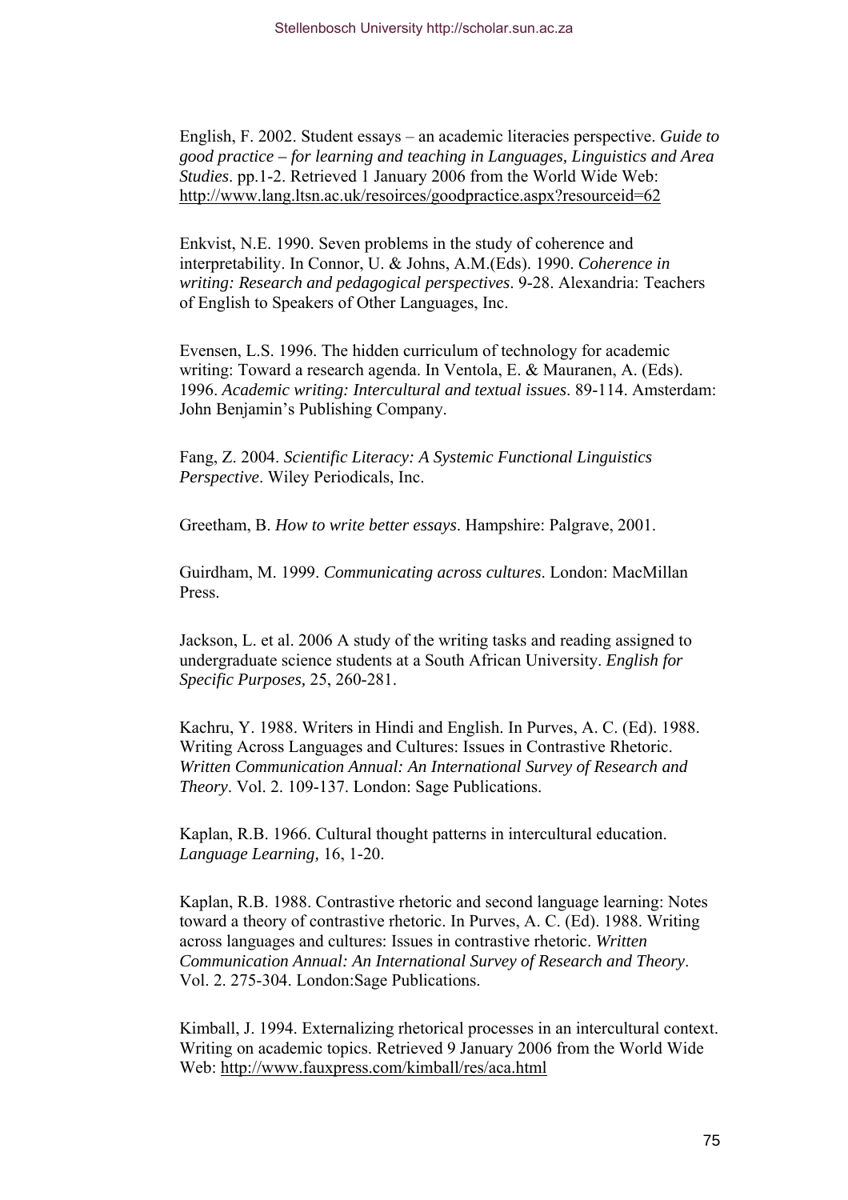English, F. 2002. Student essays – an academic literacies perspective. *Guide to good practice – for learning and teaching in Languages, Linguistics and Area Studies*. pp.1-2. Retrieved 1 January 2006 from the World Wide Web: http://www.lang.ltsn.ac.uk/resoirces/goodpractice.aspx?resourceid=62

Enkvist, N.E. 1990. Seven problems in the study of coherence and interpretability. In Connor, U. & Johns, A.M.(Eds). 1990. *Coherence in writing: Research and pedagogical perspectives*. 9-28. Alexandria: Teachers of English to Speakers of Other Languages, Inc.

Evensen, L.S. 1996. The hidden curriculum of technology for academic writing: Toward a research agenda. In Ventola, E. & Mauranen, A. (Eds). 1996. *Academic writing: Intercultural and textual issues*. 89-114. Amsterdam: John Benjamin's Publishing Company.

Fang, Z. 2004. *Scientific Literacy: A Systemic Functional Linguistics Perspective*. Wiley Periodicals, Inc.

Greetham, B. *How to write better essays*. Hampshire: Palgrave, 2001.

Guirdham, M. 1999. *Communicating across cultures*. London: MacMillan Press.

Jackson, L. et al. 2006 A study of the writing tasks and reading assigned to undergraduate science students at a South African University. *English for Specific Purposes,* 25, 260-281.

Kachru, Y. 1988. Writers in Hindi and English. In Purves, A. C. (Ed). 1988. Writing Across Languages and Cultures: Issues in Contrastive Rhetoric. *Written Communication Annual: An International Survey of Research and Theory*. Vol. 2. 109-137. London: Sage Publications.

Kaplan, R.B. 1966. Cultural thought patterns in intercultural education. *Language Learning,* 16, 1-20.

Kaplan, R.B. 1988. Contrastive rhetoric and second language learning: Notes toward a theory of contrastive rhetoric. In Purves, A. C. (Ed). 1988. Writing across languages and cultures: Issues in contrastive rhetoric. *Written Communication Annual: An International Survey of Research and Theory*. Vol. 2. 275-304. London:Sage Publications.

Kimball, J. 1994. Externalizing rhetorical processes in an intercultural context. Writing on academic topics. Retrieved 9 January 2006 from the World Wide Web: http://www.fauxpress.com/kimball/res/aca.html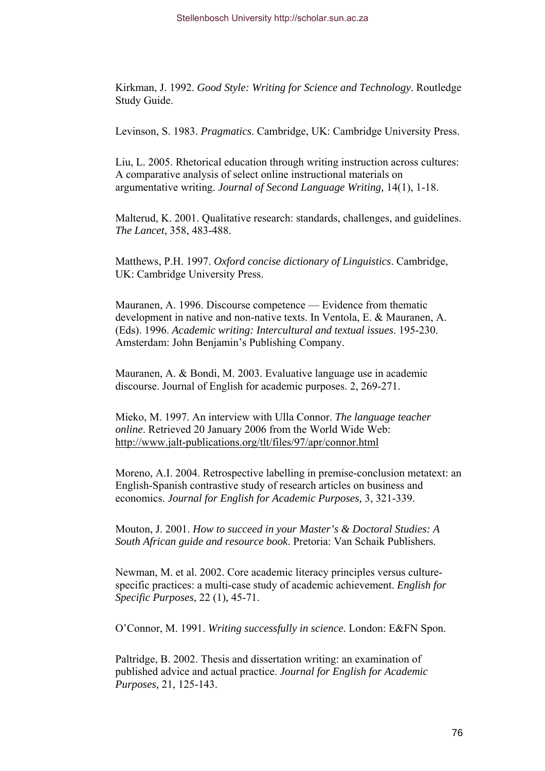Kirkman, J. 1992. *Good Style: Writing for Science and Technology*. Routledge Study Guide.

Levinson, S. 1983. *Pragmatics*. Cambridge, UK: Cambridge University Press.

Liu, L. 2005. Rhetorical education through writing instruction across cultures: A comparative analysis of select online instructional materials on argumentative writing. *Journal of Second Language Writing,* 14(1), 1-18.

Malterud, K. 2001. Qualitative research: standards, challenges, and guidelines. *The Lancet,* 358, 483-488.

Matthews, P.H. 1997. *Oxford concise dictionary of Linguistics*. Cambridge, UK: Cambridge University Press.

Mauranen, A. 1996. Discourse competence — Evidence from thematic development in native and non-native texts. In Ventola, E. & Mauranen, A. (Eds). 1996. *Academic writing: Intercultural and textual issues*. 195-230. Amsterdam: John Benjamin's Publishing Company.

Mauranen, A. & Bondi, M. 2003. Evaluative language use in academic discourse. Journal of English for academic purposes. 2, 269-271.

Mieko, M. 1997. An interview with Ulla Connor. *The language teacher online*. Retrieved 20 January 2006 from the World Wide Web: http://www.jalt-publications.org/tlt/files/97/apr/connor.html

Moreno, A.I. 2004. Retrospective labelling in premise-conclusion metatext: an English-Spanish contrastive study of research articles on business and economics. *Journal for English for Academic Purposes,* 3, 321-339.

Mouton, J. 2001. *How to succeed in your Master's & Doctoral Studies: A South African guide and resource book*. Pretoria: Van Schaik Publishers.

Newman, M. et al. 2002. Core academic literacy principles versus culture-specific practices: a multi-case study of academic achievement. *English for Specific Purposes*, 22 (1), 45-71.

O'Connor, M. 1991. *Writing successfully in science*. London: E&FN Spon.

Paltridge, B. 2002. Thesis and dissertation writing: an examination of published advice and actual practice. *Journal for English for Academic Purposes,* 21, 125-143.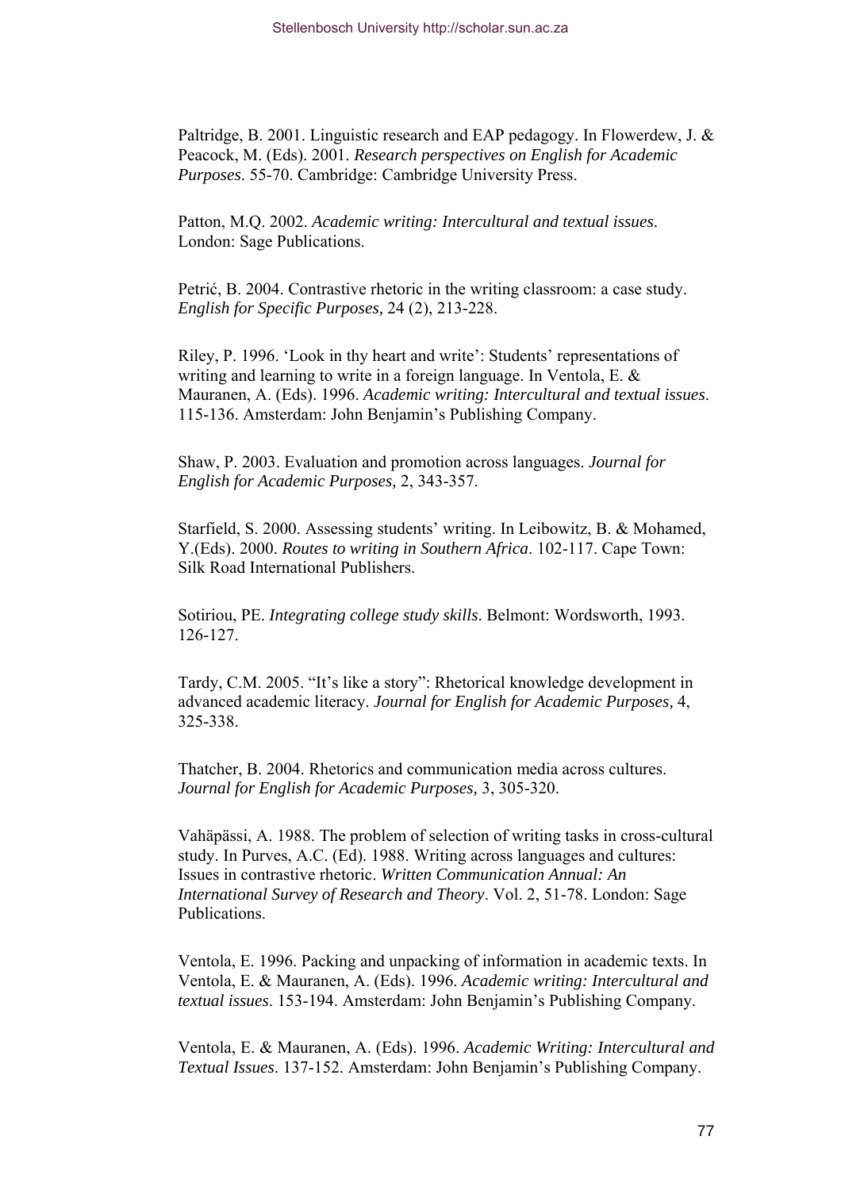Paltridge, B. 2001. Linguistic research and EAP pedagogy. In Flowerdew, J. & Peacock, M. (Eds). 2001. *Research perspectives on English for Academic Purposes*. 55-70. Cambridge: Cambridge University Press.

Patton, M.Q. 2002. *Academic writing: Intercultural and textual issues*. London: Sage Publications.

Petrić, B. 2004. Contrastive rhetoric in the writing classroom: a case study. *English for Specific Purposes,* 24 (2), 213-228.

Riley, P. 1996. 'Look in thy heart and write': Students' representations of writing and learning to write in a foreign language. In Ventola, E. & Mauranen, A. (Eds). 1996. *Academic writing: Intercultural and textual issues*. 115-136. Amsterdam: John Benjamin's Publishing Company.

Shaw, P. 2003. Evaluation and promotion across languages. *Journal for English for Academic Purposes,* 2, 343-357.

Starfield, S. 2000. Assessing students' writing. In Leibowitz, B. & Mohamed, Y.(Eds). 2000. *Routes to writing in Southern Africa*. 102-117. Cape Town: Silk Road International Publishers.

Sotiriou, PE. *Integrating college study skills*. Belmont: Wordsworth, 1993. 126-127.

Tardy, C.M. 2005. "It's like a story": Rhetorical knowledge development in advanced academic literacy. *Journal for English for Academic Purposes,* 4, 325-338.

Thatcher, B. 2004. Rhetorics and communication media across cultures. *Journal for English for Academic Purposes,* 3, 305-320.

Vahäpässi, A. 1988. The problem of selection of writing tasks in cross-cultural study. In Purves, A.C. (Ed). 1988. Writing across languages and cultures: Issues in contrastive rhetoric. *Written Communication Annual: An International Survey of Research and Theory*. Vol. 2, 51-78. London: Sage Publications.

Ventola, E. 1996. Packing and unpacking of information in academic texts. In Ventola, E. & Mauranen, A. (Eds). 1996. *Academic writing: Intercultural and textual issues*. 153-194. Amsterdam: John Benjamin's Publishing Company.

Ventola, E. & Mauranen, A. (Eds). 1996. *Academic Writing: Intercultural and Textual Issues*. 137-152. Amsterdam: John Benjamin's Publishing Company.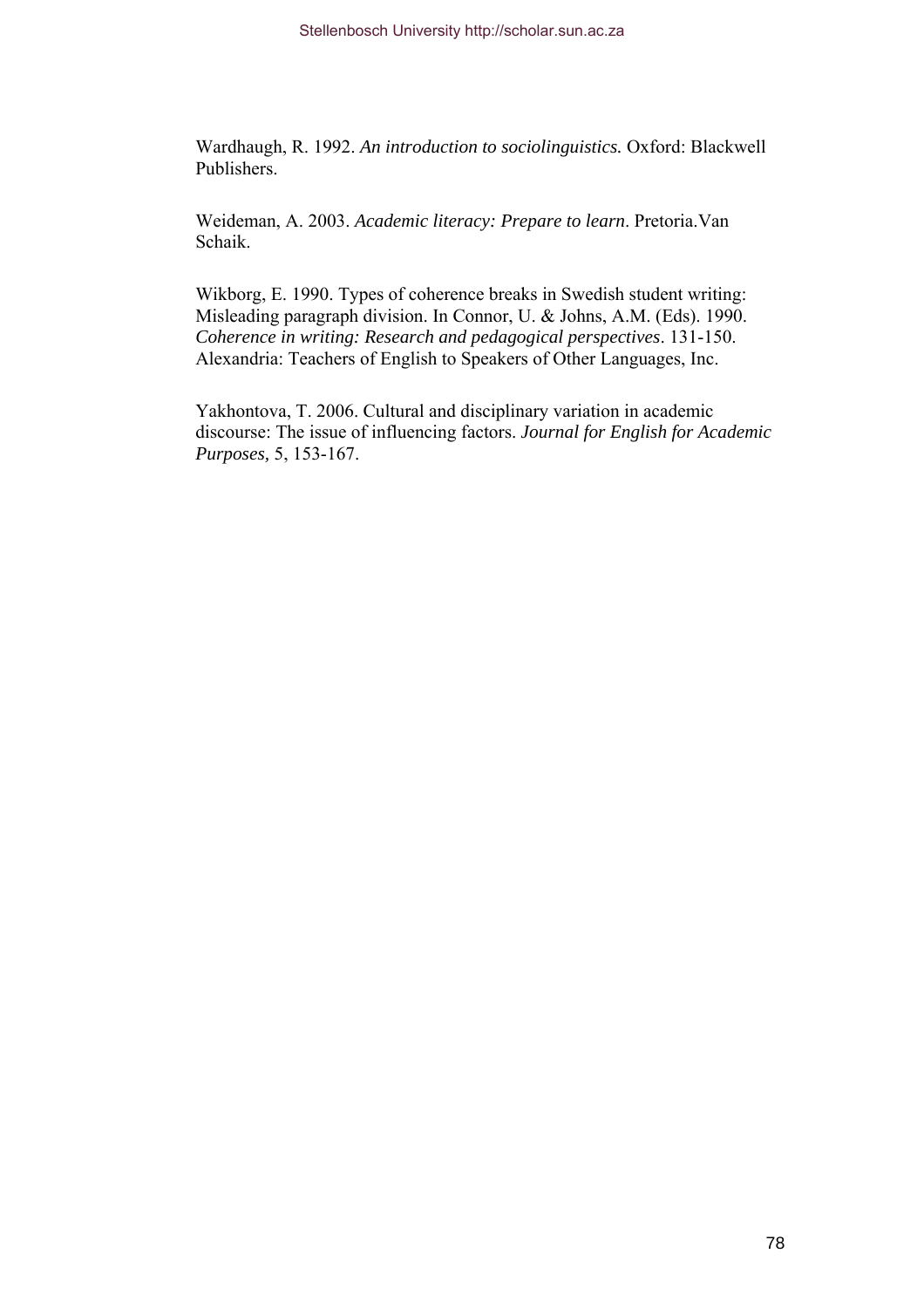Wardhaugh, R. 1992. *An introduction to sociolinguistics.* Oxford: Blackwell Publishers.

Weideman, A. 2003. *Academic literacy: Prepare to learn*. Pretoria.Van Schaik.

Wikborg, E. 1990. Types of coherence breaks in Swedish student writing: Misleading paragraph division. In Connor, U. & Johns, A.M. (Eds). 1990. *Coherence in writing: Research and pedagogical perspectives*. 131-150. Alexandria: Teachers of English to Speakers of Other Languages, Inc.

Yakhontova, T. 2006. Cultural and disciplinary variation in academic discourse: The issue of influencing factors. *Journal for English for Academic Purposes,* 5, 153-167.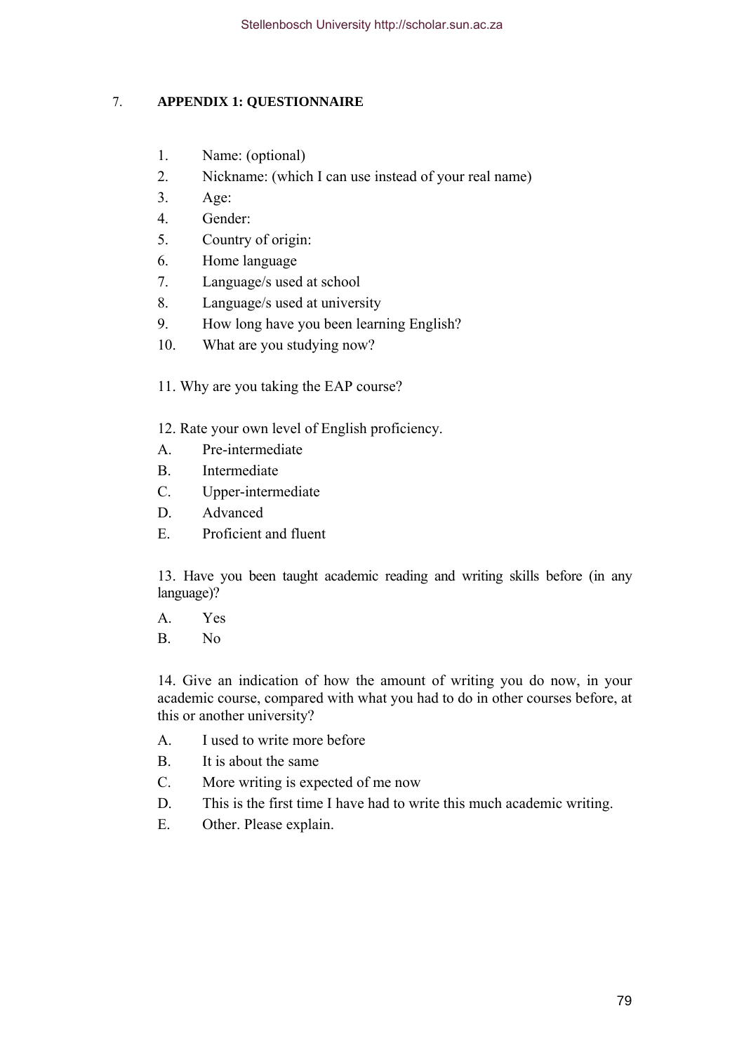## 7. APPENDIX 1: QUESTIONNAIRE

1. Name: (optional)
2. Nickname: (which I can use instead of your real name)
3. Age:
4. Gender:
5. Country of origin:
6. Home language
7. Language/s used at school
8. Language/s used at university
9. How long have you been learning English?
10. What are you studying now?

11. Why are you taking the EAP course?

12. Rate your own level of English proficiency.

A. Pre-intermediate
B. Intermediate
C. Upper-intermediate
D. Advanced
E. Proficient and fluent

13. Have you been taught academic reading and writing skills before (in any language)?

A. Yes
B. No

14. Give an indication of how the amount of writing you do now, in your academic course, compared with what you had to do in other courses before, at this or another university?

A. I used to write more before
B. It is about the same
C. More writing is expected of me now
D. This is the first time I have had to write this much academic writing.
E. Other. Please explain.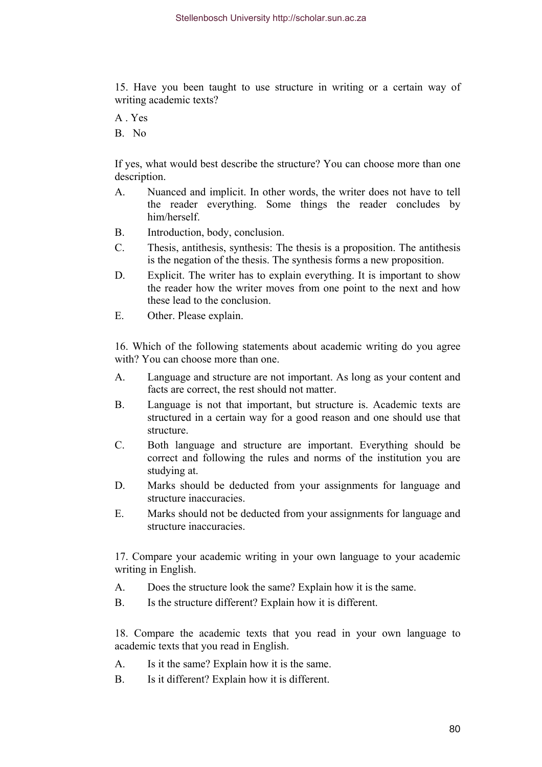15. Have you been taught to use structure in writing or a certain way of writing academic texts?

A . Yes

B. No

If yes, what would best describe the structure? You can choose more than one description.

A. Nuanced and implicit. In other words, the writer does not have to tell the reader everything. Some things the reader concludes by him/herself.

B. Introduction, body, conclusion.

C. Thesis, antithesis, synthesis: The thesis is a proposition. The antithesis is the negation of the thesis. The synthesis forms a new proposition.

D. Explicit. The writer has to explain everything. It is important to show the reader how the writer moves from one point to the next and how these lead to the conclusion.

E. Other. Please explain.

16. Which of the following statements about academic writing do you agree with? You can choose more than one.

A. Language and structure are not important. As long as your content and facts are correct, the rest should not matter.

B. Language is not that important, but structure is. Academic texts are structured in a certain way for a good reason and one should use that structure.

C. Both language and structure are important. Everything should be correct and following the rules and norms of the institution you are studying at.

D. Marks should be deducted from your assignments for language and structure inaccuracies.

E. Marks should not be deducted from your assignments for language and structure inaccuracies.

17. Compare your academic writing in your own language to your academic writing in English.

A. Does the structure look the same? Explain how it is the same.

B. Is the structure different? Explain how it is different.

18. Compare the academic texts that you read in your own language to academic texts that you read in English.

A. Is it the same? Explain how it is the same.

B. Is it different? Explain how it is different.